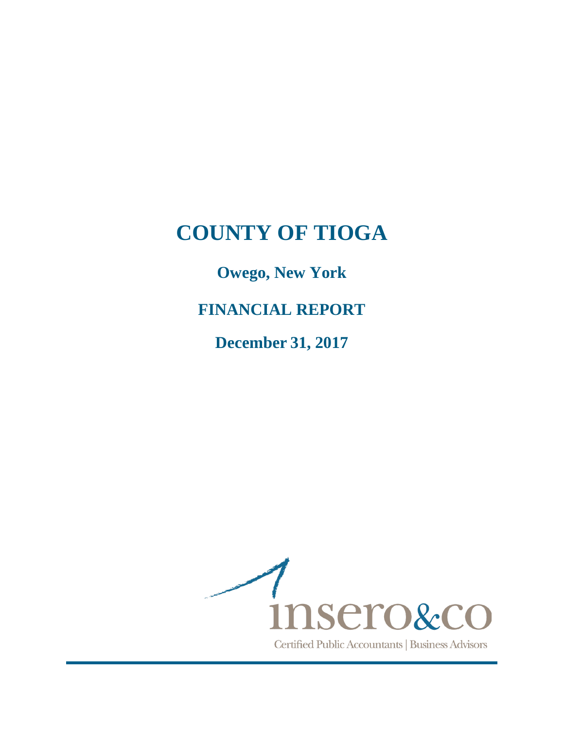# COUNTY OF TIOGA

## Owego, New York

## FINANCIAL REPORT

## December 31, 2017

insero&co

Certified Public Accountants | Business Advisors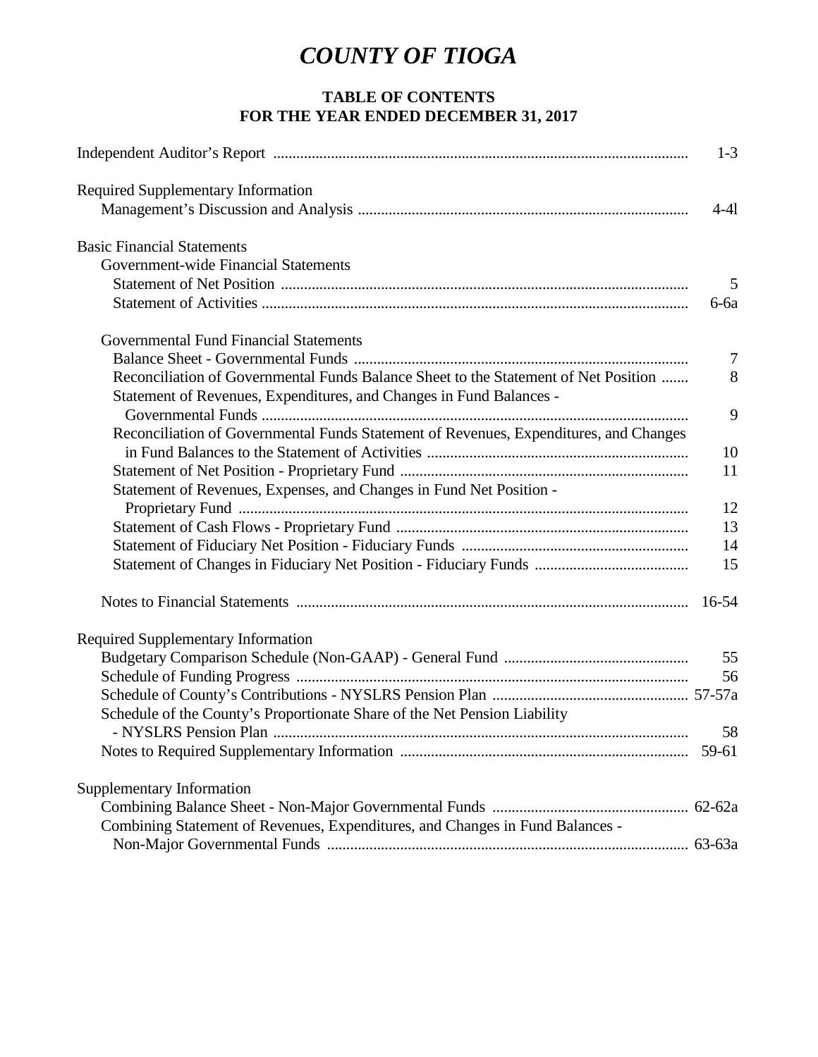# *COUNTY OF TIOGA*

## TABLE OF CONTENTS
## FOR THE YEAR ENDED DECEMBER 31, 2017

| | |
|---|---|
| Independent Auditor's Report | 1-3 |
| **Required Supplementary Information** | |
| Management's Discussion and Analysis | 4-4l |
| **Basic Financial Statements** | |
| Government-wide Financial Statements | |
| Statement of Net Position | 5 |
| Statement of Activities | 6-6a |
| Governmental Fund Financial Statements | |
| Balance Sheet - Governmental Funds | 7 |
| Reconciliation of Governmental Funds Balance Sheet to the Statement of Net Position | 8 |
| Statement of Revenues, Expenditures, and Changes in Fund Balances - Governmental Funds | 9 |
| Reconciliation of Governmental Funds Statement of Revenues, Expenditures, and Changes in Fund Balances to the Statement of Activities | 10 |
| Statement of Net Position - Proprietary Fund | 11 |
| Statement of Revenues, Expenses, and Changes in Fund Net Position - Proprietary Fund | 12 |
| Statement of Cash Flows - Proprietary Fund | 13 |
| Statement of Fiduciary Net Position - Fiduciary Funds | 14 |
| Statement of Changes in Fiduciary Net Position - Fiduciary Funds | 15 |
| Notes to Financial Statements | 16-54 |
| **Required Supplementary Information** | |
| Budgetary Comparison Schedule (Non-GAAP) - General Fund | 55 |
| Schedule of Funding Progress | 56 |
| Schedule of County's Contributions - NYSLRS Pension Plan | 57-57a |
| Schedule of the County's Proportionate Share of the Net Pension Liability - NYSLRS Pension Plan | 58 |
| Notes to Required Supplementary Information | 59-61 |
| **Supplementary Information** | |
| Combining Balance Sheet - Non-Major Governmental Funds | 62-62a |
| Combining Statement of Revenues, Expenditures, and Changes in Fund Balances - Non-Major Governmental Funds | 63-63a |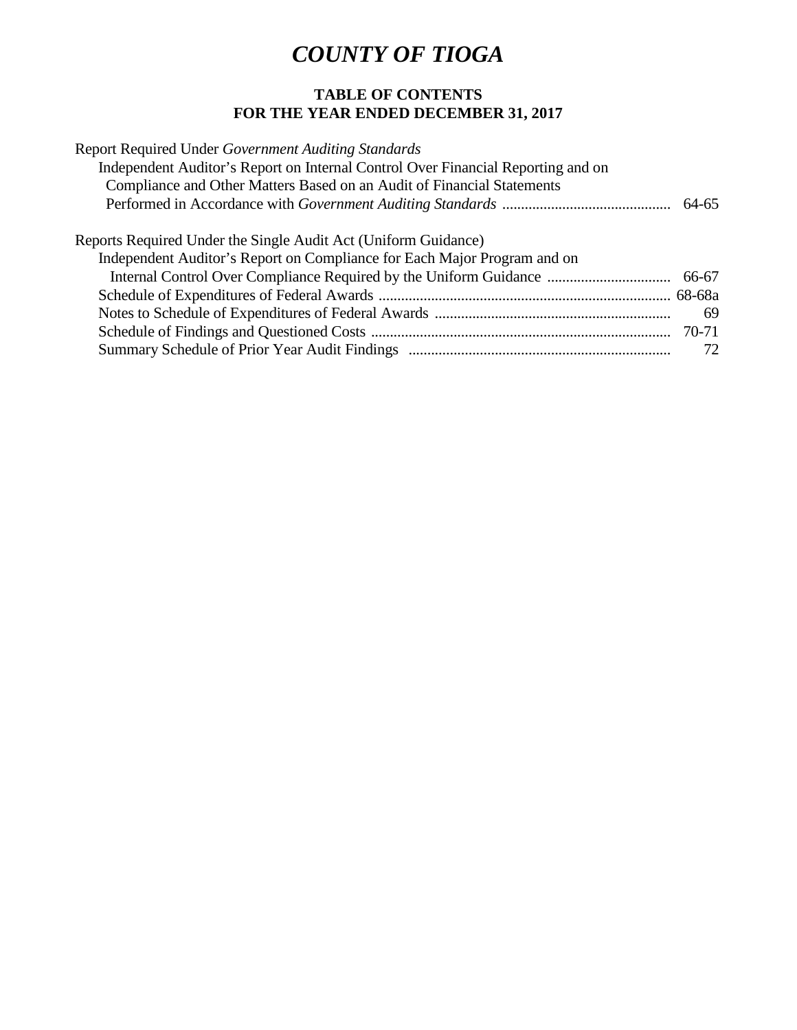# *COUNTY OF TIOGA*

**TABLE OF CONTENTS**
**FOR THE YEAR ENDED DECEMBER 31, 2017**

| | |
|---|---|
| Report Required Under *Government Auditing Standards* | |
| Independent Auditor's Report on Internal Control Over Financial Reporting and on Compliance and Other Matters Based on an Audit of Financial Statements Performed in Accordance with *Government Auditing Standards* | 64-65 |
| Reports Required Under the Single Audit Act (Uniform Guidance) | |
| Independent Auditor's Report on Compliance for Each Major Program and on Internal Control Over Compliance Required by the Uniform Guidance | 66-67 |
| Schedule of Expenditures of Federal Awards | 68-68a |
| Notes to Schedule of Expenditures of Federal Awards | 69 |
| Schedule of Findings and Questioned Costs | 70-71 |
| Summary Schedule of Prior Year Audit Findings | 72 |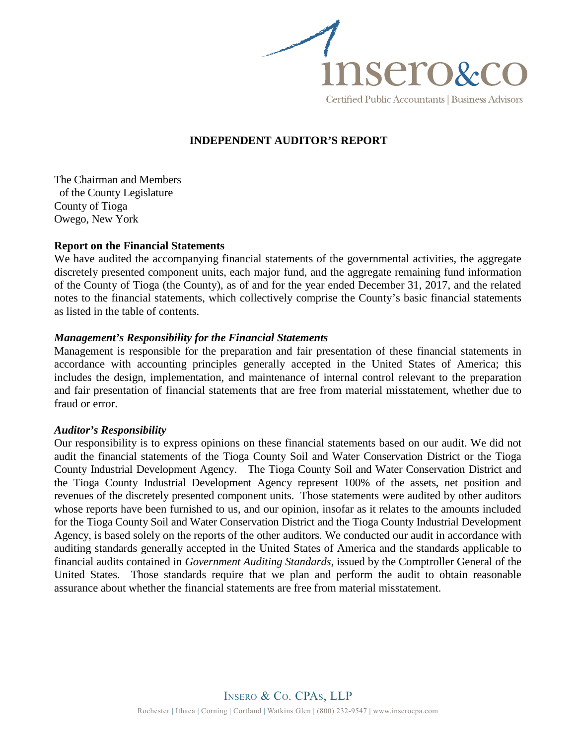# INDEPENDENT AUDITOR'S REPORT

The Chairman and Members
of the County Legislature
County of Tioga
Owego, New York

**Report on the Financial Statements**

We have audited the accompanying financial statements of the governmental activities, the aggregate discretely presented component units, each major fund, and the aggregate remaining fund information of the County of Tioga (the County), as of and for the year ended December 31, 2017, and the related notes to the financial statements, which collectively comprise the County's basic financial statements as listed in the table of contents.

***Management's Responsibility for the Financial Statements***

Management is responsible for the preparation and fair presentation of these financial statements in accordance with accounting principles generally accepted in the United States of America; this includes the design, implementation, and maintenance of internal control relevant to the preparation and fair presentation of financial statements that are free from material misstatement, whether due to fraud or error.

***Auditor's Responsibility***

Our responsibility is to express opinions on these financial statements based on our audit. We did not audit the financial statements of the Tioga County Soil and Water Conservation District or the Tioga County Industrial Development Agency. The Tioga County Soil and Water Conservation District and the Tioga County Industrial Development Agency represent 100% of the assets, net position and revenues of the discretely presented component units. Those statements were audited by other auditors whose reports have been furnished to us, and our opinion, insofar as it relates to the amounts included for the Tioga County Soil and Water Conservation District and the Tioga County Industrial Development Agency, is based solely on the reports of the other auditors. We conducted our audit in accordance with auditing standards generally accepted in the United States of America and the standards applicable to financial audits contained in *Government Auditing Standards*, issued by the Comptroller General of the United States. Those standards require that we plan and perform the audit to obtain reasonable assurance about whether the financial statements are free from material misstatement.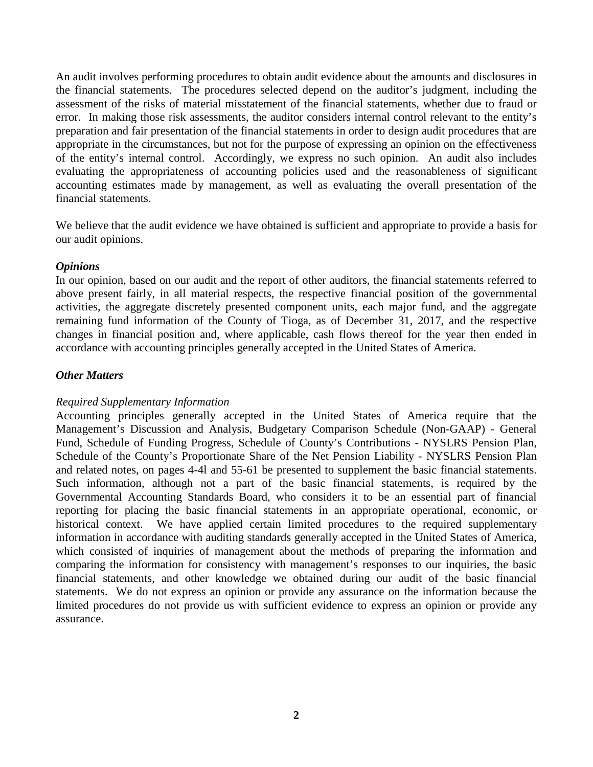An audit involves performing procedures to obtain audit evidence about the amounts and disclosures in the financial statements. The procedures selected depend on the auditor's judgment, including the assessment of the risks of material misstatement of the financial statements, whether due to fraud or error. In making those risk assessments, the auditor considers internal control relevant to the entity's preparation and fair presentation of the financial statements in order to design audit procedures that are appropriate in the circumstances, but not for the purpose of expressing an opinion on the effectiveness of the entity's internal control. Accordingly, we express no such opinion. An audit also includes evaluating the appropriateness of accounting policies used and the reasonableness of significant accounting estimates made by management, as well as evaluating the overall presentation of the financial statements.

We believe that the audit evidence we have obtained is sufficient and appropriate to provide a basis for our audit opinions.

***Opinions***

In our opinion, based on our audit and the report of other auditors, the financial statements referred to above present fairly, in all material respects, the respective financial position of the governmental activities, the aggregate discretely presented component units, each major fund, and the aggregate remaining fund information of the County of Tioga, as of December 31, 2017, and the respective changes in financial position and, where applicable, cash flows thereof for the year then ended in accordance with accounting principles generally accepted in the United States of America.

***Other Matters***

*Required Supplementary Information*

Accounting principles generally accepted in the United States of America require that the Management's Discussion and Analysis, Budgetary Comparison Schedule (Non-GAAP) - General Fund, Schedule of Funding Progress, Schedule of County's Contributions - NYSLRS Pension Plan, Schedule of the County's Proportionate Share of the Net Pension Liability - NYSLRS Pension Plan and related notes, on pages 4-4l and 55-61 be presented to supplement the basic financial statements. Such information, although not a part of the basic financial statements, is required by the Governmental Accounting Standards Board, who considers it to be an essential part of financial reporting for placing the basic financial statements in an appropriate operational, economic, or historical context. We have applied certain limited procedures to the required supplementary information in accordance with auditing standards generally accepted in the United States of America, which consisted of inquiries of management about the methods of preparing the information and comparing the information for consistency with management's responses to our inquiries, the basic financial statements, and other knowledge we obtained during our audit of the basic financial statements. We do not express an opinion or provide any assurance on the information because the limited procedures do not provide us with sufficient evidence to express an opinion or provide any assurance.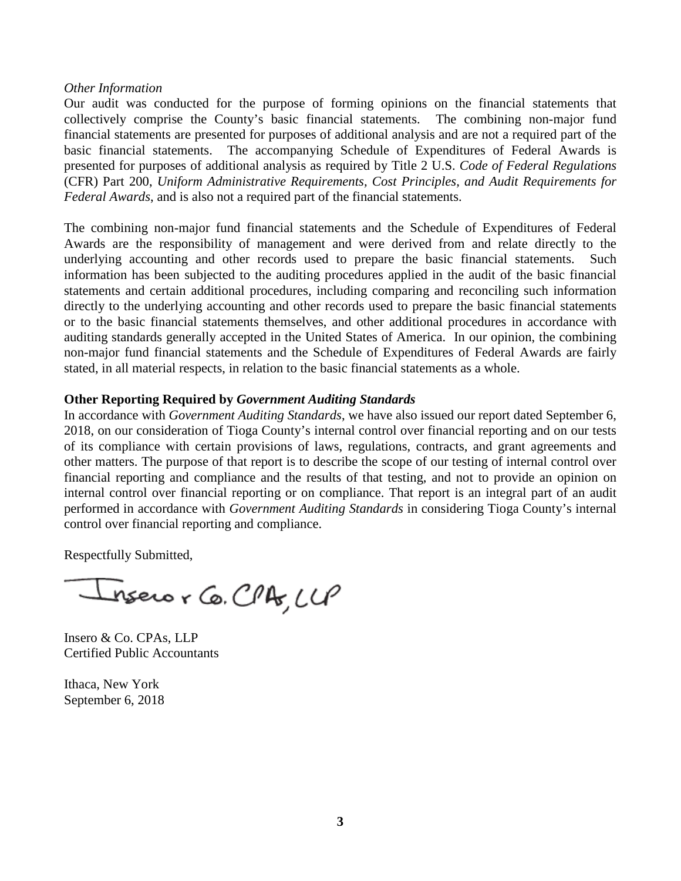*Other Information*

Our audit was conducted for the purpose of forming opinions on the financial statements that collectively comprise the County's basic financial statements. The combining non-major fund financial statements are presented for purposes of additional analysis and are not a required part of the basic financial statements. The accompanying Schedule of Expenditures of Federal Awards is presented for purposes of additional analysis as required by Title 2 U.S. *Code of Federal Regulations* (CFR) Part 200, *Uniform Administrative Requirements, Cost Principles, and Audit Requirements for Federal Awards*, and is also not a required part of the financial statements.

The combining non-major fund financial statements and the Schedule of Expenditures of Federal Awards are the responsibility of management and were derived from and relate directly to the underlying accounting and other records used to prepare the basic financial statements. Such information has been subjected to the auditing procedures applied in the audit of the basic financial statements and certain additional procedures, including comparing and reconciling such information directly to the underlying accounting and other records used to prepare the basic financial statements or to the basic financial statements themselves, and other additional procedures in accordance with auditing standards generally accepted in the United States of America. In our opinion, the combining non-major fund financial statements and the Schedule of Expenditures of Federal Awards are fairly stated, in all material respects, in relation to the basic financial statements as a whole.

**Other Reporting Required by *Government Auditing Standards***

In accordance with *Government Auditing Standards*, we have also issued our report dated September 6, 2018, on our consideration of Tioga County's internal control over financial reporting and on our tests of its compliance with certain provisions of laws, regulations, contracts, and grant agreements and other matters. The purpose of that report is to describe the scope of our testing of internal control over financial reporting and compliance and the results of that testing, and not to provide an opinion on internal control over financial reporting or on compliance. That report is an integral part of an audit performed in accordance with *Government Auditing Standards* in considering Tioga County's internal control over financial reporting and compliance.

Respectfully Submitted,

Insero & Co. CPAs, LLP

Insero & Co. CPAs, LLP
Certified Public Accountants

Ithaca, New York
September 6, 2018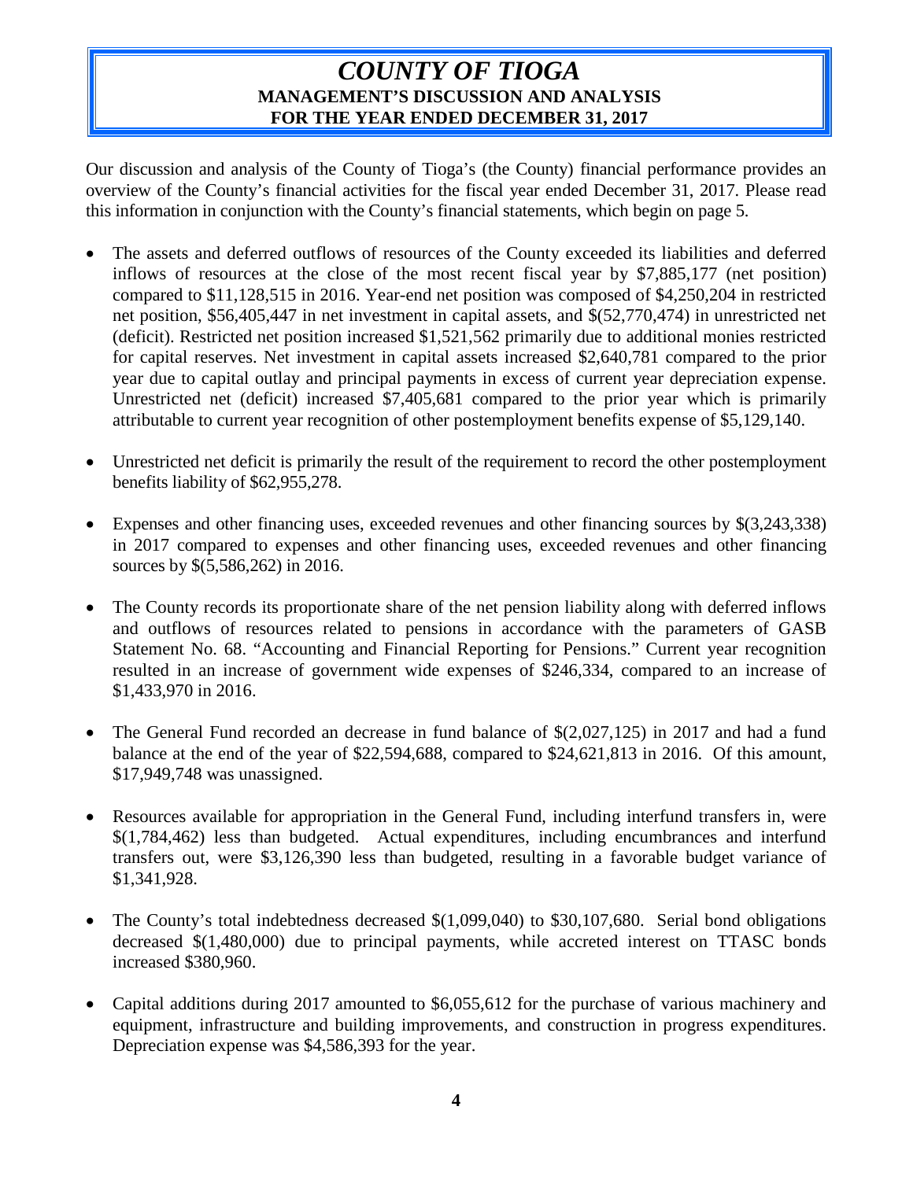# *COUNTY OF TIOGA*
## MANAGEMENT'S DISCUSSION AND ANALYSIS
## FOR THE YEAR ENDED DECEMBER 31, 2017

Our discussion and analysis of the County of Tioga's (the County) financial performance provides an overview of the County's financial activities for the fiscal year ended December 31, 2017. Please read this information in conjunction with the County's financial statements, which begin on page 5.

- The assets and deferred outflows of resources of the County exceeded its liabilities and deferred inflows of resources at the close of the most recent fiscal year by $7,885,177 (net position) compared to $11,128,515 in 2016. Year-end net position was composed of $4,250,204 in restricted net position, $56,405,447 in net investment in capital assets, and $(52,770,474) in unrestricted net (deficit). Restricted net position increased $1,521,562 primarily due to additional monies restricted for capital reserves. Net investment in capital assets increased $2,640,781 compared to the prior year due to capital outlay and principal payments in excess of current year depreciation expense. Unrestricted net (deficit) increased $7,405,681 compared to the prior year which is primarily attributable to current year recognition of other postemployment benefits expense of $5,129,140.

- Unrestricted net deficit is primarily the result of the requirement to record the other postemployment benefits liability of $62,955,278.

- Expenses and other financing uses, exceeded revenues and other financing sources by $(3,243,338) in 2017 compared to expenses and other financing uses, exceeded revenues and other financing sources by $(5,586,262) in 2016.

- The County records its proportionate share of the net pension liability along with deferred inflows and outflows of resources related to pensions in accordance with the parameters of GASB Statement No. 68. "Accounting and Financial Reporting for Pensions." Current year recognition resulted in an increase of government wide expenses of $246,334, compared to an increase of $1,433,970 in 2016.

- The General Fund recorded an decrease in fund balance of $(2,027,125) in 2017 and had a fund balance at the end of the year of $22,594,688, compared to $24,621,813 in 2016. Of this amount, $17,949,748 was unassigned.

- Resources available for appropriation in the General Fund, including interfund transfers in, were $(1,784,462) less than budgeted. Actual expenditures, including encumbrances and interfund transfers out, were $3,126,390 less than budgeted, resulting in a favorable budget variance of $1,341,928.

- The County's total indebtedness decreased $(1,099,040) to $30,107,680. Serial bond obligations decreased $(1,480,000) due to principal payments, while accreted interest on TTASC bonds increased $380,960.

- Capital additions during 2017 amounted to $6,055,612 for the purchase of various machinery and equipment, infrastructure and building improvements, and construction in progress expenditures. Depreciation expense was $4,586,393 for the year.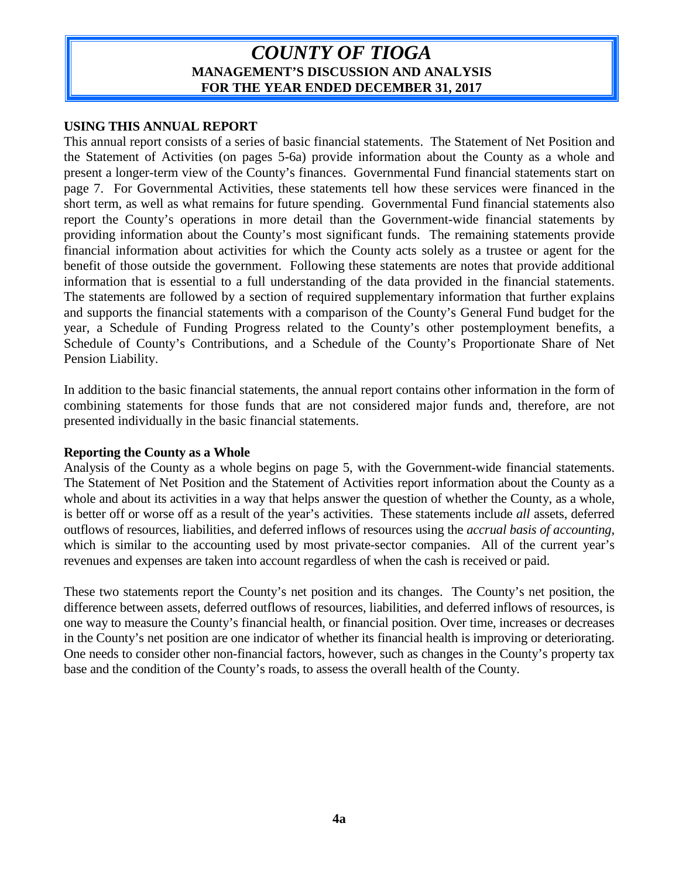# *COUNTY OF TIOGA*
## MANAGEMENT'S DISCUSSION AND ANALYSIS
## FOR THE YEAR ENDED DECEMBER 31, 2017

**USING THIS ANNUAL REPORT**

This annual report consists of a series of basic financial statements. The Statement of Net Position and the Statement of Activities (on pages 5-6a) provide information about the County as a whole and present a longer-term view of the County's finances. Governmental Fund financial statements start on page 7. For Governmental Activities, these statements tell how these services were financed in the short term, as well as what remains for future spending. Governmental Fund financial statements also report the County's operations in more detail than the Government-wide financial statements by providing information about the County's most significant funds. The remaining statements provide financial information about activities for which the County acts solely as a trustee or agent for the benefit of those outside the government. Following these statements are notes that provide additional information that is essential to a full understanding of the data provided in the financial statements. The statements are followed by a section of required supplementary information that further explains and supports the financial statements with a comparison of the County's General Fund budget for the year, a Schedule of Funding Progress related to the County's other postemployment benefits, a Schedule of County's Contributions, and a Schedule of the County's Proportionate Share of Net Pension Liability.

In addition to the basic financial statements, the annual report contains other information in the form of combining statements for those funds that are not considered major funds and, therefore, are not presented individually in the basic financial statements.

**Reporting the County as a Whole**

Analysis of the County as a whole begins on page 5, with the Government-wide financial statements. The Statement of Net Position and the Statement of Activities report information about the County as a whole and about its activities in a way that helps answer the question of whether the County, as a whole, is better off or worse off as a result of the year's activities. These statements include *all* assets, deferred outflows of resources, liabilities, and deferred inflows of resources using the *accrual basis of accounting*, which is similar to the accounting used by most private-sector companies. All of the current year's revenues and expenses are taken into account regardless of when the cash is received or paid.

These two statements report the County's net position and its changes. The County's net position, the difference between assets, deferred outflows of resources, liabilities, and deferred inflows of resources, is one way to measure the County's financial health, or financial position. Over time, increases or decreases in the County's net position are one indicator of whether its financial health is improving or deteriorating. One needs to consider other non-financial factors, however, such as changes in the County's property tax base and the condition of the County's roads, to assess the overall health of the County.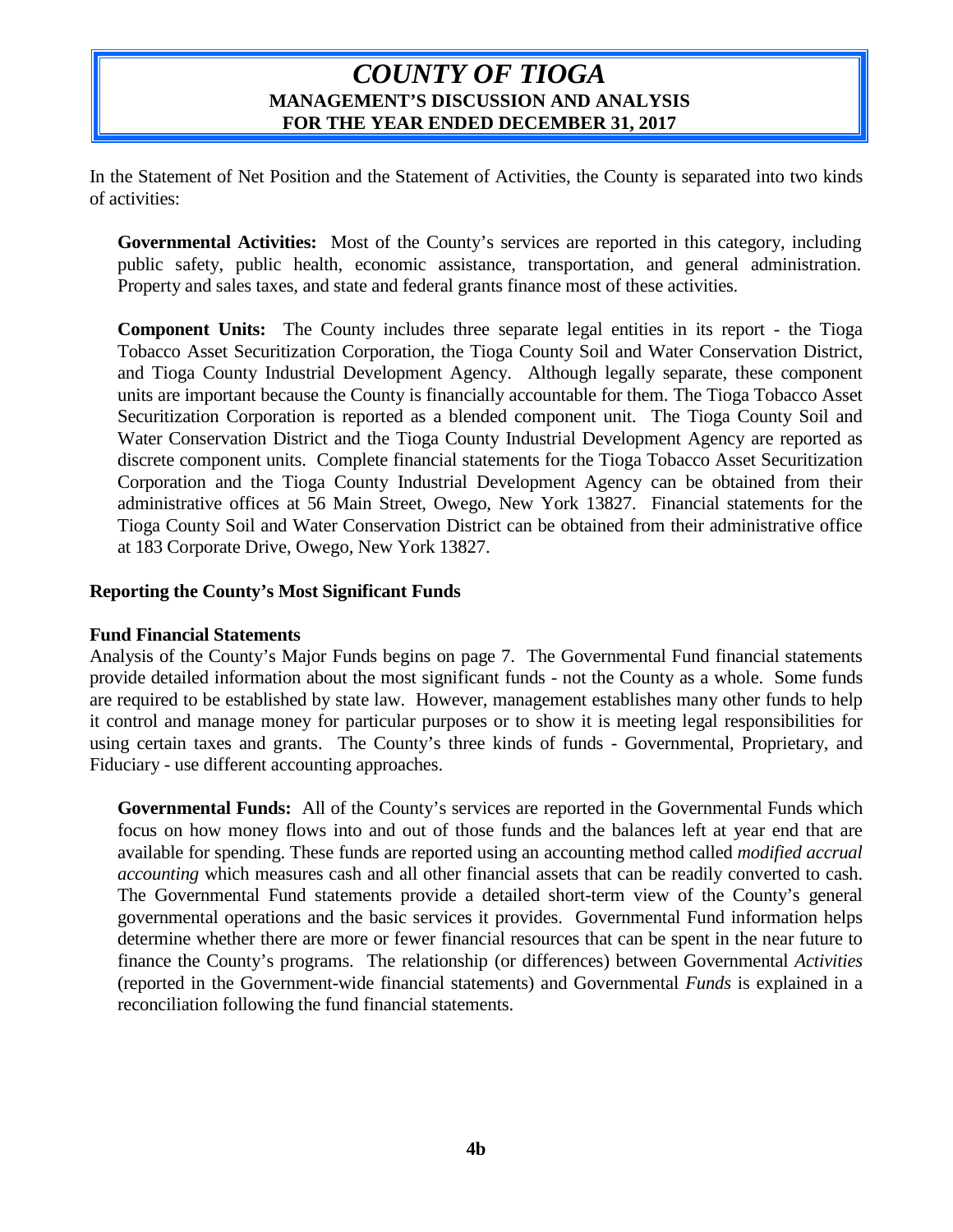In the Statement of Net Position and the Statement of Activities, the County is separated into two kinds of activities:

**Governmental Activities:** Most of the County's services are reported in this category, including public safety, public health, economic assistance, transportation, and general administration. Property and sales taxes, and state and federal grants finance most of these activities.

**Component Units:** The County includes three separate legal entities in its report - the Tioga Tobacco Asset Securitization Corporation, the Tioga County Soil and Water Conservation District, and Tioga County Industrial Development Agency. Although legally separate, these component units are important because the County is financially accountable for them. The Tioga Tobacco Asset Securitization Corporation is reported as a blended component unit. The Tioga County Soil and Water Conservation District and the Tioga County Industrial Development Agency are reported as discrete component units. Complete financial statements for the Tioga Tobacco Asset Securitization Corporation and the Tioga County Industrial Development Agency can be obtained from their administrative offices at 56 Main Street, Owego, New York 13827. Financial statements for the Tioga County Soil and Water Conservation District can be obtained from their administrative office at 183 Corporate Drive, Owego, New York 13827.

**Reporting the County's Most Significant Funds**

**Fund Financial Statements**

Analysis of the County's Major Funds begins on page 7. The Governmental Fund financial statements provide detailed information about the most significant funds - not the County as a whole. Some funds are required to be established by state law. However, management establishes many other funds to help it control and manage money for particular purposes or to show it is meeting legal responsibilities for using certain taxes and grants. The County's three kinds of funds - Governmental, Proprietary, and Fiduciary - use different accounting approaches.

**Governmental Funds:** All of the County's services are reported in the Governmental Funds which focus on how money flows into and out of those funds and the balances left at year end that are available for spending. These funds are reported using an accounting method called *modified accrual accounting* which measures cash and all other financial assets that can be readily converted to cash. The Governmental Fund statements provide a detailed short-term view of the County's general governmental operations and the basic services it provides. Governmental Fund information helps determine whether there are more or fewer financial resources that can be spent in the near future to finance the County's programs. The relationship (or differences) between Governmental *Activities* (reported in the Government-wide financial statements) and Governmental *Funds* is explained in a reconciliation following the fund financial statements.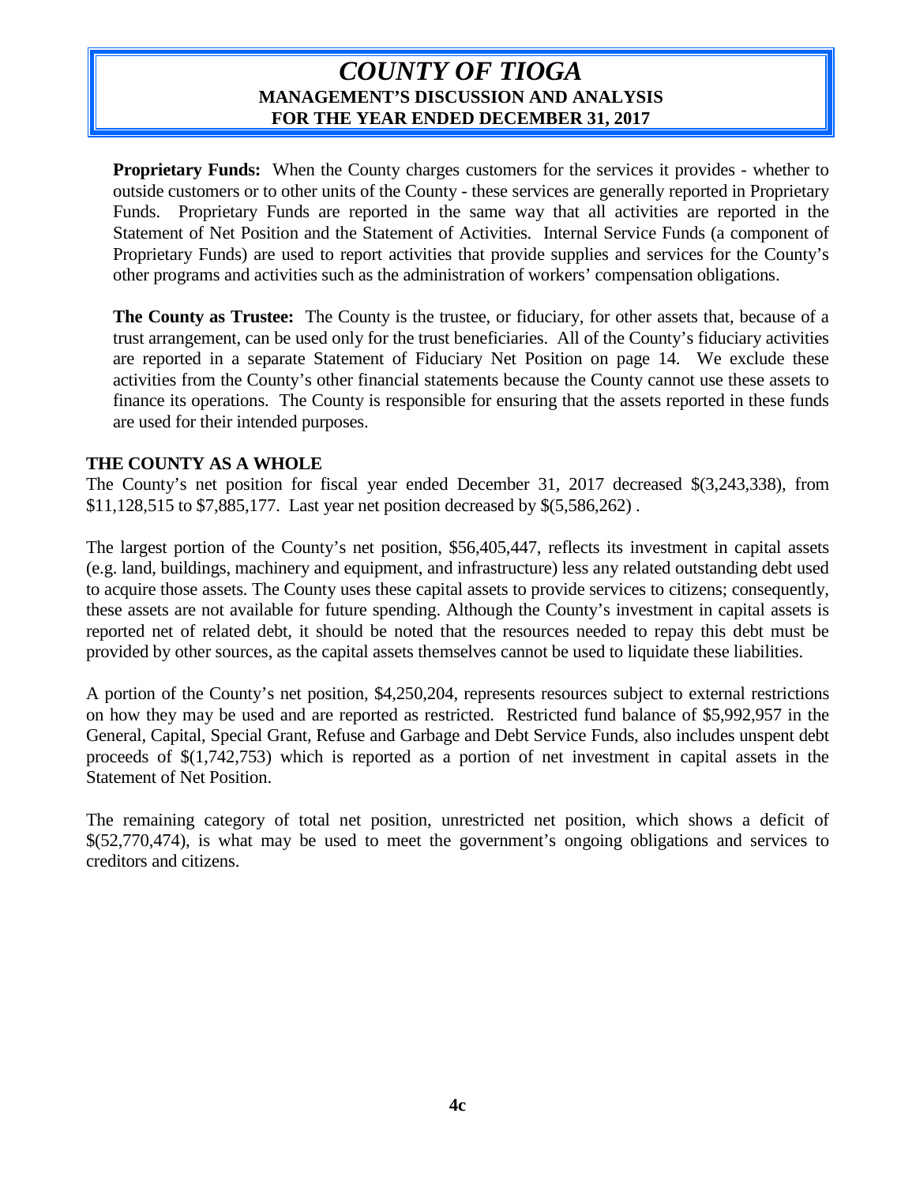**Proprietary Funds:** When the County charges customers for the services it provides - whether to outside customers or to other units of the County - these services are generally reported in Proprietary Funds. Proprietary Funds are reported in the same way that all activities are reported in the Statement of Net Position and the Statement of Activities. Internal Service Funds (a component of Proprietary Funds) are used to report activities that provide supplies and services for the County's other programs and activities such as the administration of workers' compensation obligations.

**The County as Trustee:** The County is the trustee, or fiduciary, for other assets that, because of a trust arrangement, can be used only for the trust beneficiaries. All of the County's fiduciary activities are reported in a separate Statement of Fiduciary Net Position on page 14. We exclude these activities from the County's other financial statements because the County cannot use these assets to finance its operations. The County is responsible for ensuring that the assets reported in these funds are used for their intended purposes.

## THE COUNTY AS A WHOLE

The County's net position for fiscal year ended December 31, 2017 decreased $(3,243,338), from $11,128,515 to $7,885,177. Last year net position decreased by $(5,586,262) .

The largest portion of the County's net position, $56,405,447, reflects its investment in capital assets (e.g. land, buildings, machinery and equipment, and infrastructure) less any related outstanding debt used to acquire those assets. The County uses these capital assets to provide services to citizens; consequently, these assets are not available for future spending. Although the County's investment in capital assets is reported net of related debt, it should be noted that the resources needed to repay this debt must be provided by other sources, as the capital assets themselves cannot be used to liquidate these liabilities.

A portion of the County's net position, $4,250,204, represents resources subject to external restrictions on how they may be used and are reported as restricted. Restricted fund balance of $5,992,957 in the General, Capital, Special Grant, Refuse and Garbage and Debt Service Funds, also includes unspent debt proceeds of $(1,742,753) which is reported as a portion of net investment in capital assets in the Statement of Net Position.

The remaining category of total net position, unrestricted net position, which shows a deficit of $(52,770,474), is what may be used to meet the government's ongoing obligations and services to creditors and citizens.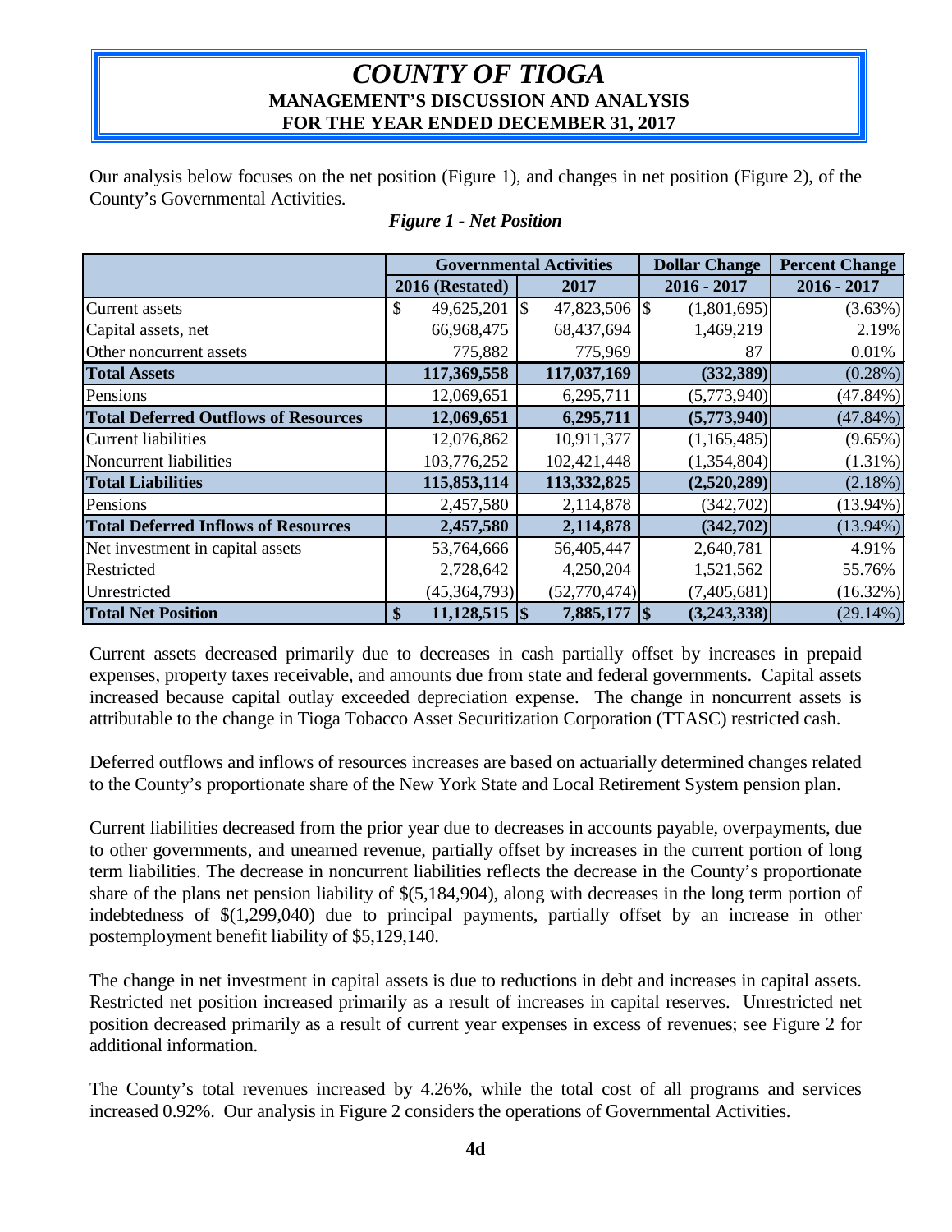# COUNTY OF TIOGA
## MANAGEMENT'S DISCUSSION AND ANALYSIS
## FOR THE YEAR ENDED DECEMBER 31, 2017

Our analysis below focuses on the net position (Figure 1), and changes in net position (Figure 2), of the County's Governmental Activities.

*Figure 1 - Net Position*

| | Governmental Activities | | Dollar Change | Percent Change |
|---|---|---|---|---|
| | 2016 (Restated) | 2017 | 2016 - 2017 | 2016 - 2017 |
| Current assets | $ 49,625,201 | $ 47,823,506 | $ (1,801,695) | (3.63%) |
| Capital assets, net | 66,968,475 | 68,437,694 | 1,469,219 | 2.19% |
| Other noncurrent assets | 775,882 | 775,969 | 87 | 0.01% |
| **Total Assets** | **117,369,558** | **117,037,169** | **(332,389)** | (0.28%) |
| Pensions | 12,069,651 | 6,295,711 | (5,773,940) | (47.84%) |
| **Total Deferred Outflows of Resources** | **12,069,651** | **6,295,711** | **(5,773,940)** | (47.84%) |
| Current liabilities | 12,076,862 | 10,911,377 | (1,165,485) | (9.65%) |
| Noncurrent liabilities | 103,776,252 | 102,421,448 | (1,354,804) | (1.31%) |
| **Total Liabilities** | **115,853,114** | **113,332,825** | **(2,520,289)** | (2.18%) |
| Pensions | 2,457,580 | 2,114,878 | (342,702) | (13.94%) |
| **Total Deferred Inflows of Resources** | **2,457,580** | **2,114,878** | **(342,702)** | (13.94%) |
| Net investment in capital assets | 53,764,666 | 56,405,447 | 2,640,781 | 4.91% |
| Restricted | 2,728,642 | 4,250,204 | 1,521,562 | 55.76% |
| Unrestricted | (45,364,793) | (52,770,474) | (7,405,681) | (16.32%) |
| **Total Net Position** | **$ 11,128,515** | **$ 7,885,177** | **$ (3,243,338)** | (29.14%) |

Current assets decreased primarily due to decreases in cash partially offset by increases in prepaid expenses, property taxes receivable, and amounts due from state and federal governments. Capital assets increased because capital outlay exceeded depreciation expense. The change in noncurrent assets is attributable to the change in Tioga Tobacco Asset Securitization Corporation (TTASC) restricted cash.

Deferred outflows and inflows of resources increases are based on actuarially determined changes related to the County's proportionate share of the New York State and Local Retirement System pension plan.

Current liabilities decreased from the prior year due to decreases in accounts payable, overpayments, due to other governments, and unearned revenue, partially offset by increases in the current portion of long term liabilities. The decrease in noncurrent liabilities reflects the decrease in the County's proportionate share of the plans net pension liability of $(5,184,904), along with decreases in the long term portion of indebtedness of $(1,299,040) due to principal payments, partially offset by an increase in other postemployment benefit liability of $5,129,140.

The change in net investment in capital assets is due to reductions in debt and increases in capital assets. Restricted net position increased primarily as a result of increases in capital reserves. Unrestricted net position decreased primarily as a result of current year expenses in excess of revenues; see Figure 2 for additional information.

The County's total revenues increased by 4.26%, while the total cost of all programs and services increased 0.92%. Our analysis in Figure 2 considers the operations of Governmental Activities.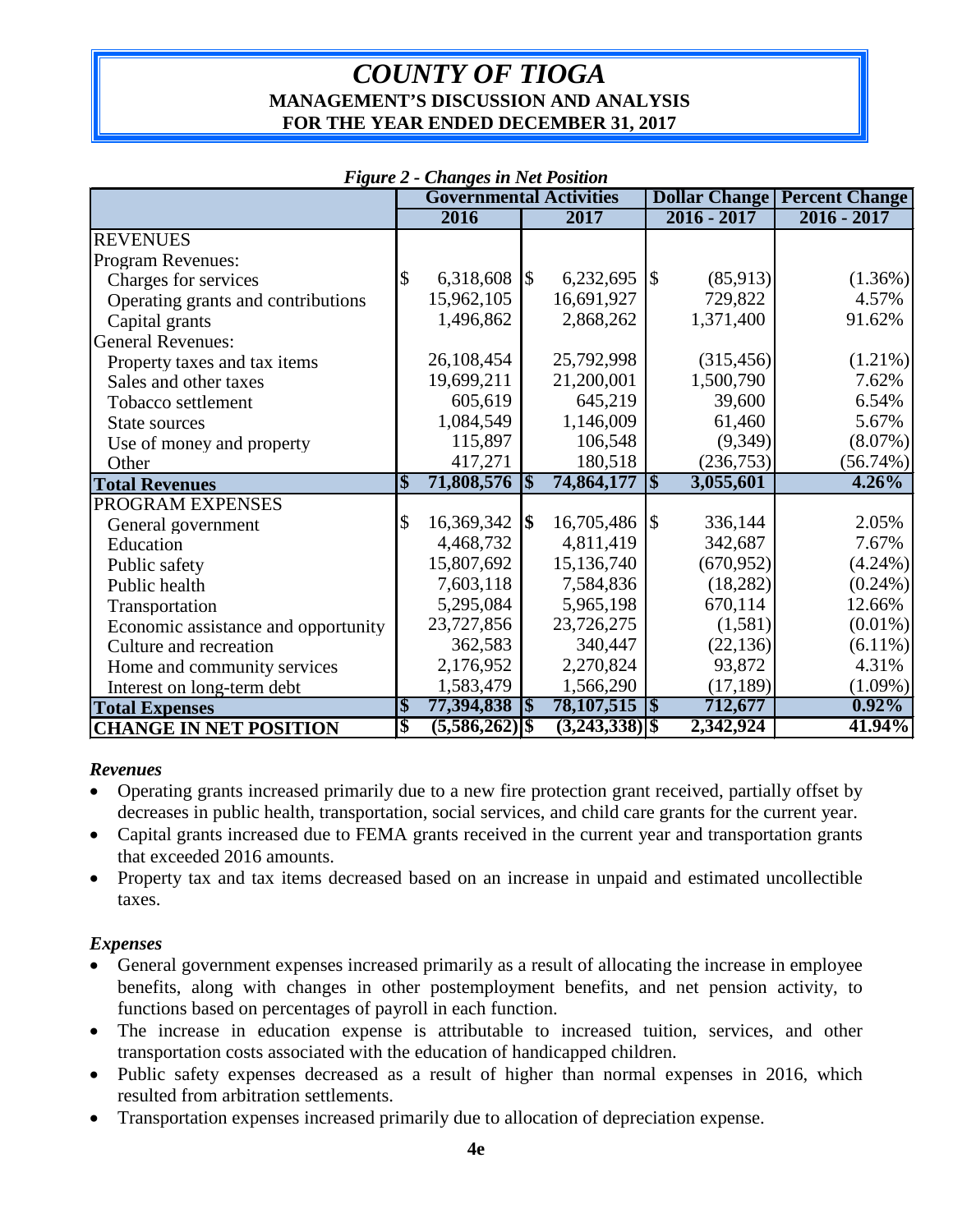# COUNTY OF TIOGA

## MANAGEMENT'S DISCUSSION AND ANALYSIS

## FOR THE YEAR ENDED DECEMBER 31, 2017

*Figure 2 - Changes in Net Position*

| | Governmental Activities | | Dollar Change | Percent Change |
|---|---|---|---|---|
| | 2016 | 2017 | 2016 - 2017 | 2016 - 2017 |
| REVENUES | | | | |
| Program Revenues: | | | | |
| Charges for services | $ 6,318,608 | $ 6,232,695 | $ (85,913) | (1.36%) |
| Operating grants and contributions | 15,962,105 | 16,691,927 | 729,822 | 4.57% |
| Capital grants | 1,496,862 | 2,868,262 | 1,371,400 | 91.62% |
| General Revenues: | | | | |
| Property taxes and tax items | 26,108,454 | 25,792,998 | (315,456) | (1.21%) |
| Sales and other taxes | 19,699,211 | 21,200,001 | 1,500,790 | 7.62% |
| Tobacco settlement | 605,619 | 645,219 | 39,600 | 6.54% |
| State sources | 1,084,549 | 1,146,009 | 61,460 | 5.67% |
| Use of money and property | 115,897 | 106,548 | (9,349) | (8.07%) |
| Other | 417,271 | 180,518 | (236,753) | (56.74%) |
| **Total Revenues** | **$ 71,808,576** | **$ 74,864,177** | **$ 3,055,601** | **4.26%** |
| PROGRAM EXPENSES | | | | |
| General government | $ 16,369,342 | $ 16,705,486 | $ 336,144 | 2.05% |
| Education | 4,468,732 | 4,811,419 | 342,687 | 7.67% |
| Public safety | 15,807,692 | 15,136,740 | (670,952) | (4.24%) |
| Public health | 7,603,118 | 7,584,836 | (18,282) | (0.24%) |
| Transportation | 5,295,084 | 5,965,198 | 670,114 | 12.66% |
| Economic assistance and opportunity | 23,727,856 | 23,726,275 | (1,581) | (0.01%) |
| Culture and recreation | 362,583 | 340,447 | (22,136) | (6.11%) |
| Home and community services | 2,176,952 | 2,270,824 | 93,872 | 4.31% |
| Interest on long-term debt | 1,583,479 | 1,566,290 | (17,189) | (1.09%) |
| **Total Expenses** | **$ 77,394,838** | **$ 78,107,515** | **$ 712,677** | **0.92%** |
| **CHANGE IN NET POSITION** | **$ (5,586,262)** | **$ (3,243,338)** | **$ 2,342,924** | **41.94%** |

### *Revenues*

- Operating grants increased primarily due to a new fire protection grant received, partially offset by decreases in public health, transportation, social services, and child care grants for the current year.
- Capital grants increased due to FEMA grants received in the current year and transportation grants that exceeded 2016 amounts.
- Property tax and tax items decreased based on an increase in unpaid and estimated uncollectible taxes.

### *Expenses*

- General government expenses increased primarily as a result of allocating the increase in employee benefits, along with changes in other postemployment benefits, and net pension activity, to functions based on percentages of payroll in each function.
- The increase in education expense is attributable to increased tuition, services, and other transportation costs associated with the education of handicapped children.
- Public safety expenses decreased as a result of higher than normal expenses in 2016, which resulted from arbitration settlements.
- Transportation expenses increased primarily due to allocation of depreciation expense.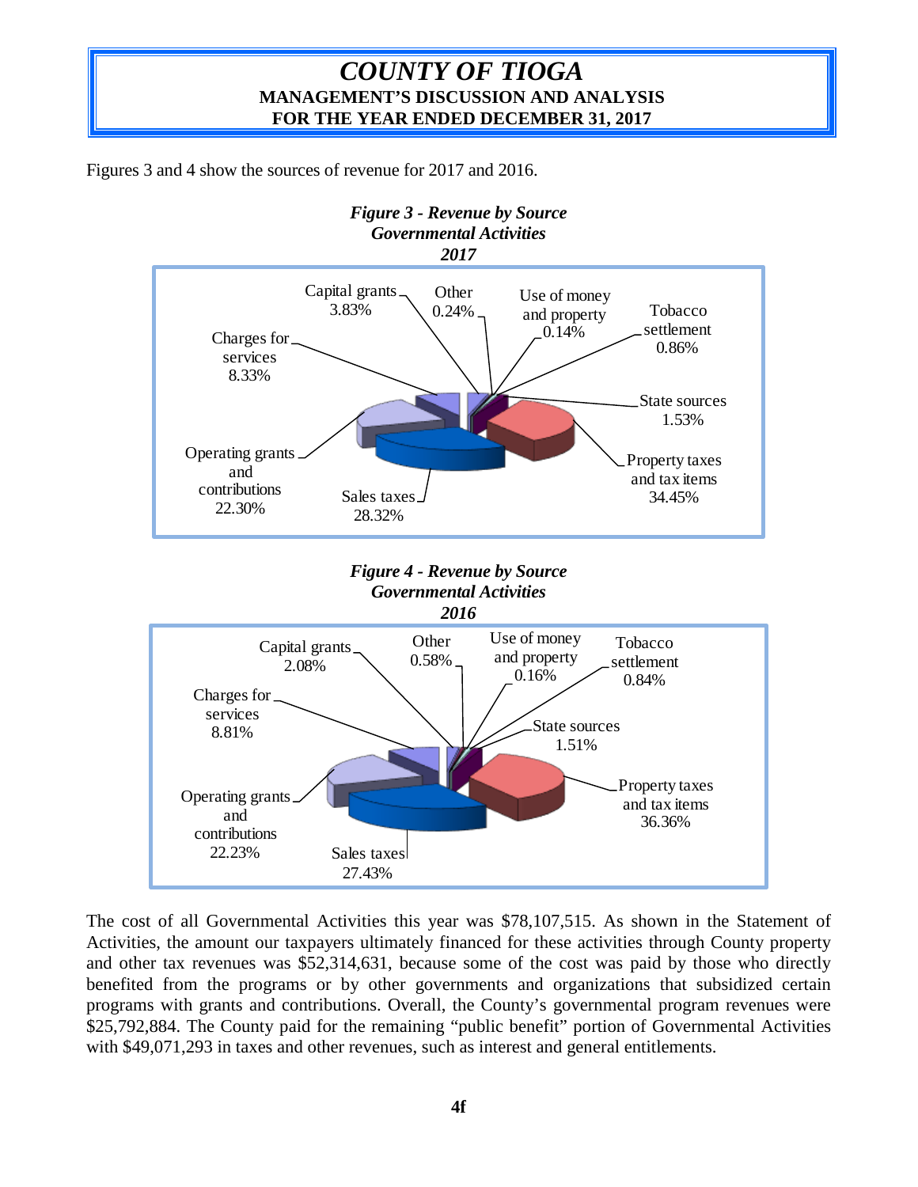Figures 3 and 4 show the sources of revenue for 2017 and 2016.

***Figure 3 - Revenue by Source***
***Governmental Activities***
***2017***

| Source | Percentage |
|---|---|
| Property taxes and tax items | 34.45% |
| Sales taxes | 28.32% |
| Operating grants and contributions | 22.30% |
| Charges for services | 8.33% |
| Capital grants | 3.83% |
| State sources | 1.53% |
| Tobacco settlement | 0.86% |
| Other | 0.24% |
| Use of money and property | 0.14% |

***Figure 4 - Revenue by Source***
***Governmental Activities***
***2016***

| Source | Percentage |
|---|---|
| Property taxes and tax items | 36.36% |
| Sales taxes | 27.43% |
| Operating grants and contributions | 22.23% |
| Charges for services | 8.81% |
| Capital grants | 2.08% |
| State sources | 1.51% |
| Tobacco settlement | 0.84% |
| Other | 0.58% |
| Use of money and property | 0.16% |

The cost of all Governmental Activities this year was $78,107,515. As shown in the Statement of Activities, the amount our taxpayers ultimately financed for these activities through County property and other tax revenues was $52,314,631, because some of the cost was paid by those who directly benefited from the programs or by other governments and organizations that subsidized certain programs with grants and contributions. Overall, the County's governmental program revenues were $25,792,884. The County paid for the remaining "public benefit" portion of Governmental Activities with $49,071,293 in taxes and other revenues, such as interest and general entitlements.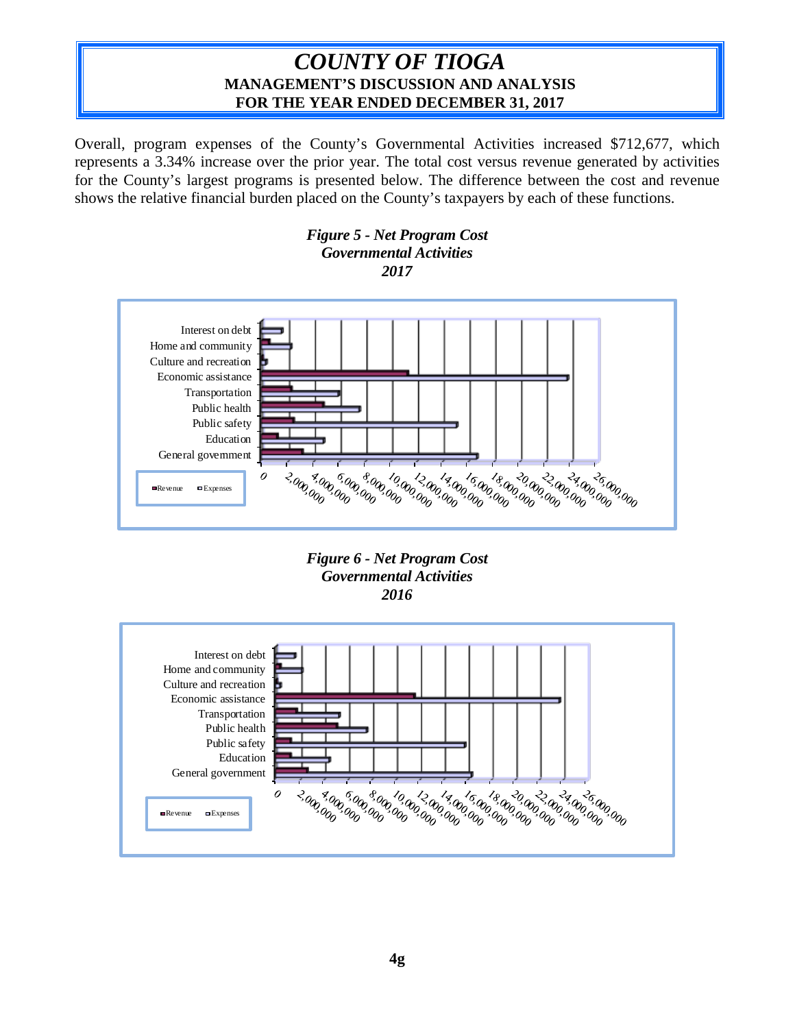Overall, program expenses of the County's Governmental Activities increased $712,677, which represents a 3.34% increase over the prior year. The total cost versus revenue generated by activities for the County's largest programs is presented below. The difference between the cost and revenue shows the relative financial burden placed on the County's taxpayers by each of these functions.

***Figure 5 - Net Program Cost***
***Governmental Activities***
***2017***

***Figure 6 - Net Program Cost***
***Governmental Activities***
***2016***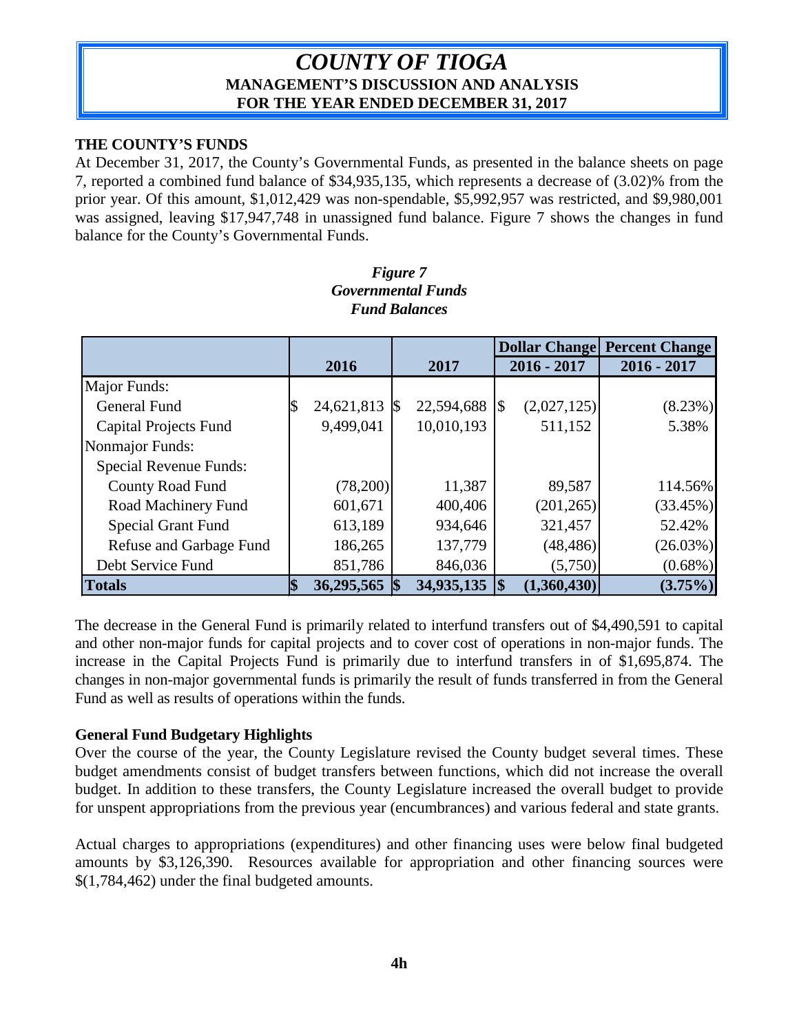# *COUNTY OF TIOGA*
**MANAGEMENT'S DISCUSSION AND ANALYSIS**
**FOR THE YEAR ENDED DECEMBER 31, 2017**

## THE COUNTY'S FUNDS

At December 31, 2017, the County's Governmental Funds, as presented in the balance sheets on page 7, reported a combined fund balance of $34,935,135, which represents a decrease of (3.02)% from the prior year. Of this amount, $1,012,429 was non-spendable, $5,992,957 was restricted, and $9,980,001 was assigned, leaving $17,947,748 in unassigned fund balance. Figure 7 shows the changes in fund balance for the County's Governmental Funds.

***Figure 7***
***Governmental Funds***
***Fund Balances***

| | 2016 | 2017 | Dollar Change 2016 - 2017 | Percent Change 2016 - 2017 |
|---|---|---|---|---|
| Major Funds: | | | | |
| General Fund | $ 24,621,813 | $ 22,594,688 | $ (2,027,125) | (8.23%) |
| Capital Projects Fund | 9,499,041 | 10,010,193 | 511,152 | 5.38% |
| Nonmajor Funds: | | | | |
| Special Revenue Funds: | | | | |
| County Road Fund | (78,200) | 11,387 | 89,587 | 114.56% |
| Road Machinery Fund | 601,671 | 400,406 | (201,265) | (33.45%) |
| Special Grant Fund | 613,189 | 934,646 | 321,457 | 52.42% |
| Refuse and Garbage Fund | 186,265 | 137,779 | (48,486) | (26.03%) |
| Debt Service Fund | 851,786 | 846,036 | (5,750) | (0.68%) |
| **Totals** | **$ 36,295,565** | **$ 34,935,135** | **$ (1,360,430)** | **(3.75%)** |

The decrease in the General Fund is primarily related to interfund transfers out of $4,490,591 to capital and other non-major funds for capital projects and to cover cost of operations in non-major funds. The increase in the Capital Projects Fund is primarily due to interfund transfers in of $1,695,874. The changes in non-major governmental funds is primarily the result of funds transferred in from the General Fund as well as results of operations within the funds.

### General Fund Budgetary Highlights

Over the course of the year, the County Legislature revised the County budget several times. These budget amendments consist of budget transfers between functions, which did not increase the overall budget. In addition to these transfers, the County Legislature increased the overall budget to provide for unspent appropriations from the previous year (encumbrances) and various federal and state grants.

Actual charges to appropriations (expenditures) and other financing uses were below final budgeted amounts by $3,126,390. Resources available for appropriation and other financing sources were $(1,784,462) under the final budgeted amounts.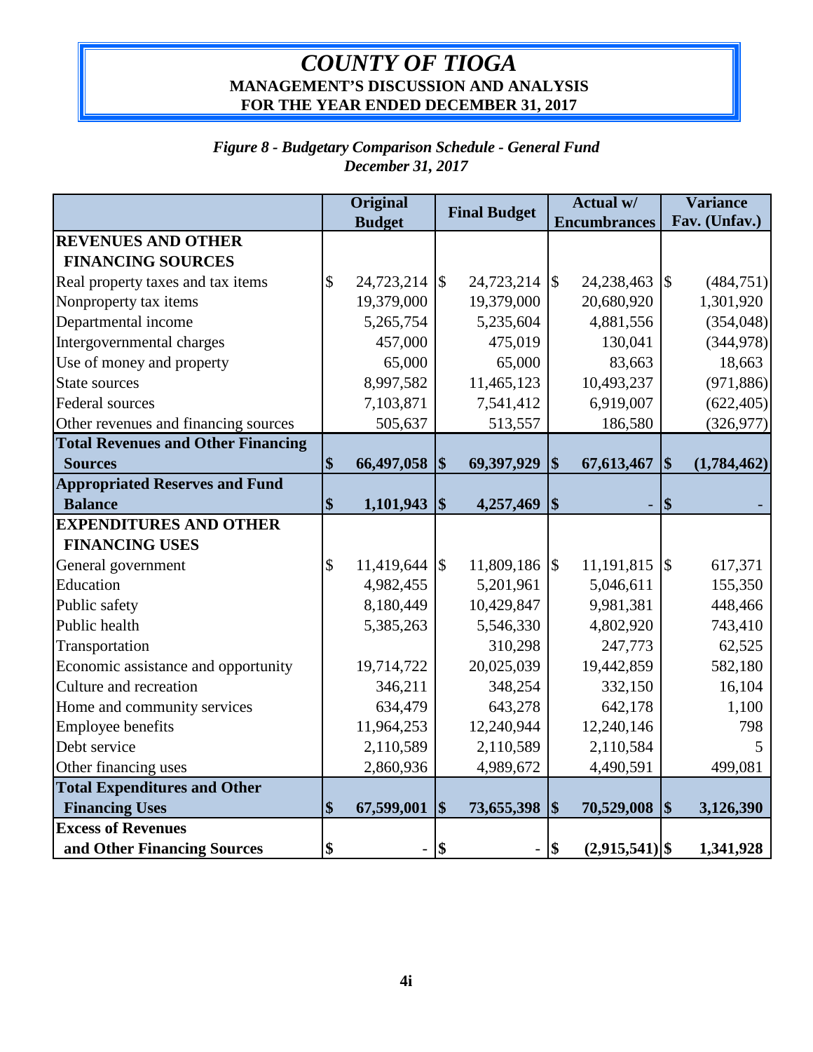# COUNTY OF TIOGA
## MANAGEMENT'S DISCUSSION AND ANALYSIS
## FOR THE YEAR ENDED DECEMBER 31, 2017

*Figure 8 - Budgetary Comparison Schedule - General Fund*
*December 31, 2017*

| | Original Budget | Final Budget | Actual w/ Encumbrances | Variance Fav. (Unfav.) |
|---|---|---|---|---|
| **REVENUES AND OTHER FINANCING SOURCES** | | | | |
| Real property taxes and tax items | $ 24,723,214 | $ 24,723,214 | $ 24,238,463 | $ (484,751) |
| Nonproperty tax items | 19,379,000 | 19,379,000 | 20,680,920 | 1,301,920 |
| Departmental income | 5,265,754 | 5,235,604 | 4,881,556 | (354,048) |
| Intergovernmental charges | 457,000 | 475,019 | 130,041 | (344,978) |
| Use of money and property | 65,000 | 65,000 | 83,663 | 18,663 |
| State sources | 8,997,582 | 11,465,123 | 10,493,237 | (971,886) |
| Federal sources | 7,103,871 | 7,541,412 | 6,919,007 | (622,405) |
| Other revenues and financing sources | 505,637 | 513,557 | 186,580 | (326,977) |
| **Total Revenues and Other Financing Sources** | **$ 66,497,058** | **$ 69,397,929** | **$ 67,613,467** | **$ (1,784,462)** |
| **Appropriated Reserves and Fund Balance** | **$ 1,101,943** | **$ 4,257,469** | **$ -** | **$ -** |
| **EXPENDITURES AND OTHER FINANCING USES** | | | | |
| General government | $ 11,419,644 | $ 11,809,186 | $ 11,191,815 | $ 617,371 |
| Education | 4,982,455 | 5,201,961 | 5,046,611 | 155,350 |
| Public safety | 8,180,449 | 10,429,847 | 9,981,381 | 448,466 |
| Public health | 5,385,263 | 5,546,330 | 4,802,920 | 743,410 |
| Transportation | | 310,298 | 247,773 | 62,525 |
| Economic assistance and opportunity | 19,714,722 | 20,025,039 | 19,442,859 | 582,180 |
| Culture and recreation | 346,211 | 348,254 | 332,150 | 16,104 |
| Home and community services | 634,479 | 643,278 | 642,178 | 1,100 |
| Employee benefits | 11,964,253 | 12,240,944 | 12,240,146 | 798 |
| Debt service | 2,110,589 | 2,110,589 | 2,110,584 | 5 |
| Other financing uses | 2,860,936 | 4,989,672 | 4,490,591 | 499,081 |
| **Total Expenditures and Other Financing Uses** | **$ 67,599,001** | **$ 73,655,398** | **$ 70,529,008** | **$ 3,126,390** |
| **Excess of Revenues and Other Financing Sources** | **$ -** | **$ -** | **$ (2,915,541)** | **$ 1,341,928** |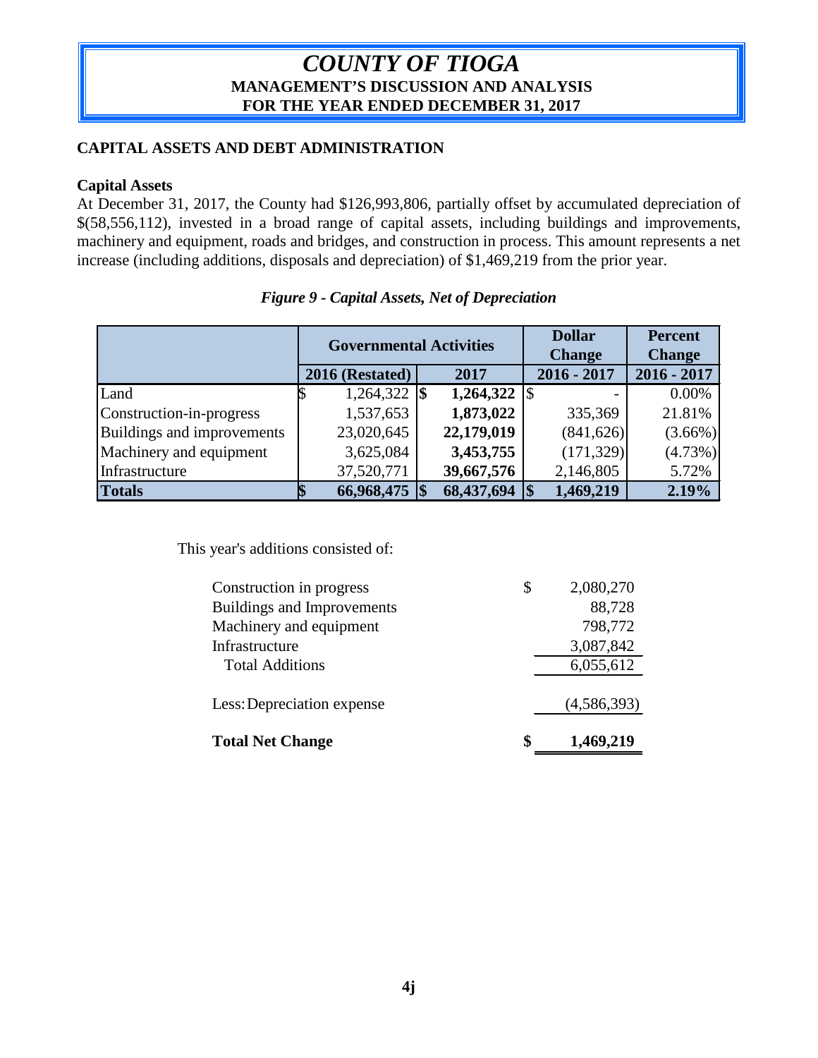# *COUNTY OF TIOGA*
## MANAGEMENT'S DISCUSSION AND ANALYSIS
## FOR THE YEAR ENDED DECEMBER 31, 2017

### CAPITAL ASSETS AND DEBT ADMINISTRATION

**Capital Assets**

At December 31, 2017, the County had $126,993,806, partially offset by accumulated depreciation of $(58,556,112), invested in a broad range of capital assets, including buildings and improvements, machinery and equipment, roads and bridges, and construction in process. This amount represents a net increase (including additions, disposals and depreciation) of $1,469,219 from the prior year.

***Figure 9 - Capital Assets, Net of Depreciation***

| | Governmental Activities | | Dollar Change | Percent Change |
|---|---|---|---|---|
| | **2016 (Restated)** | **2017** | **2016 - 2017** | **2016 - 2017** |
| Land | $ 1,264,322 | **$ 1,264,322** | $ - | 0.00% |
| Construction-in-progress | 1,537,653 | **1,873,022** | 335,369 | 21.81% |
| Buildings and improvements | 23,020,645 | **22,179,019** | (841,626) | (3.66%) |
| Machinery and equipment | 3,625,084 | **3,453,755** | (171,329) | (4.73%) |
| Infrastructure | 37,520,771 | **39,667,576** | 2,146,805 | 5.72% |
| **Totals** | **$ 66,968,475** | **$ 68,437,694** | **$ 1,469,219** | **2.19%** |

This year's additions consisted of:

| | |
|---|---|
| Construction in progress | $ 2,080,270 |
| Buildings and Improvements | 88,728 |
| Machinery and equipment | 798,772 |
| Infrastructure | 3,087,842 |
| Total Additions | 6,055,612 |
| Less: Depreciation expense | (4,586,393) |
| **Total Net Change** | **$ 1,469,219** |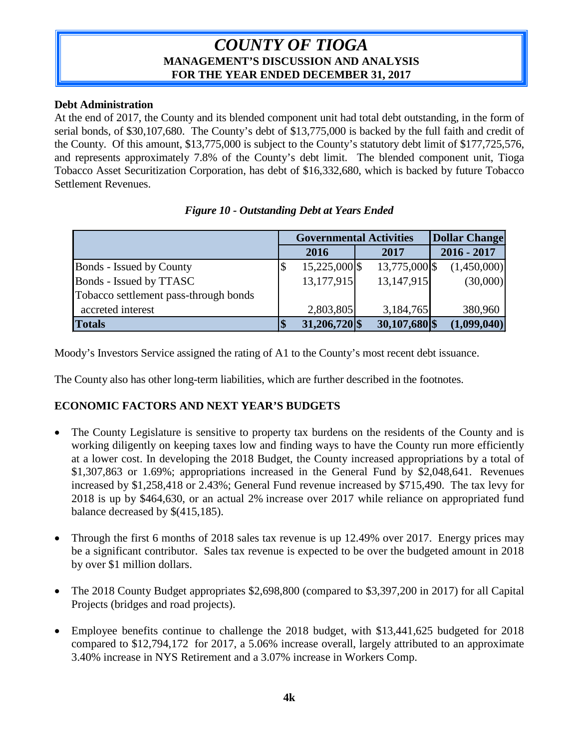# *COUNTY OF TIOGA*
## MANAGEMENT'S DISCUSSION AND ANALYSIS
## FOR THE YEAR ENDED DECEMBER 31, 2017

**Debt Administration**

At the end of 2017, the County and its blended component unit had total debt outstanding, in the form of serial bonds, of $30,107,680. The County's debt of $13,775,000 is backed by the full faith and credit of the County. Of this amount, $13,775,000 is subject to the County's statutory debt limit of $177,725,576, and represents approximately 7.8% of the County's debt limit. The blended component unit, Tioga Tobacco Asset Securitization Corporation, has debt of $16,332,680, which is backed by future Tobacco Settlement Revenues.

*Figure 10 - Outstanding Debt at Years Ended*

| | Governmental Activities | | Dollar Change |
|---|---|---|---|
| | 2016 | 2017 | 2016 - 2017 |
| Bonds - Issued by County | $ 15,225,000 | $ 13,775,000 | $ (1,450,000) |
| Bonds - Issued by TTASC | 13,177,915 | 13,147,915 | (30,000) |
| Tobacco settlement pass-through bonds accreted interest | 2,803,805 | 3,184,765 | 380,960 |
| **Totals** | **$ 31,206,720** | **$ 30,107,680** | **$ (1,099,040)** |

Moody's Investors Service assigned the rating of A1 to the County's most recent debt issuance.

The County also has other long-term liabilities, which are further described in the footnotes.

## ECONOMIC FACTORS AND NEXT YEAR'S BUDGETS

- The County Legislature is sensitive to property tax burdens on the residents of the County and is working diligently on keeping taxes low and finding ways to have the County run more efficiently at a lower cost. In developing the 2018 Budget, the County increased appropriations by a total of $1,307,863 or 1.69%; appropriations increased in the General Fund by $2,048,641. Revenues increased by $1,258,418 or 2.43%; General Fund revenue increased by $715,490. The tax levy for 2018 is up by $464,630, or an actual 2% increase over 2017 while reliance on appropriated fund balance decreased by $(415,185).

- Through the first 6 months of 2018 sales tax revenue is up 12.49% over 2017. Energy prices may be a significant contributor. Sales tax revenue is expected to be over the budgeted amount in 2018 by over $1 million dollars.

- The 2018 County Budget appropriates $2,698,800 (compared to $3,397,200 in 2017) for all Capital Projects (bridges and road projects).

- Employee benefits continue to challenge the 2018 budget, with $13,441,625 budgeted for 2018 compared to $12,794,172 for 2017, a 5.06% increase overall, largely attributed to an approximate 3.40% increase in NYS Retirement and a 3.07% increase in Workers Comp.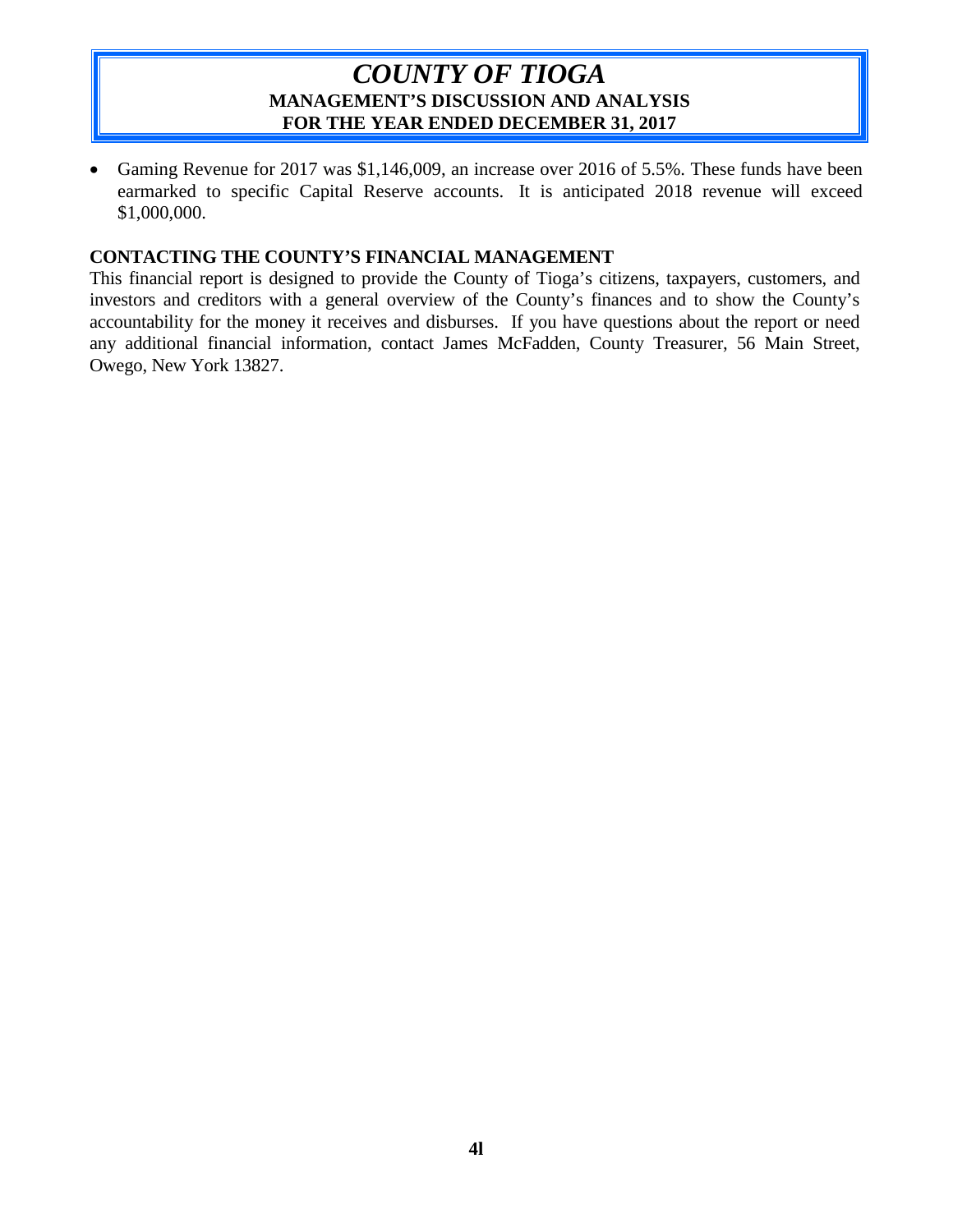- Gaming Revenue for 2017 was $1,146,009, an increase over 2016 of 5.5%. These funds have been earmarked to specific Capital Reserve accounts. It is anticipated 2018 revenue will exceed $1,000,000.

## CONTACTING THE COUNTY'S FINANCIAL MANAGEMENT

This financial report is designed to provide the County of Tioga's citizens, taxpayers, customers, and investors and creditors with a general overview of the County's finances and to show the County's accountability for the money it receives and disburses. If you have questions about the report or need any additional financial information, contact James McFadden, County Treasurer, 56 Main Street, Owego, New York 13827.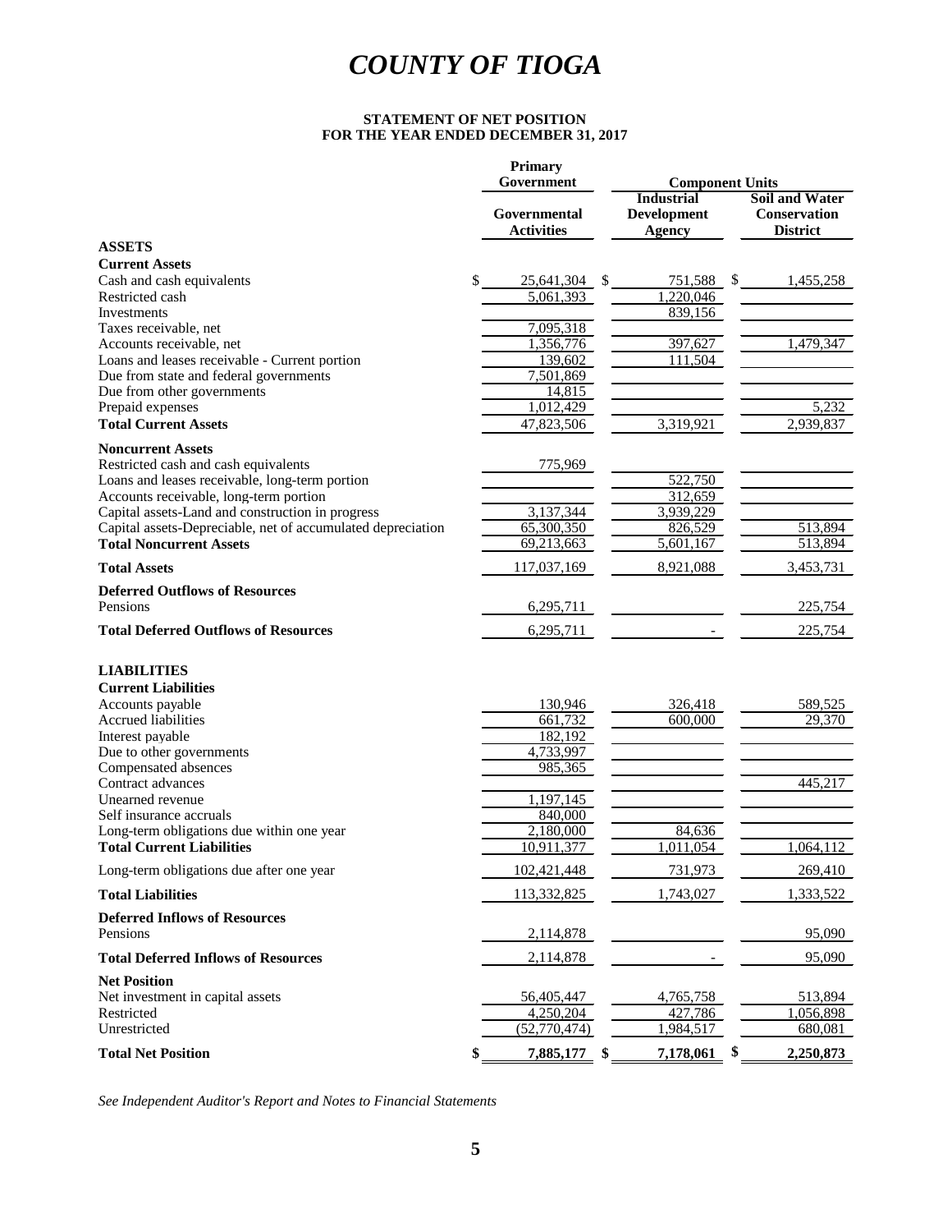# COUNTY OF TIOGA

**STATEMENT OF NET POSITION**
**FOR THE YEAR ENDED DECEMBER 31, 2017**

| | Primary Government | Component Units | |
|---|---|---|---|
| | Governmental Activities | Industrial Development Agency | Soil and Water Conservation District |
| **ASSETS** | | | |
| **Current Assets** | | | |
| Cash and cash equivalents | $ 25,641,304 | $ 751,588 | $ 1,455,258 |
| Restricted cash | 5,061,393 | 1,220,046 | |
| Investments | | 839,156 | |
| Taxes receivable, net | 7,095,318 | | |
| Accounts receivable, net | 1,356,776 | 397,627 | 1,479,347 |
| Loans and leases receivable - Current portion | 139,602 | 111,504 | |
| Due from state and federal governments | 7,501,869 | | |
| Due from other governments | 14,815 | | |
| Prepaid expenses | 1,012,429 | | 5,232 |
| **Total Current Assets** | 47,823,506 | 3,319,921 | 2,939,837 |
| **Noncurrent Assets** | | | |
| Restricted cash and cash equivalents | 775,969 | | |
| Loans and leases receivable, long-term portion | | 522,750 | |
| Accounts receivable, long-term portion | | 312,659 | |
| Capital assets-Land and construction in progress | 3,137,344 | 3,939,229 | |
| Capital assets-Depreciable, net of accumulated depreciation | 65,300,350 | 826,529 | 513,894 |
| **Total Noncurrent Assets** | 69,213,663 | 5,601,167 | 513,894 |
| **Total Assets** | 117,037,169 | 8,921,088 | 3,453,731 |
| **Deferred Outflows of Resources** | | | |
| Pensions | 6,295,711 | | 225,754 |
| **Total Deferred Outflows of Resources** | 6,295,711 | - | 225,754 |
| **LIABILITIES** | | | |
| **Current Liabilities** | | | |
| Accounts payable | 130,946 | 326,418 | 589,525 |
| Accrued liabilities | 661,732 | 600,000 | 29,370 |
| Interest payable | 182,192 | | |
| Due to other governments | 4,733,997 | | |
| Compensated absences | 985,365 | | |
| Contract advances | | | 445,217 |
| Unearned revenue | 1,197,145 | | |
| Self insurance accruals | 840,000 | | |
| Long-term obligations due within one year | 2,180,000 | 84,636 | |
| **Total Current Liabilities** | 10,911,377 | 1,011,054 | 1,064,112 |
| Long-term obligations due after one year | 102,421,448 | 731,973 | 269,410 |
| **Total Liabilities** | 113,332,825 | 1,743,027 | 1,333,522 |
| **Deferred Inflows of Resources** | | | |
| Pensions | 2,114,878 | | 95,090 |
| **Total Deferred Inflows of Resources** | 2,114,878 | - | 95,090 |
| **Net Position** | | | |
| Net investment in capital assets | 56,405,447 | 4,765,758 | 513,894 |
| Restricted | 4,250,204 | 427,786 | 1,056,898 |
| Unrestricted | (52,770,474) | 1,984,517 | 680,081 |
| **Total Net Position** | **$ 7,885,177** | **$ 7,178,061** | **$ 2,250,873** |

*See Independent Auditor's Report and Notes to Financial Statements*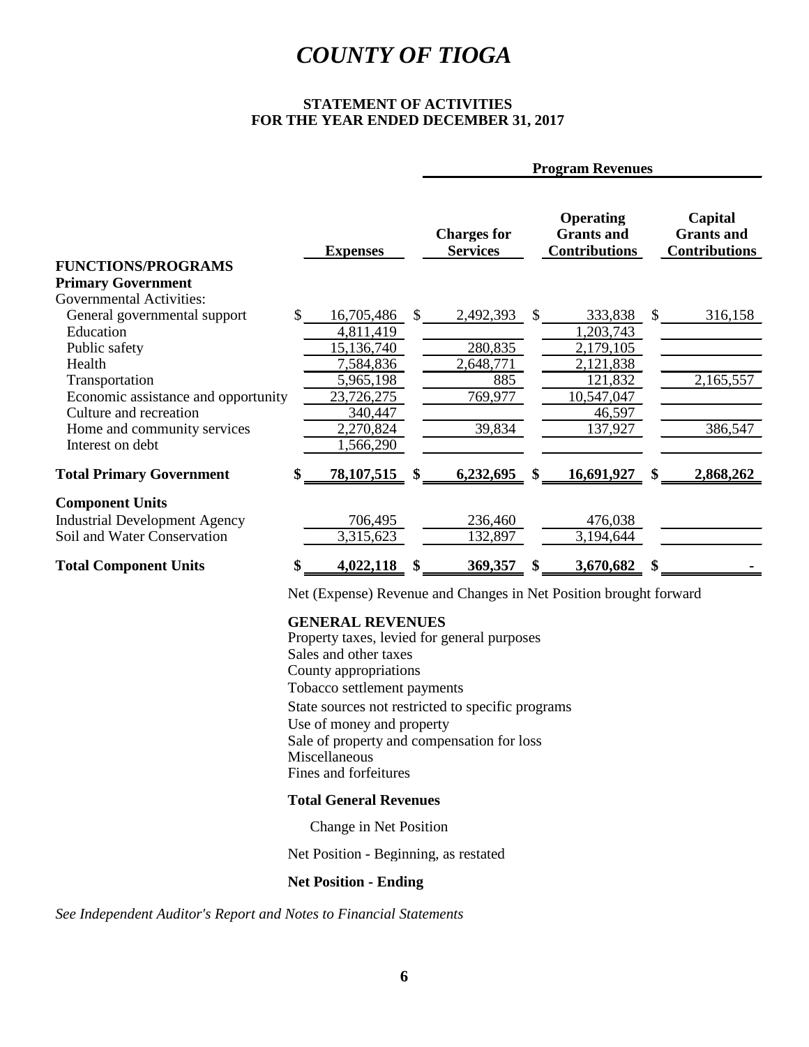# *COUNTY OF TIOGA*

**STATEMENT OF ACTIVITIES**
**FOR THE YEAR ENDED DECEMBER 31, 2017**

| | | Program Revenues | | |
|---|---|---|---|---|
| | **Expenses** | **Charges for Services** | **Operating Grants and Contributions** | **Capital Grants and Contributions** |
| **FUNCTIONS/PROGRAMS** | | | | |
| **Primary Government** | | | | |
| Governmental Activities: | | | | |
| General governmental support | $ 16,705,486 | $ 2,492,393 | $ 333,838 | $ 316,158 |
| Education | 4,811,419 | | 1,203,743 | |
| Public safety | 15,136,740 | 280,835 | 2,179,105 | |
| Health | 7,584,836 | 2,648,771 | 2,121,838 | |
| Transportation | 5,965,198 | 885 | 121,832 | 2,165,557 |
| Economic assistance and opportunity | 23,726,275 | 769,977 | 10,547,047 | |
| Culture and recreation | 340,447 | | 46,597 | |
| Home and community services | 2,270,824 | 39,834 | 137,927 | 386,547 |
| Interest on debt | 1,566,290 | | | |
| **Total Primary Government** | **$ 78,107,515** | **$ 6,232,695** | **$ 16,691,927** | **$ 2,868,262** |
| **Component Units** | | | | |
| Industrial Development Agency | 706,495 | 236,460 | 476,038 | |
| Soil and Water Conservation | 3,315,623 | 132,897 | 3,194,644 | |
| **Total Component Units** | **$ 4,022,118** | **$ 369,357** | **$ 3,670,682** | **$ -** |

Net (Expense) Revenue and Changes in Net Position brought forward

**GENERAL REVENUES**

Property taxes, levied for general purposes
Sales and other taxes
County appropriations
Tobacco settlement payments
State sources not restricted to specific programs
Use of money and property
Sale of property and compensation for loss
Miscellaneous
Fines and forfeitures

**Total General Revenues**

Change in Net Position

Net Position - Beginning, as restated

**Net Position - Ending**

*See Independent Auditor's Report and Notes to Financial Statements*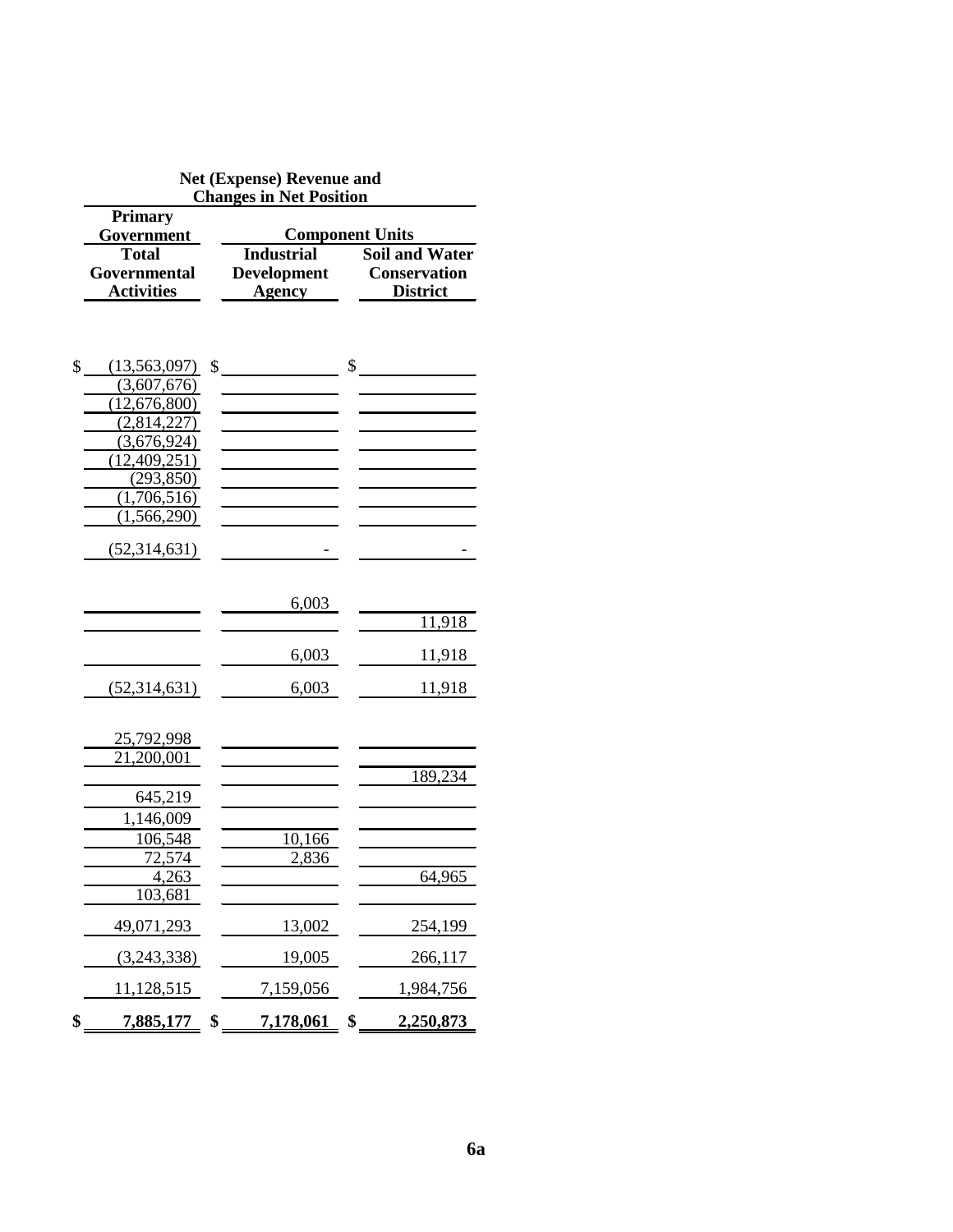| Net (Expense) Revenue and Changes in Net Position | | |
|---|---|---|
| Primary Government | Component Units | |
| Total Governmental Activities | Industrial Development Agency | Soil and Water Conservation District |
| $ (13,563,097) | $ | $ |
| (3,607,676) | | |
| (12,676,800) | | |
| (2,814,227) | | |
| (3,676,924) | | |
| (12,409,251) | | |
| (293,850) | | |
| (1,706,516) | | |
| (1,566,290) | | |
| (52,314,631) | - | - |
| | 6,003 | |
| | | 11,918 |
| | 6,003 | 11,918 |
| (52,314,631) | 6,003 | 11,918 |
| 25,792,998 | | |
| 21,200,001 | | |
| | | 189,234 |
| 645,219 | | |
| 1,146,009 | | |
| 106,548 | 10,166 | |
| 72,574 | 2,836 | |
| 4,263 | | 64,965 |
| 103,681 | | |
| 49,071,293 | 13,002 | 254,199 |
| (3,243,338) | 19,005 | 266,117 |
| 11,128,515 | 7,159,056 | 1,984,756 |
| **$ 7,885,177** | **$ 7,178,061** | **$ 2,250,873** |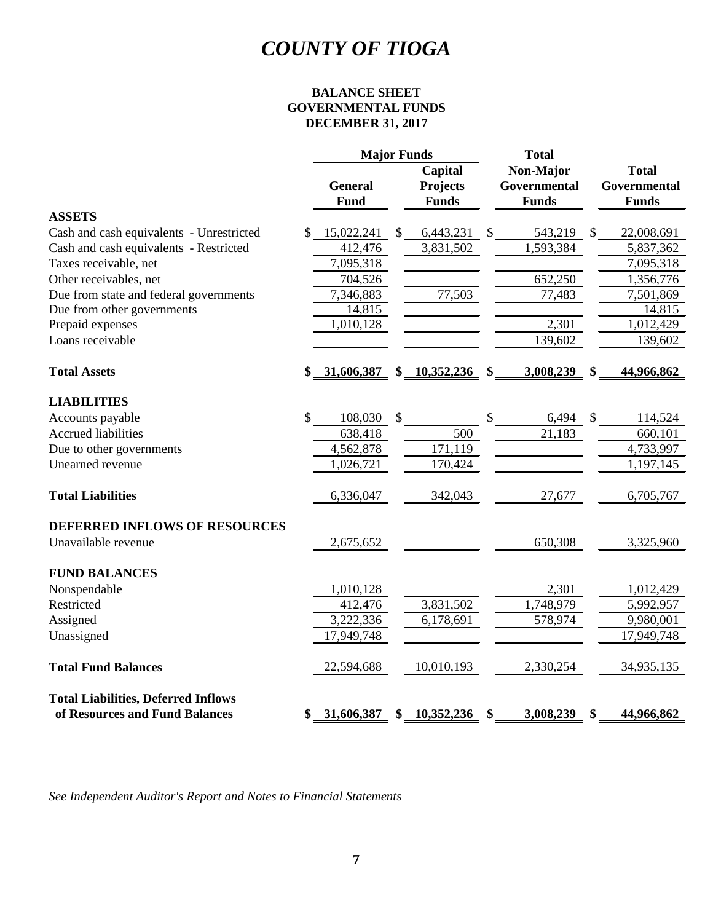# COUNTY OF TIOGA

**BALANCE SHEET**
**GOVERNMENTAL FUNDS**
**DECEMBER 31, 2017**

| | Major Funds | | Total | |
|---|---|---|---|---|
| | **General Fund** | **Capital Projects Funds** | **Non-Major Governmental Funds** | **Total Governmental Funds** |
| **ASSETS** | | | | |
| Cash and cash equivalents - Unrestricted | $ 15,022,241 | $ 6,443,231 | $ 543,219 | $ 22,008,691 |
| Cash and cash equivalents - Restricted | 412,476 | 3,831,502 | 1,593,384 | 5,837,362 |
| Taxes receivable, net | 7,095,318 | | | 7,095,318 |
| Other receivables, net | 704,526 | | 652,250 | 1,356,776 |
| Due from state and federal governments | 7,346,883 | 77,503 | 77,483 | 7,501,869 |
| Due from other governments | 14,815 | | | 14,815 |
| Prepaid expenses | 1,010,128 | | 2,301 | 1,012,429 |
| Loans receivable | | | 139,602 | 139,602 |
| **Total Assets** | **$ 31,606,387** | **$ 10,352,236** | **$ 3,008,239** | **$ 44,966,862** |
| **LIABILITIES** | | | | |
| Accounts payable | $ 108,030 | $ | $ 6,494 | $ 114,524 |
| Accrued liabilities | 638,418 | 500 | 21,183 | 660,101 |
| Due to other governments | 4,562,878 | 171,119 | | 4,733,997 |
| Unearned revenue | 1,026,721 | 170,424 | | 1,197,145 |
| **Total Liabilities** | 6,336,047 | 342,043 | 27,677 | 6,705,767 |
| **DEFERRED INFLOWS OF RESOURCES** | | | | |
| Unavailable revenue | 2,675,652 | | 650,308 | 3,325,960 |
| **FUND BALANCES** | | | | |
| Nonspendable | 1,010,128 | | 2,301 | 1,012,429 |
| Restricted | 412,476 | 3,831,502 | 1,748,979 | 5,992,957 |
| Assigned | 3,222,336 | 6,178,691 | 578,974 | 9,980,001 |
| Unassigned | 17,949,748 | | | 17,949,748 |
| **Total Fund Balances** | 22,594,688 | 10,010,193 | 2,330,254 | 34,935,135 |
| **Total Liabilities, Deferred Inflows of Resources and Fund Balances** | **$ 31,606,387** | **$ 10,352,236** | **$ 3,008,239** | **$ 44,966,862** |

*See Independent Auditor's Report and Notes to Financial Statements*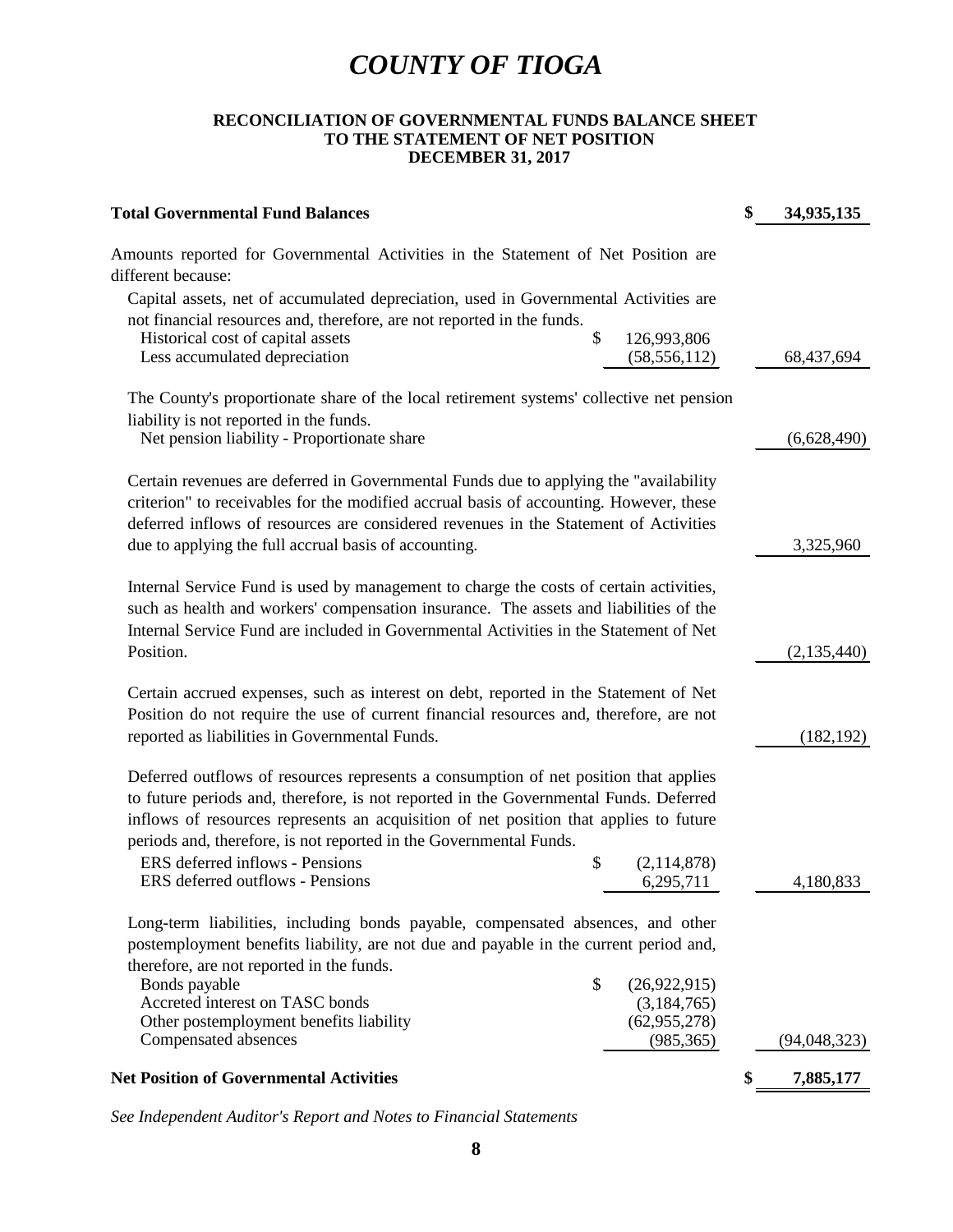# COUNTY OF TIOGA

**RECONCILIATION OF GOVERNMENTAL FUNDS BALANCE SHEET TO THE STATEMENT OF NET POSITION DECEMBER 31, 2017**

| | | |
|---|---|---|
| **Total Governmental Fund Balances** | | **$ 34,935,135** |
| Amounts reported for Governmental Activities in the Statement of Net Position are different because: | | |
| Capital assets, net of accumulated depreciation, used in Governmental Activities are not financial resources and, therefore, are not reported in the funds. | | |
| Historical cost of capital assets | $ 126,993,806 | |
| Less accumulated depreciation | (58,556,112) | 68,437,694 |
| The County's proportionate share of the local retirement systems' collective net pension liability is not reported in the funds. | | |
| Net pension liability - Proportionate share | | (6,628,490) |
| Certain revenues are deferred in Governmental Funds due to applying the "availability criterion" to receivables for the modified accrual basis of accounting. However, these deferred inflows of resources are considered revenues in the Statement of Activities due to applying the full accrual basis of accounting. | | 3,325,960 |
| Internal Service Fund is used by management to charge the costs of certain activities, such as health and workers' compensation insurance. The assets and liabilities of the Internal Service Fund are included in Governmental Activities in the Statement of Net Position. | | (2,135,440) |
| Certain accrued expenses, such as interest on debt, reported in the Statement of Net Position do not require the use of current financial resources and, therefore, are not reported as liabilities in Governmental Funds. | | (182,192) |
| Deferred outflows of resources represents a consumption of net position that applies to future periods and, therefore, is not reported in the Governmental Funds. Deferred inflows of resources represents an acquisition of net position that applies to future periods and, therefore, is not reported in the Governmental Funds. | | |
| ERS deferred inflows - Pensions | $ (2,114,878) | |
| ERS deferred outflows - Pensions | 6,295,711 | 4,180,833 |
| Long-term liabilities, including bonds payable, compensated absences, and other postemployment benefits liability, are not due and payable in the current period and, therefore, are not reported in the funds. | | |
| Bonds payable | $ (26,922,915) | |
| Accreted interest on TASC bonds | (3,184,765) | |
| Other postemployment benefits liability | (62,955,278) | |
| Compensated absences | (985,365) | (94,048,323) |
| **Net Position of Governmental Activities** | | **$ 7,885,177** |

*See Independent Auditor's Report and Notes to Financial Statements*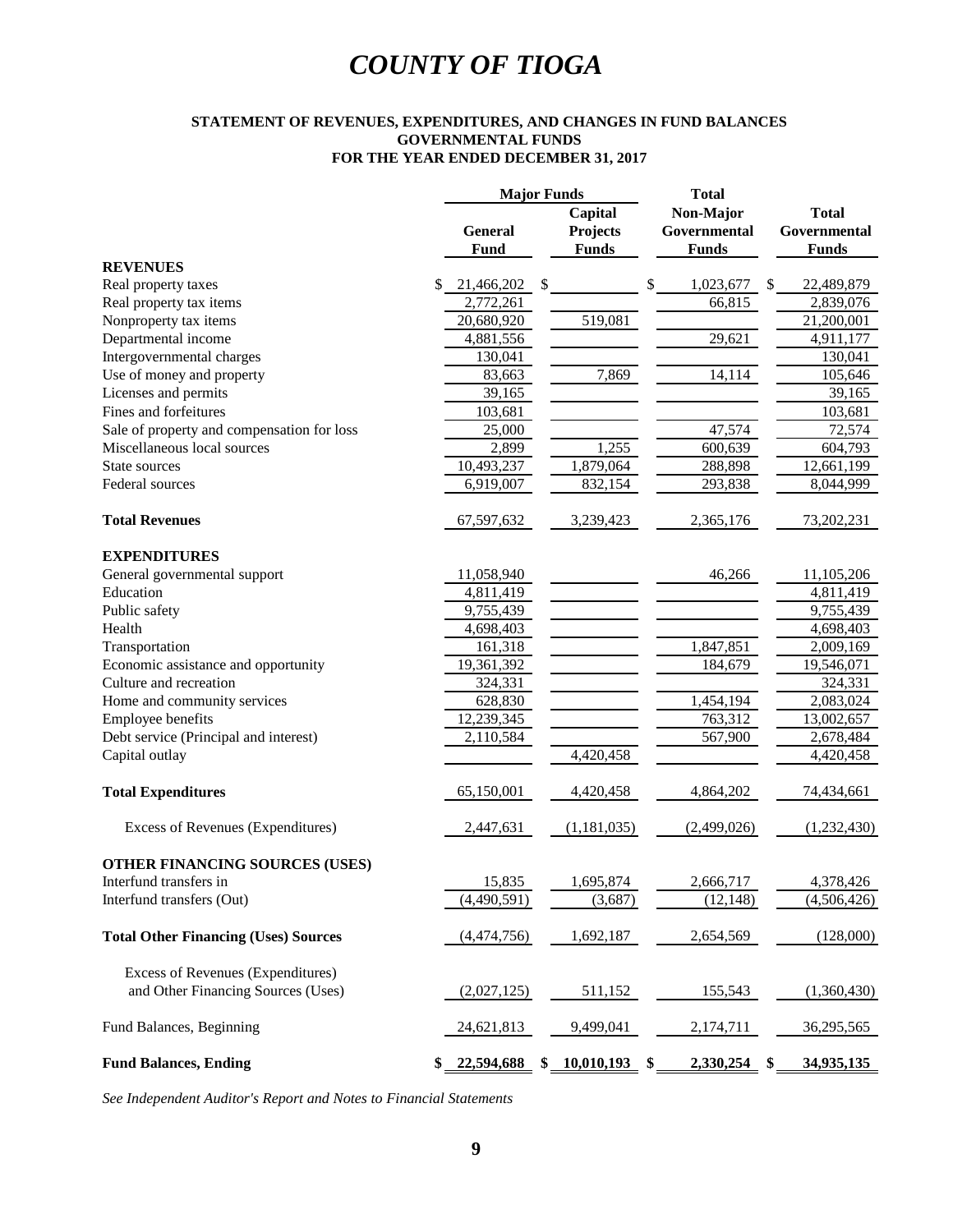# COUNTY OF TIOGA

**STATEMENT OF REVENUES, EXPENDITURES, AND CHANGES IN FUND BALANCES**
**GOVERNMENTAL FUNDS**
**FOR THE YEAR ENDED DECEMBER 31, 2017**

| | Major Funds | | Total | |
|---|---|---|---|---|
| | General Fund | Capital Projects Funds | Non-Major Governmental Funds | Total Governmental Funds |
| **REVENUES** | | | | |
| Real property taxes | $ 21,466,202 | $ | $ 1,023,677 | $ 22,489,879 |
| Real property tax items | 2,772,261 | | 66,815 | 2,839,076 |
| Nonproperty tax items | 20,680,920 | 519,081 | | 21,200,001 |
| Departmental income | 4,881,556 | | 29,621 | 4,911,177 |
| Intergovernmental charges | 130,041 | | | 130,041 |
| Use of money and property | 83,663 | 7,869 | 14,114 | 105,646 |
| Licenses and permits | 39,165 | | | 39,165 |
| Fines and forfeitures | 103,681 | | | 103,681 |
| Sale of property and compensation for loss | 25,000 | | 47,574 | 72,574 |
| Miscellaneous local sources | 2,899 | 1,255 | 600,639 | 604,793 |
| State sources | 10,493,237 | 1,879,064 | 288,898 | 12,661,199 |
| Federal sources | 6,919,007 | 832,154 | 293,838 | 8,044,999 |
| **Total Revenues** | 67,597,632 | 3,239,423 | 2,365,176 | 73,202,231 |
| **EXPENDITURES** | | | | |
| General governmental support | 11,058,940 | | 46,266 | 11,105,206 |
| Education | 4,811,419 | | | 4,811,419 |
| Public safety | 9,755,439 | | | 9,755,439 |
| Health | 4,698,403 | | | 4,698,403 |
| Transportation | 161,318 | | 1,847,851 | 2,009,169 |
| Economic assistance and opportunity | 19,361,392 | | 184,679 | 19,546,071 |
| Culture and recreation | 324,331 | | | 324,331 |
| Home and community services | 628,830 | | 1,454,194 | 2,083,024 |
| Employee benefits | 12,239,345 | | 763,312 | 13,002,657 |
| Debt service (Principal and interest) | 2,110,584 | | 567,900 | 2,678,484 |
| Capital outlay | | 4,420,458 | | 4,420,458 |
| **Total Expenditures** | 65,150,001 | 4,420,458 | 4,864,202 | 74,434,661 |
| Excess of Revenues (Expenditures) | 2,447,631 | (1,181,035) | (2,499,026) | (1,232,430) |
| **OTHER FINANCING SOURCES (USES)** | | | | |
| Interfund transfers in | 15,835 | 1,695,874 | 2,666,717 | 4,378,426 |
| Interfund transfers (Out) | (4,490,591) | (3,687) | (12,148) | (4,506,426) |
| **Total Other Financing (Uses) Sources** | (4,474,756) | 1,692,187 | 2,654,569 | (128,000) |
| Excess of Revenues (Expenditures) and Other Financing Sources (Uses) | (2,027,125) | 511,152 | 155,543 | (1,360,430) |
| Fund Balances, Beginning | 24,621,813 | 9,499,041 | 2,174,711 | 36,295,565 |
| **Fund Balances, Ending** | **$ 22,594,688** | **$ 10,010,193** | **$ 2,330,254** | **$ 34,935,135** |

*See Independent Auditor's Report and Notes to Financial Statements*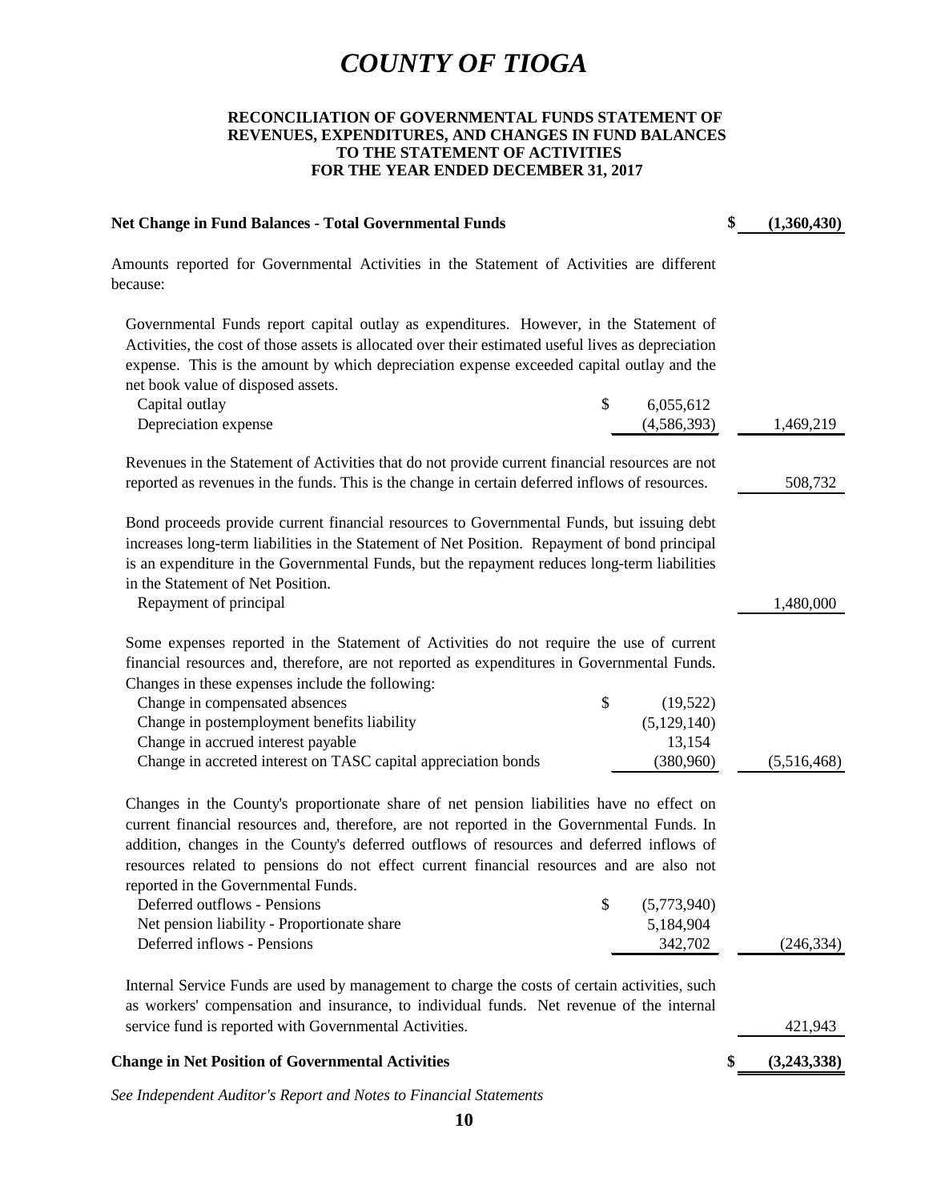# COUNTY OF TIOGA

**RECONCILIATION OF GOVERNMENTAL FUNDS STATEMENT OF REVENUES, EXPENDITURES, AND CHANGES IN FUND BALANCES TO THE STATEMENT OF ACTIVITIES FOR THE YEAR ENDED DECEMBER 31, 2017**

| | | |
|---|---|---|
| **Net Change in Fund Balances - Total Governmental Funds** | | **$ (1,360,430)** |
| Amounts reported for Governmental Activities in the Statement of Activities are different because: | | |
| Governmental Funds report capital outlay as expenditures. However, in the Statement of Activities, the cost of those assets is allocated over their estimated useful lives as depreciation expense. This is the amount by which depreciation expense exceeded capital outlay and the net book value of disposed assets. | | |
| Capital outlay | $ 6,055,612 | |
| Depreciation expense | (4,586,393) | 1,469,219 |
| Revenues in the Statement of Activities that do not provide current financial resources are not reported as revenues in the funds. This is the change in certain deferred inflows of resources. | | 508,732 |
| Bond proceeds provide current financial resources to Governmental Funds, but issuing debt increases long-term liabilities in the Statement of Net Position. Repayment of bond principal is an expenditure in the Governmental Funds, but the repayment reduces long-term liabilities in the Statement of Net Position. | | |
| Repayment of principal | | 1,480,000 |
| Some expenses reported in the Statement of Activities do not require the use of current financial resources and, therefore, are not reported as expenditures in Governmental Funds. Changes in these expenses include the following: | | |
| Change in compensated absences | $ (19,522) | |
| Change in postemployment benefits liability | (5,129,140) | |
| Change in accrued interest payable | 13,154 | |
| Change in accreted interest on TASC capital appreciation bonds | (380,960) | (5,516,468) |
| Changes in the County's proportionate share of net pension liabilities have no effect on current financial resources and, therefore, are not reported in the Governmental Funds. In addition, changes in the County's deferred outflows of resources and deferred inflows of resources related to pensions do not effect current financial resources and are also not reported in the Governmental Funds. | | |
| Deferred outflows - Pensions | $ (5,773,940) | |
| Net pension liability - Proportionate share | 5,184,904 | |
| Deferred inflows - Pensions | 342,702 | (246,334) |
| Internal Service Funds are used by management to charge the costs of certain activities, such as workers' compensation and insurance, to individual funds. Net revenue of the internal service fund is reported with Governmental Activities. | | 421,943 |
| **Change in Net Position of Governmental Activities** | | **$ (3,243,338)** |

*See Independent Auditor's Report and Notes to Financial Statements*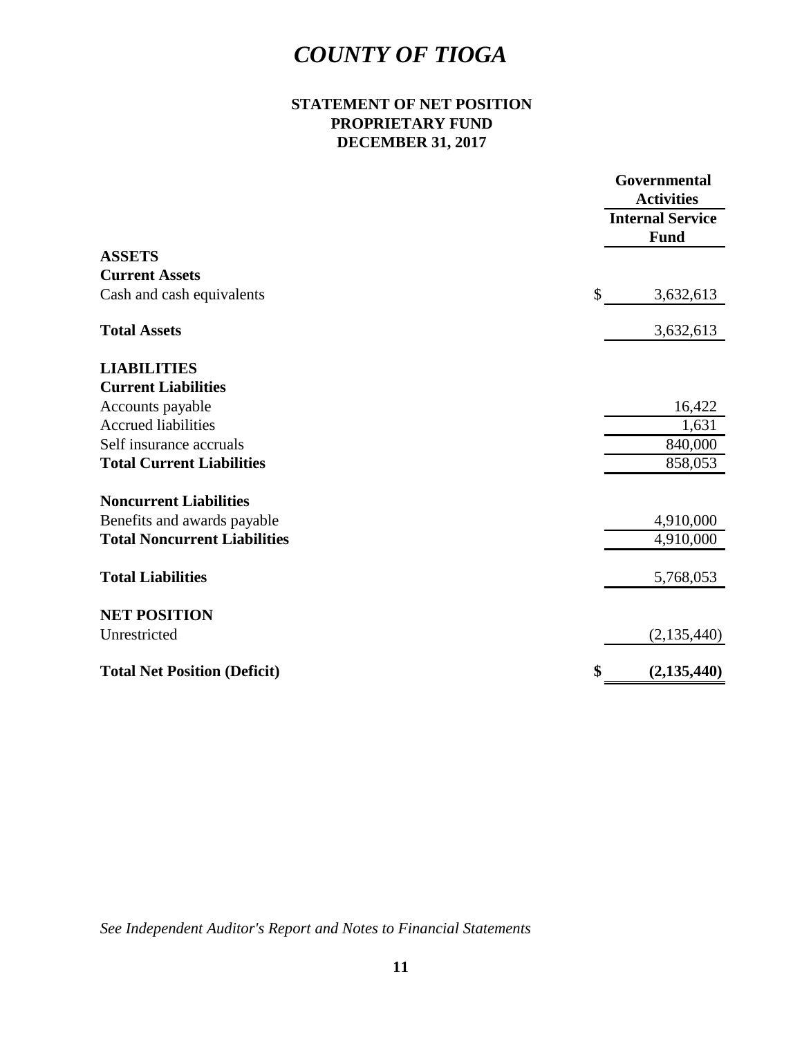# COUNTY OF TIOGA

## STATEMENT OF NET POSITION
## PROPRIETARY FUND
## DECEMBER 31, 2017

| | Governmental Activities |
|---|---|
| | Internal Service Fund |
| **ASSETS** | |
| **Current Assets** | |
| Cash and cash equivalents | $ 3,632,613 |
| **Total Assets** | 3,632,613 |
| **LIABILITIES** | |
| **Current Liabilities** | |
| Accounts payable | 16,422 |
| Accrued liabilities | 1,631 |
| Self insurance accruals | 840,000 |
| **Total Current Liabilities** | 858,053 |
| **Noncurrent Liabilities** | |
| Benefits and awards payable | 4,910,000 |
| **Total Noncurrent Liabilities** | 4,910,000 |
| **Total Liabilities** | 5,768,053 |
| **NET POSITION** | |
| Unrestricted | (2,135,440) |
| **Total Net Position (Deficit)** | **$ (2,135,440)** |

*See Independent Auditor's Report and Notes to Financial Statements*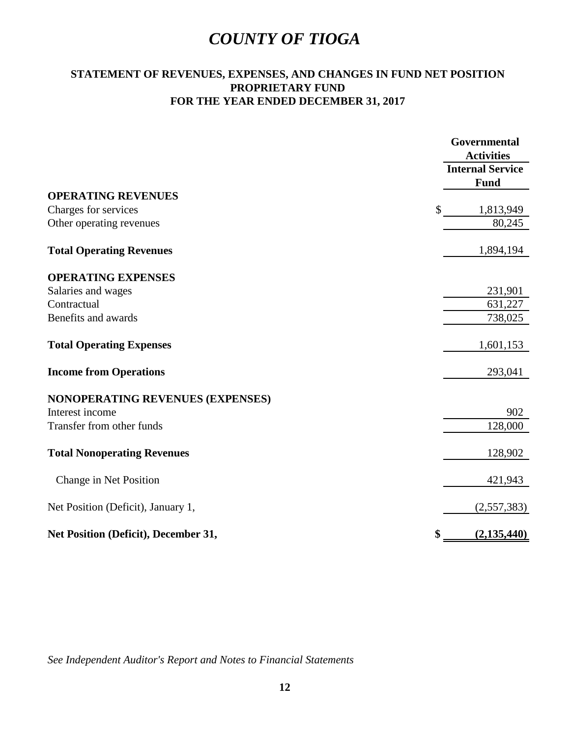# *COUNTY OF TIOGA*

## STATEMENT OF REVENUES, EXPENSES, AND CHANGES IN FUND NET POSITION
## PROPRIETARY FUND
## FOR THE YEAR ENDED DECEMBER 31, 2017

| | Governmental Activities |
|---|---|
| | **Internal Service Fund** |
| **OPERATING REVENUES** | |
| Charges for services | $ 1,813,949 |
| Other operating revenues | 80,245 |
| **Total Operating Revenues** | 1,894,194 |
| **OPERATING EXPENSES** | |
| Salaries and wages | 231,901 |
| Contractual | 631,227 |
| Benefits and awards | 738,025 |
| **Total Operating Expenses** | 1,601,153 |
| **Income from Operations** | 293,041 |
| **NONOPERATING REVENUES (EXPENSES)** | |
| Interest income | 902 |
| Transfer from other funds | 128,000 |
| **Total Nonoperating Revenues** | 128,902 |
| Change in Net Position | 421,943 |
| Net Position (Deficit), January 1, | (2,557,383) |
| **Net Position (Deficit), December 31,** | **$ (2,135,440)** |

*See Independent Auditor's Report and Notes to Financial Statements*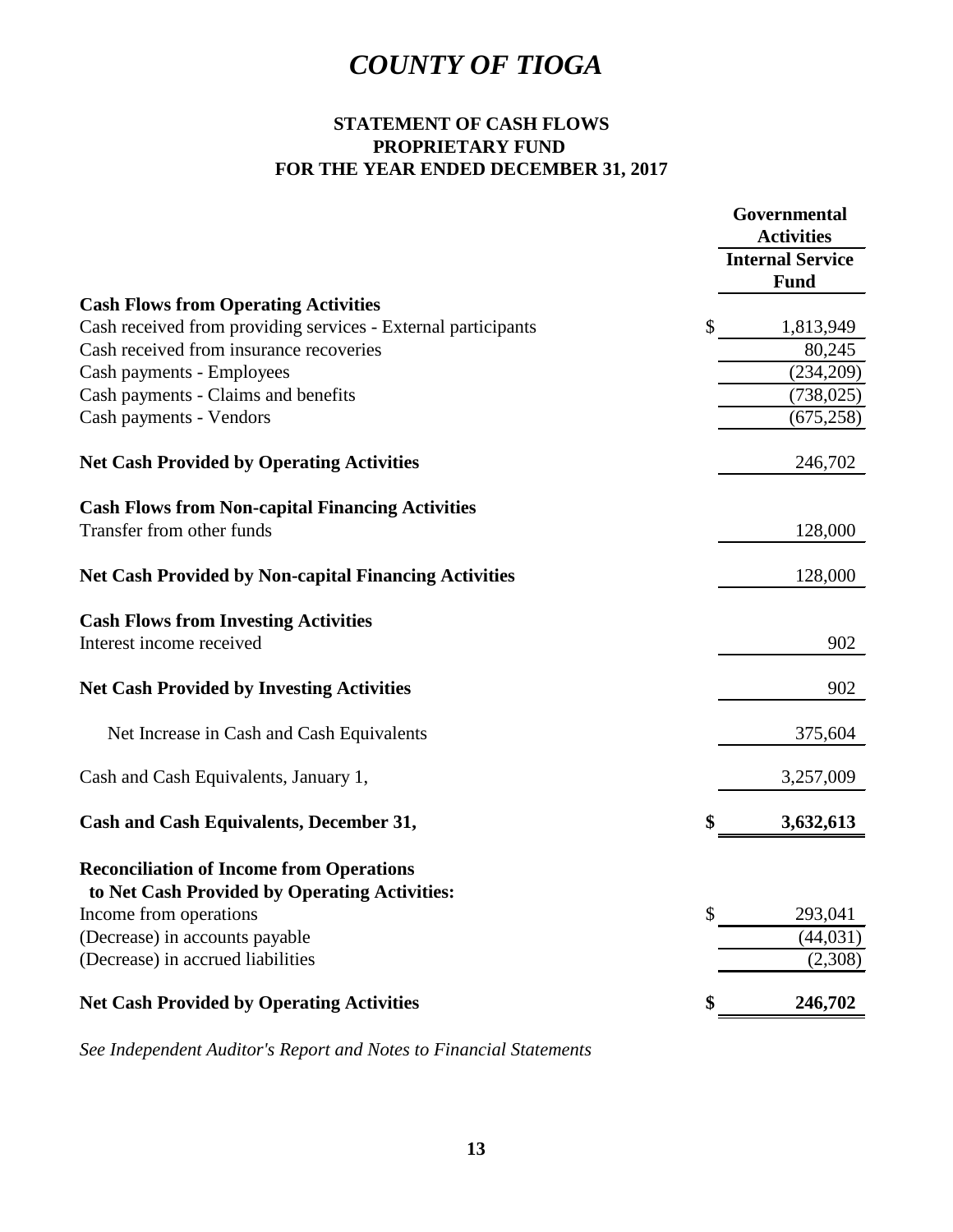# COUNTY OF TIOGA

## STATEMENT OF CASH FLOWS
## PROPRIETARY FUND
## FOR THE YEAR ENDED DECEMBER 31, 2017

| | Governmental Activities |
|---|---|
| | Internal Service Fund |
| **Cash Flows from Operating Activities** | |
| Cash received from providing services - External participants | $ 1,813,949 |
| Cash received from insurance recoveries | 80,245 |
| Cash payments - Employees | (234,209) |
| Cash payments - Claims and benefits | (738,025) |
| Cash payments - Vendors | (675,258) |
| **Net Cash Provided by Operating Activities** | 246,702 |
| **Cash Flows from Non-capital Financing Activities** | |
| Transfer from other funds | 128,000 |
| **Net Cash Provided by Non-capital Financing Activities** | 128,000 |
| **Cash Flows from Investing Activities** | |
| Interest income received | 902 |
| **Net Cash Provided by Investing Activities** | 902 |
| Net Increase in Cash and Cash Equivalents | 375,604 |
| Cash and Cash Equivalents, January 1, | 3,257,009 |
| **Cash and Cash Equivalents, December 31,** | **$ 3,632,613** |
| **Reconciliation of Income from Operations to Net Cash Provided by Operating Activities:** | |
| Income from operations | $ 293,041 |
| (Decrease) in accounts payable | (44,031) |
| (Decrease) in accrued liabilities | (2,308) |
| **Net Cash Provided by Operating Activities** | **$ 246,702** |

*See Independent Auditor's Report and Notes to Financial Statements*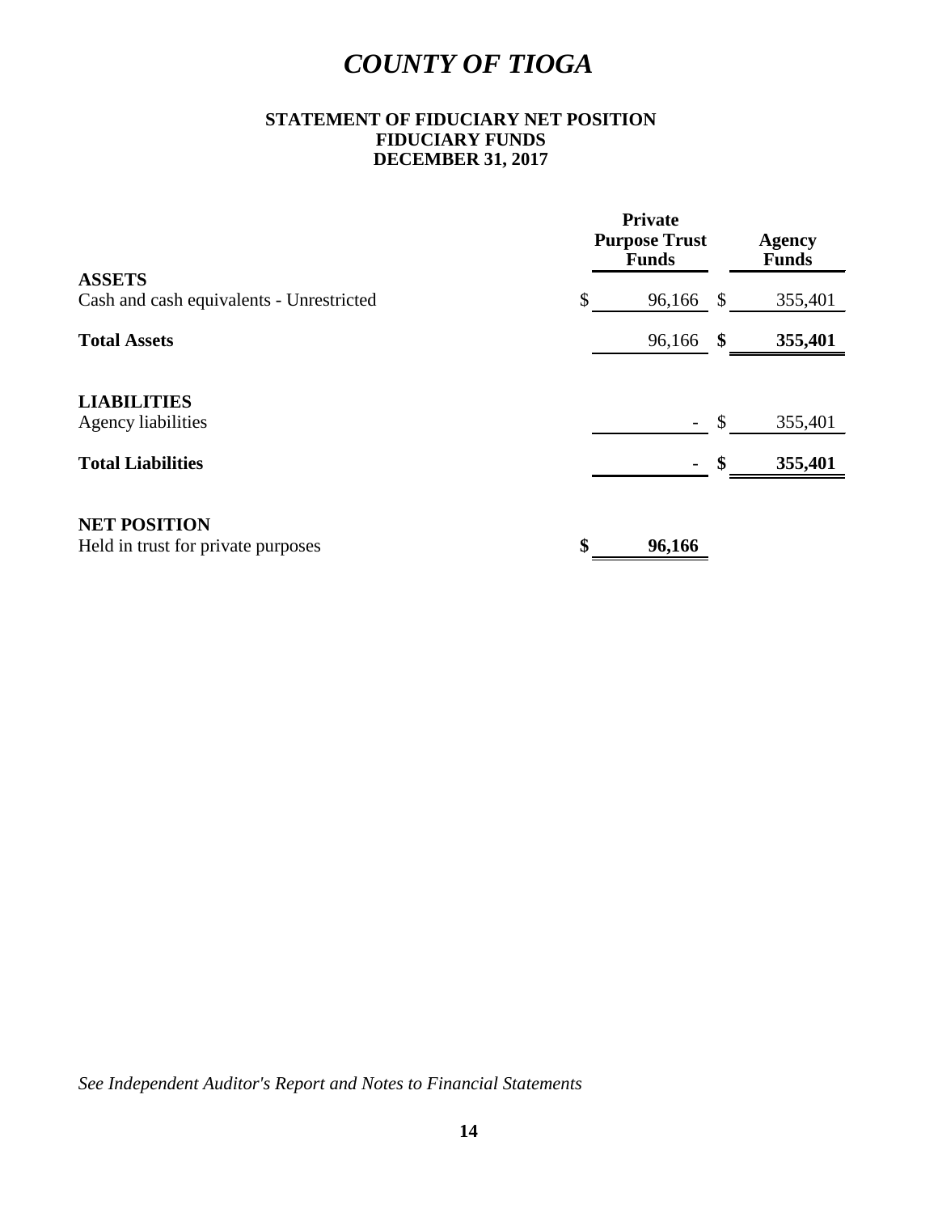# *COUNTY OF TIOGA*

**STATEMENT OF FIDUCIARY NET POSITION**
**FIDUCIARY FUNDS**
**DECEMBER 31, 2017**

| | Private Purpose Trust Funds | Agency Funds |
|---|---|---|
| **ASSETS** | | |
| Cash and cash equivalents - Unrestricted | $ 96,166 | $ 355,401 |
| **Total Assets** | 96,166 | **$ 355,401** |
| | | |
| **LIABILITIES** | | |
| Agency liabilities | - | $ 355,401 |
| **Total Liabilities** | - | **$ 355,401** |
| | | |
| **NET POSITION** | | |
| Held in trust for private purposes | **$ 96,166** | |

*See Independent Auditor's Report and Notes to Financial Statements*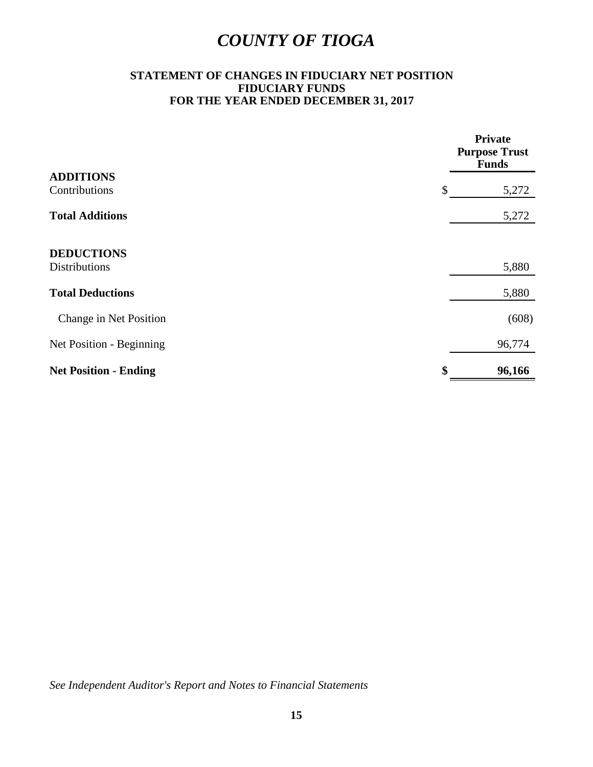# *COUNTY OF TIOGA*

**STATEMENT OF CHANGES IN FIDUCIARY NET POSITION**
**FIDUCIARY FUNDS**
**FOR THE YEAR ENDED DECEMBER 31, 2017**

| | Private Purpose Trust Funds |
|---|---|
| **ADDITIONS** | |
| Contributions | $ 5,272 |
| **Total Additions** | 5,272 |
| **DEDUCTIONS** | |
| Distributions | 5,880 |
| **Total Deductions** | 5,880 |
| Change in Net Position | (608) |
| Net Position - Beginning | 96,774 |
| **Net Position - Ending** | **$ 96,166** |

*See Independent Auditor's Report and Notes to Financial Statements*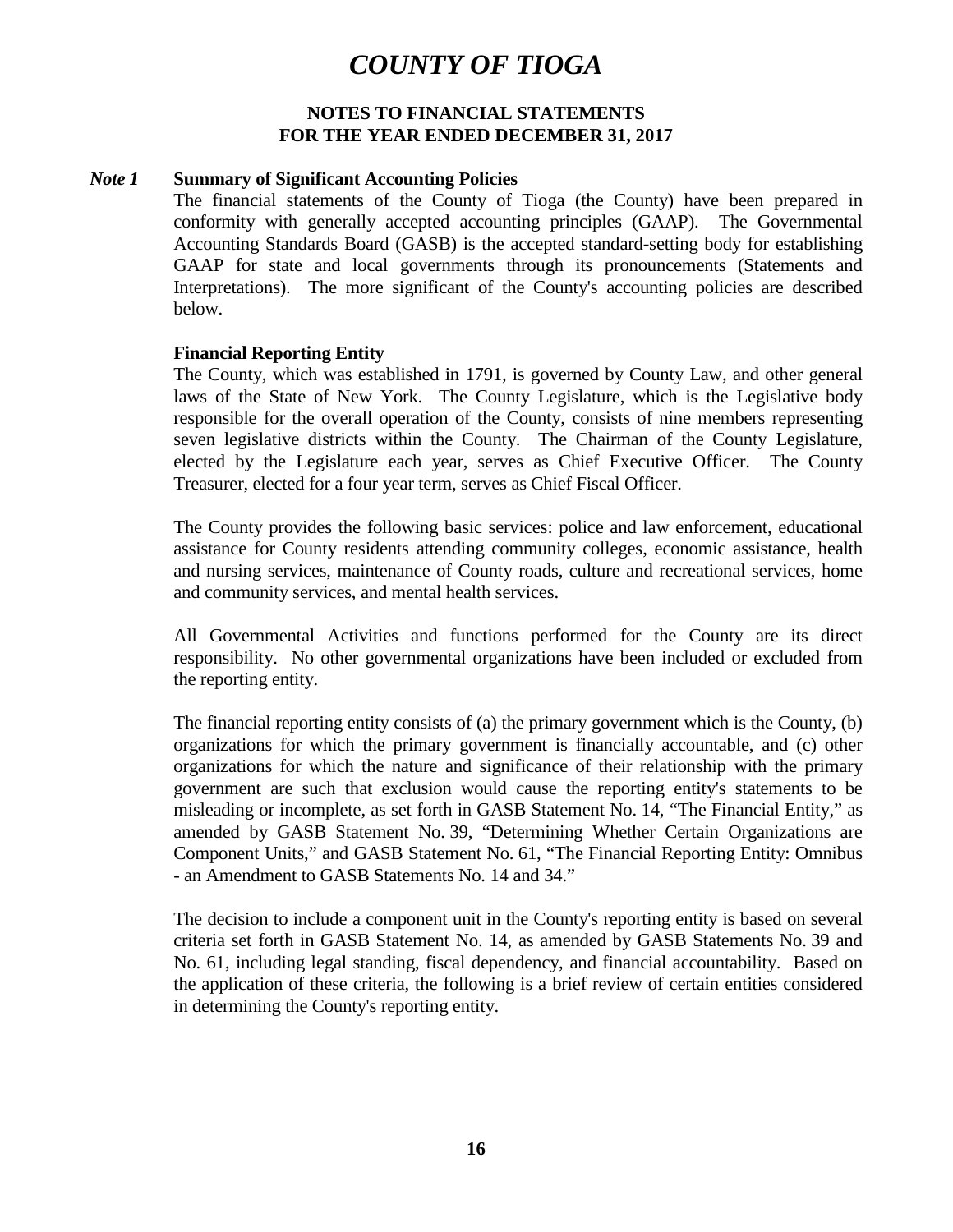# COUNTY OF TIOGA

## NOTES TO FINANCIAL STATEMENTS
## FOR THE YEAR ENDED DECEMBER 31, 2017

### *Note 1* Summary of Significant Accounting Policies

The financial statements of the County of Tioga (the County) have been prepared in conformity with generally accepted accounting principles (GAAP). The Governmental Accounting Standards Board (GASB) is the accepted standard-setting body for establishing GAAP for state and local governments through its pronouncements (Statements and Interpretations). The more significant of the County's accounting policies are described below.

**Financial Reporting Entity**

The County, which was established in 1791, is governed by County Law, and other general laws of the State of New York. The County Legislature, which is the Legislative body responsible for the overall operation of the County, consists of nine members representing seven legislative districts within the County. The Chairman of the County Legislature, elected by the Legislature each year, serves as Chief Executive Officer. The County Treasurer, elected for a four year term, serves as Chief Fiscal Officer.

The County provides the following basic services: police and law enforcement, educational assistance for County residents attending community colleges, economic assistance, health and nursing services, maintenance of County roads, culture and recreational services, home and community services, and mental health services.

All Governmental Activities and functions performed for the County are its direct responsibility. No other governmental organizations have been included or excluded from the reporting entity.

The financial reporting entity consists of (a) the primary government which is the County, (b) organizations for which the primary government is financially accountable, and (c) other organizations for which the nature and significance of their relationship with the primary government are such that exclusion would cause the reporting entity's statements to be misleading or incomplete, as set forth in GASB Statement No. 14, "The Financial Entity," as amended by GASB Statement No. 39, "Determining Whether Certain Organizations are Component Units," and GASB Statement No. 61, "The Financial Reporting Entity: Omnibus - an Amendment to GASB Statements No. 14 and 34."

The decision to include a component unit in the County's reporting entity is based on several criteria set forth in GASB Statement No. 14, as amended by GASB Statements No. 39 and No. 61, including legal standing, fiscal dependency, and financial accountability. Based on the application of these criteria, the following is a brief review of certain entities considered in determining the County's reporting entity.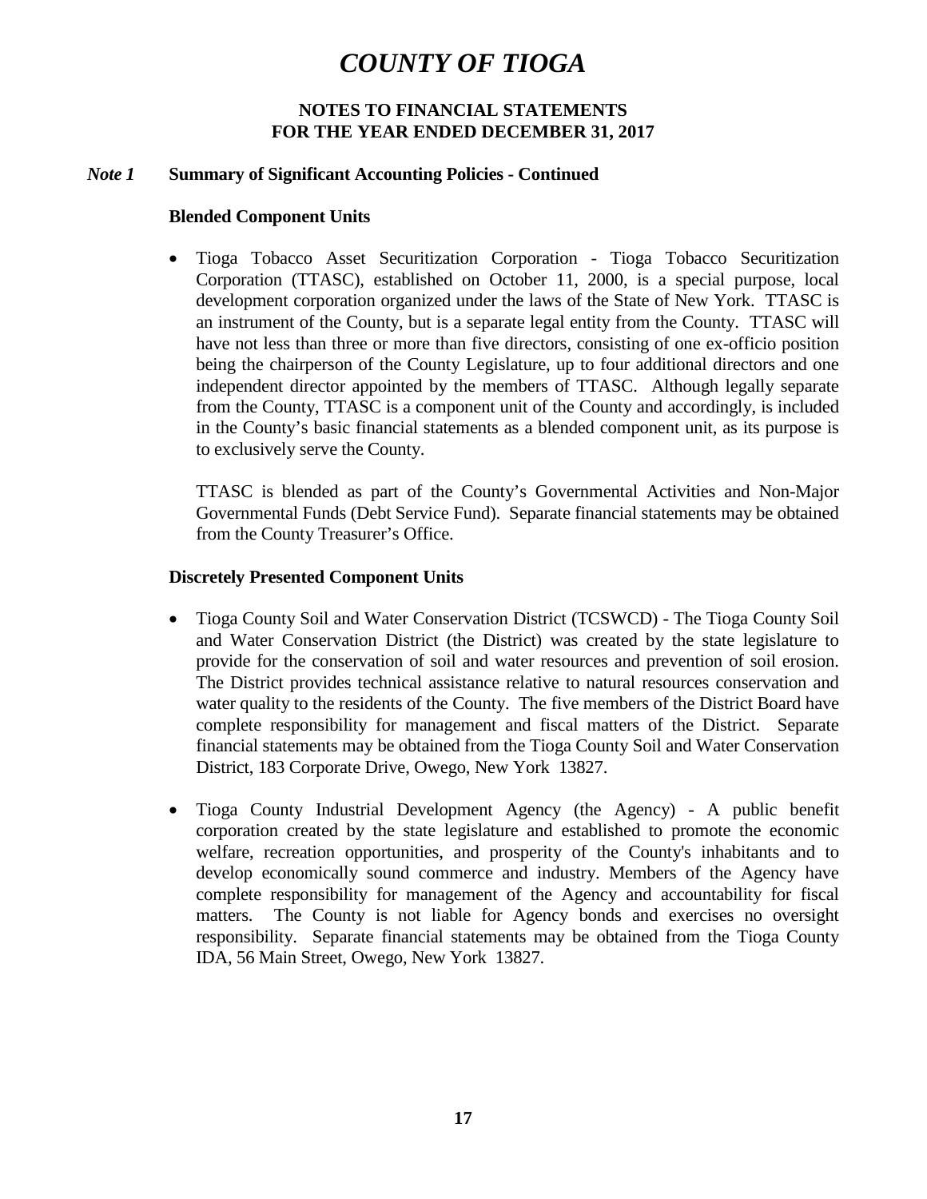# COUNTY OF TIOGA

## NOTES TO FINANCIAL STATEMENTS
## FOR THE YEAR ENDED DECEMBER 31, 2017

### *Note 1* Summary of Significant Accounting Policies - Continued

**Blended Component Units**

- Tioga Tobacco Asset Securitization Corporation - Tioga Tobacco Securitization Corporation (TTASC), established on October 11, 2000, is a special purpose, local development corporation organized under the laws of the State of New York. TTASC is an instrument of the County, but is a separate legal entity from the County. TTASC will have not less than three or more than five directors, consisting of one ex-officio position being the chairperson of the County Legislature, up to four additional directors and one independent director appointed by the members of TTASC. Although legally separate from the County, TTASC is a component unit of the County and accordingly, is included in the County's basic financial statements as a blended component unit, as its purpose is to exclusively serve the County.

  TTASC is blended as part of the County's Governmental Activities and Non-Major Governmental Funds (Debt Service Fund). Separate financial statements may be obtained from the County Treasurer's Office.

**Discretely Presented Component Units**

- Tioga County Soil and Water Conservation District (TCSWCD) - The Tioga County Soil and Water Conservation District (the District) was created by the state legislature to provide for the conservation of soil and water resources and prevention of soil erosion. The District provides technical assistance relative to natural resources conservation and water quality to the residents of the County. The five members of the District Board have complete responsibility for management and fiscal matters of the District. Separate financial statements may be obtained from the Tioga County Soil and Water Conservation District, 183 Corporate Drive, Owego, New York 13827.

- Tioga County Industrial Development Agency (the Agency) - A public benefit corporation created by the state legislature and established to promote the economic welfare, recreation opportunities, and prosperity of the County's inhabitants and to develop economically sound commerce and industry. Members of the Agency have complete responsibility for management of the Agency and accountability for fiscal matters. The County is not liable for Agency bonds and exercises no oversight responsibility. Separate financial statements may be obtained from the Tioga County IDA, 56 Main Street, Owego, New York 13827.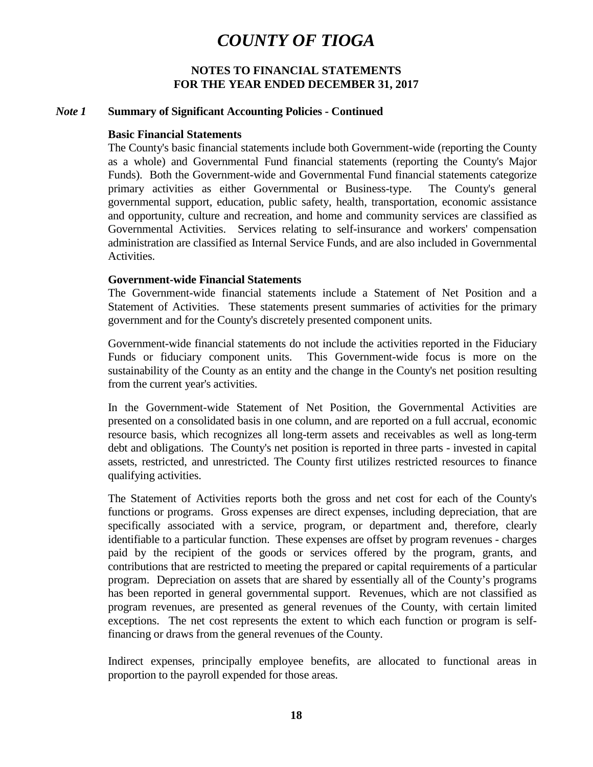# COUNTY OF TIOGA

## NOTES TO FINANCIAL STATEMENTS
## FOR THE YEAR ENDED DECEMBER 31, 2017

### *Note 1* Summary of Significant Accounting Policies - Continued

**Basic Financial Statements**

The County's basic financial statements include both Government-wide (reporting the County as a whole) and Governmental Fund financial statements (reporting the County's Major Funds). Both the Government-wide and Governmental Fund financial statements categorize primary activities as either Governmental or Business-type. The County's general governmental support, education, public safety, health, transportation, economic assistance and opportunity, culture and recreation, and home and community services are classified as Governmental Activities. Services relating to self-insurance and workers' compensation administration are classified as Internal Service Funds, and are also included in Governmental Activities.

**Government-wide Financial Statements**

The Government-wide financial statements include a Statement of Net Position and a Statement of Activities. These statements present summaries of activities for the primary government and for the County's discretely presented component units.

Government-wide financial statements do not include the activities reported in the Fiduciary Funds or fiduciary component units. This Government-wide focus is more on the sustainability of the County as an entity and the change in the County's net position resulting from the current year's activities.

In the Government-wide Statement of Net Position, the Governmental Activities are presented on a consolidated basis in one column, and are reported on a full accrual, economic resource basis, which recognizes all long-term assets and receivables as well as long-term debt and obligations. The County's net position is reported in three parts - invested in capital assets, restricted, and unrestricted. The County first utilizes restricted resources to finance qualifying activities.

The Statement of Activities reports both the gross and net cost for each of the County's functions or programs. Gross expenses are direct expenses, including depreciation, that are specifically associated with a service, program, or department and, therefore, clearly identifiable to a particular function. These expenses are offset by program revenues - charges paid by the recipient of the goods or services offered by the program, grants, and contributions that are restricted to meeting the prepared or capital requirements of a particular program. Depreciation on assets that are shared by essentially all of the County's programs has been reported in general governmental support. Revenues, which are not classified as program revenues, are presented as general revenues of the County, with certain limited exceptions. The net cost represents the extent to which each function or program is self-financing or draws from the general revenues of the County.

Indirect expenses, principally employee benefits, are allocated to functional areas in proportion to the payroll expended for those areas.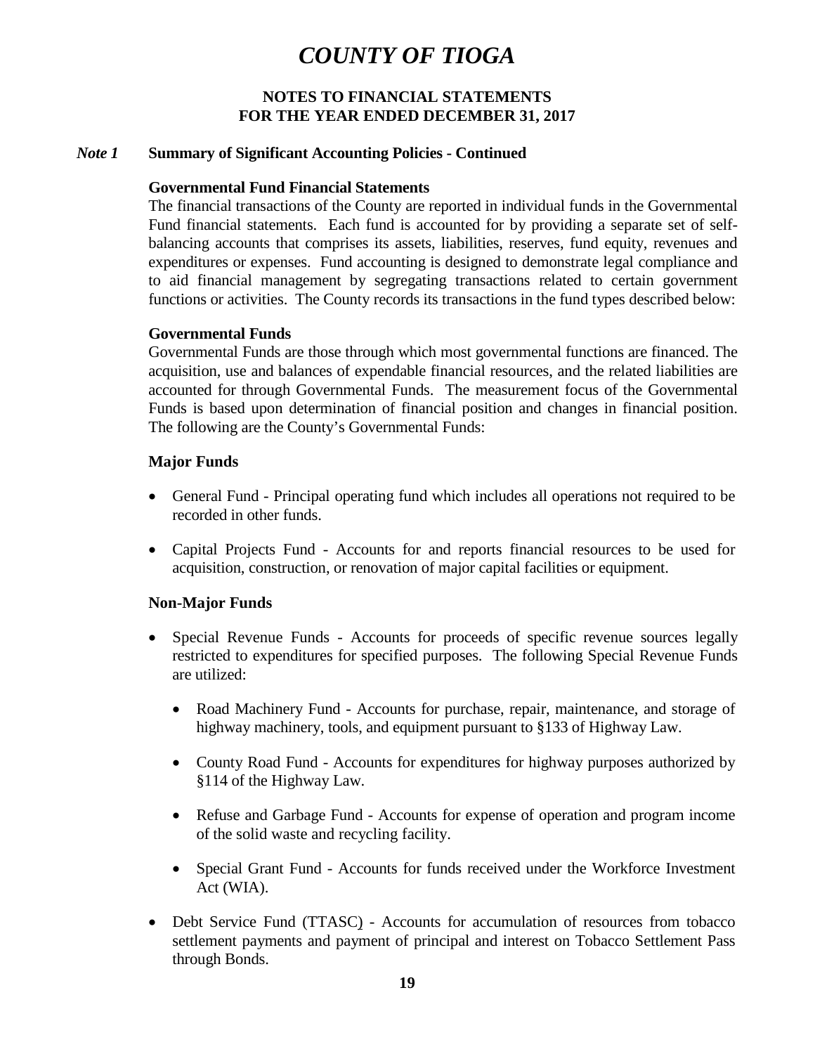# COUNTY OF TIOGA

**NOTES TO FINANCIAL STATEMENTS**
**FOR THE YEAR ENDED DECEMBER 31, 2017**

***Note 1*** **Summary of Significant Accounting Policies - Continued**

**Governmental Fund Financial Statements**

The financial transactions of the County are reported in individual funds in the Governmental Fund financial statements. Each fund is accounted for by providing a separate set of self-balancing accounts that comprises its assets, liabilities, reserves, fund equity, revenues and expenditures or expenses. Fund accounting is designed to demonstrate legal compliance and to aid financial management by segregating transactions related to certain government functions or activities. The County records its transactions in the fund types described below:

**Governmental Funds**

Governmental Funds are those through which most governmental functions are financed. The acquisition, use and balances of expendable financial resources, and the related liabilities are accounted for through Governmental Funds. The measurement focus of the Governmental Funds is based upon determination of financial position and changes in financial position. The following are the County's Governmental Funds:

**Major Funds**

- General Fund - Principal operating fund which includes all operations not required to be recorded in other funds.
- Capital Projects Fund - Accounts for and reports financial resources to be used for acquisition, construction, or renovation of major capital facilities or equipment.

**Non-Major Funds**

- Special Revenue Funds - Accounts for proceeds of specific revenue sources legally restricted to expenditures for specified purposes. The following Special Revenue Funds are utilized:
  - Road Machinery Fund - Accounts for purchase, repair, maintenance, and storage of highway machinery, tools, and equipment pursuant to §133 of Highway Law.
  - County Road Fund - Accounts for expenditures for highway purposes authorized by §114 of the Highway Law.
  - Refuse and Garbage Fund - Accounts for expense of operation and program income of the solid waste and recycling facility.
  - Special Grant Fund - Accounts for funds received under the Workforce Investment Act (WIA).
- Debt Service Fund (TTASC) - Accounts for accumulation of resources from tobacco settlement payments and payment of principal and interest on Tobacco Settlement Pass through Bonds.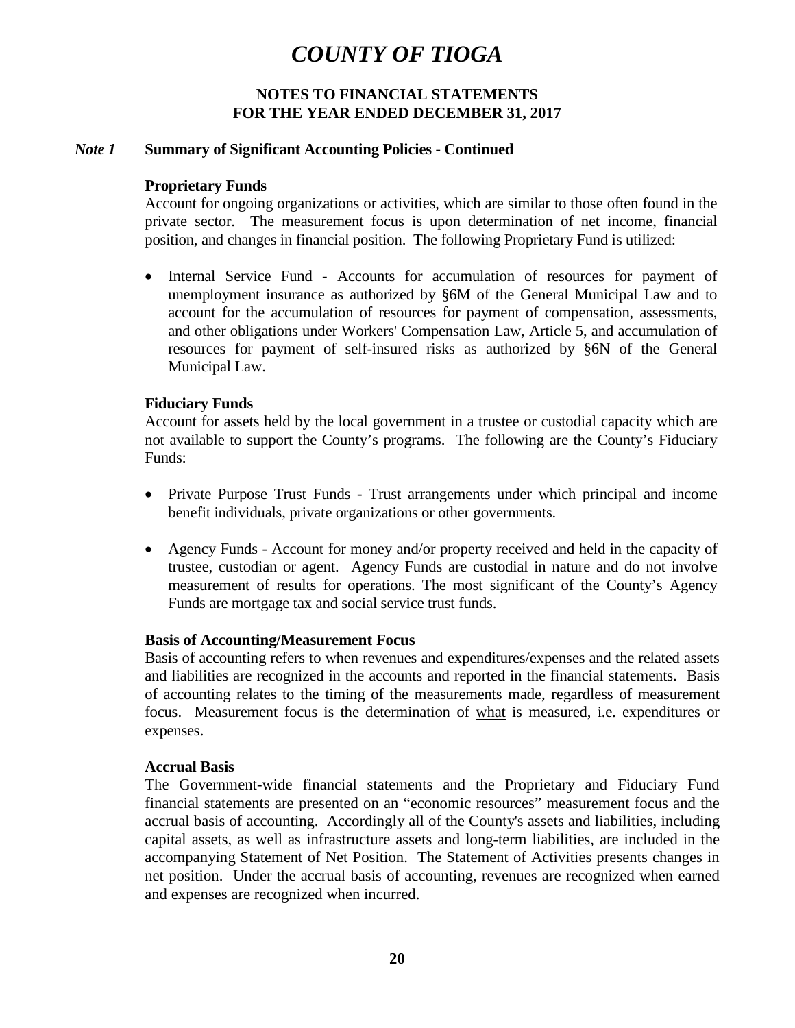# COUNTY OF TIOGA

## NOTES TO FINANCIAL STATEMENTS
## FOR THE YEAR ENDED DECEMBER 31, 2017

### *Note 1* Summary of Significant Accounting Policies - Continued

**Proprietary Funds**

Account for ongoing organizations or activities, which are similar to those often found in the private sector. The measurement focus is upon determination of net income, financial position, and changes in financial position. The following Proprietary Fund is utilized:

- Internal Service Fund - Accounts for accumulation of resources for payment of unemployment insurance as authorized by §6M of the General Municipal Law and to account for the accumulation of resources for payment of compensation, assessments, and other obligations under Workers' Compensation Law, Article 5, and accumulation of resources for payment of self-insured risks as authorized by §6N of the General Municipal Law.

**Fiduciary Funds**

Account for assets held by the local government in a trustee or custodial capacity which are not available to support the County's programs. The following are the County's Fiduciary Funds:

- Private Purpose Trust Funds - Trust arrangements under which principal and income benefit individuals, private organizations or other governments.

- Agency Funds - Account for money and/or property received and held in the capacity of trustee, custodian or agent. Agency Funds are custodial in nature and do not involve measurement of results for operations. The most significant of the County's Agency Funds are mortgage tax and social service trust funds.

**Basis of Accounting/Measurement Focus**

Basis of accounting refers to <u>when</u> revenues and expenditures/expenses and the related assets and liabilities are recognized in the accounts and reported in the financial statements. Basis of accounting relates to the timing of the measurements made, regardless of measurement focus. Measurement focus is the determination of <u>what</u> is measured, i.e. expenditures or expenses.

**Accrual Basis**

The Government-wide financial statements and the Proprietary and Fiduciary Fund financial statements are presented on an "economic resources" measurement focus and the accrual basis of accounting. Accordingly all of the County's assets and liabilities, including capital assets, as well as infrastructure assets and long-term liabilities, are included in the accompanying Statement of Net Position. The Statement of Activities presents changes in net position. Under the accrual basis of accounting, revenues are recognized when earned and expenses are recognized when incurred.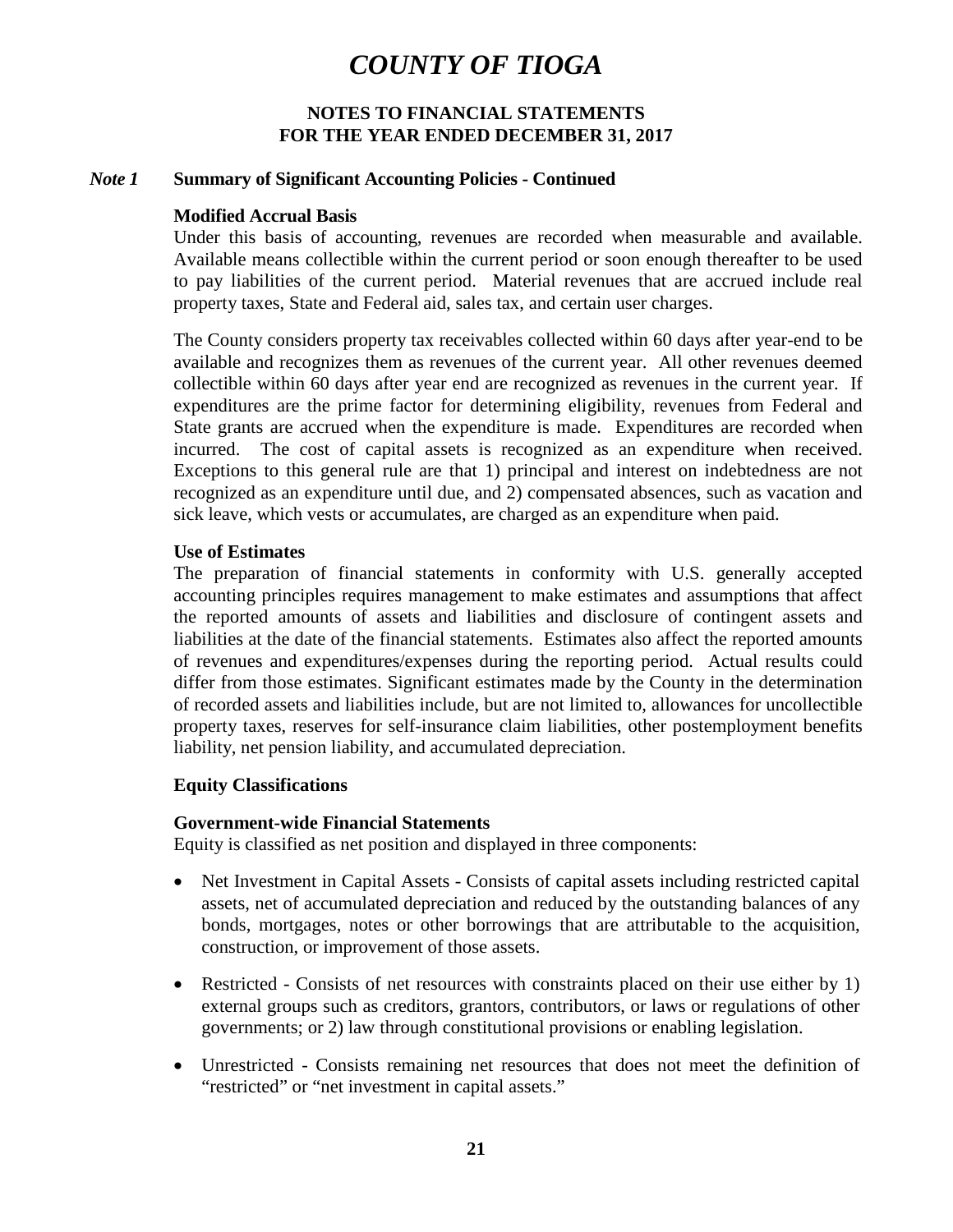# COUNTY OF TIOGA

**NOTES TO FINANCIAL STATEMENTS**
**FOR THE YEAR ENDED DECEMBER 31, 2017**

## *Note 1* Summary of Significant Accounting Policies - Continued

### Modified Accrual Basis

Under this basis of accounting, revenues are recorded when measurable and available. Available means collectible within the current period or soon enough thereafter to be used to pay liabilities of the current period. Material revenues that are accrued include real property taxes, State and Federal aid, sales tax, and certain user charges.

The County considers property tax receivables collected within 60 days after year-end to be available and recognizes them as revenues of the current year. All other revenues deemed collectible within 60 days after year end are recognized as revenues in the current year. If expenditures are the prime factor for determining eligibility, revenues from Federal and State grants are accrued when the expenditure is made. Expenditures are recorded when incurred. The cost of capital assets is recognized as an expenditure when received. Exceptions to this general rule are that 1) principal and interest on indebtedness are not recognized as an expenditure until due, and 2) compensated absences, such as vacation and sick leave, which vests or accumulates, are charged as an expenditure when paid.

### Use of Estimates

The preparation of financial statements in conformity with U.S. generally accepted accounting principles requires management to make estimates and assumptions that affect the reported amounts of assets and liabilities and disclosure of contingent assets and liabilities at the date of the financial statements. Estimates also affect the reported amounts of revenues and expenditures/expenses during the reporting period. Actual results could differ from those estimates. Significant estimates made by the County in the determination of recorded assets and liabilities include, but are not limited to, allowances for uncollectible property taxes, reserves for self-insurance claim liabilities, other postemployment benefits liability, net pension liability, and accumulated depreciation.

### Equity Classifications

### Government-wide Financial Statements

Equity is classified as net position and displayed in three components:

- Net Investment in Capital Assets - Consists of capital assets including restricted capital assets, net of accumulated depreciation and reduced by the outstanding balances of any bonds, mortgages, notes or other borrowings that are attributable to the acquisition, construction, or improvement of those assets.
- Restricted - Consists of net resources with constraints placed on their use either by 1) external groups such as creditors, grantors, contributors, or laws or regulations of other governments; or 2) law through constitutional provisions or enabling legislation.
- Unrestricted - Consists remaining net resources that does not meet the definition of "restricted" or "net investment in capital assets."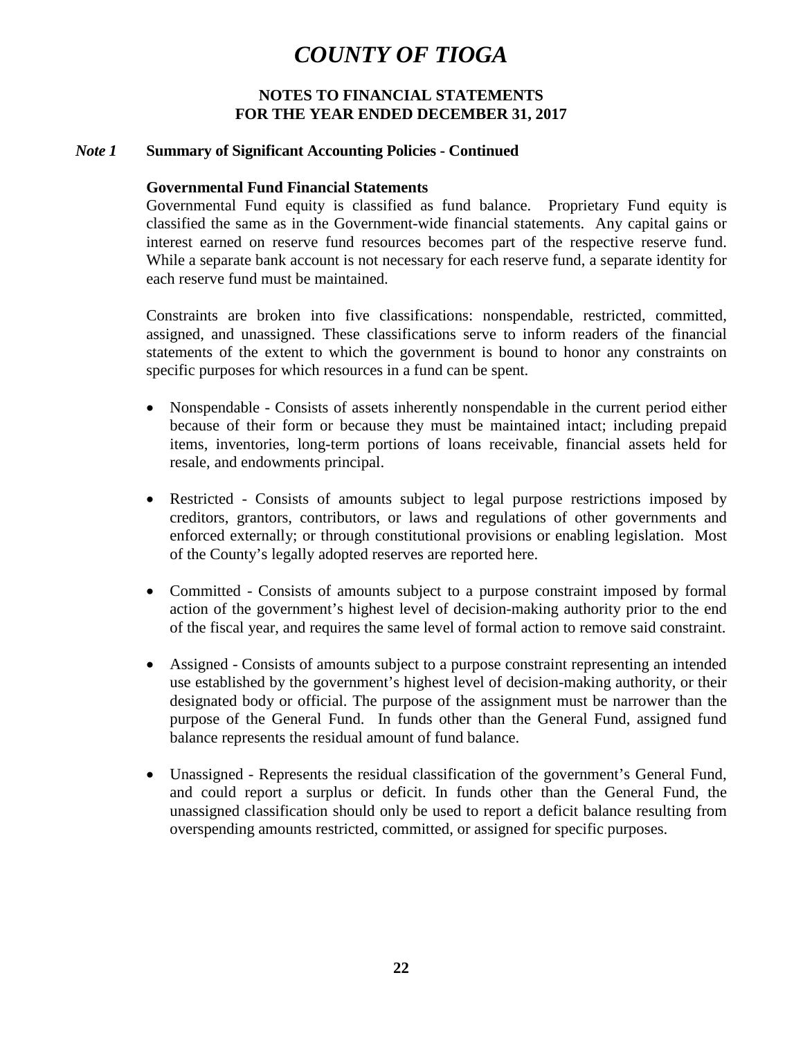# COUNTY OF TIOGA

**NOTES TO FINANCIAL STATEMENTS**
**FOR THE YEAR ENDED DECEMBER 31, 2017**

## *Note 1* Summary of Significant Accounting Policies - Continued

**Governmental Fund Financial Statements**

Governmental Fund equity is classified as fund balance. Proprietary Fund equity is classified the same as in the Government-wide financial statements. Any capital gains or interest earned on reserve fund resources becomes part of the respective reserve fund. While a separate bank account is not necessary for each reserve fund, a separate identity for each reserve fund must be maintained.

Constraints are broken into five classifications: nonspendable, restricted, committed, assigned, and unassigned. These classifications serve to inform readers of the financial statements of the extent to which the government is bound to honor any constraints on specific purposes for which resources in a fund can be spent.

- Nonspendable - Consists of assets inherently nonspendable in the current period either because of their form or because they must be maintained intact; including prepaid items, inventories, long-term portions of loans receivable, financial assets held for resale, and endowments principal.
- Restricted - Consists of amounts subject to legal purpose restrictions imposed by creditors, grantors, contributors, or laws and regulations of other governments and enforced externally; or through constitutional provisions or enabling legislation. Most of the County's legally adopted reserves are reported here.
- Committed - Consists of amounts subject to a purpose constraint imposed by formal action of the government's highest level of decision-making authority prior to the end of the fiscal year, and requires the same level of formal action to remove said constraint.
- Assigned - Consists of amounts subject to a purpose constraint representing an intended use established by the government's highest level of decision-making authority, or their designated body or official. The purpose of the assignment must be narrower than the purpose of the General Fund. In funds other than the General Fund, assigned fund balance represents the residual amount of fund balance.
- Unassigned - Represents the residual classification of the government's General Fund, and could report a surplus or deficit. In funds other than the General Fund, the unassigned classification should only be used to report a deficit balance resulting from overspending amounts restricted, committed, or assigned for specific purposes.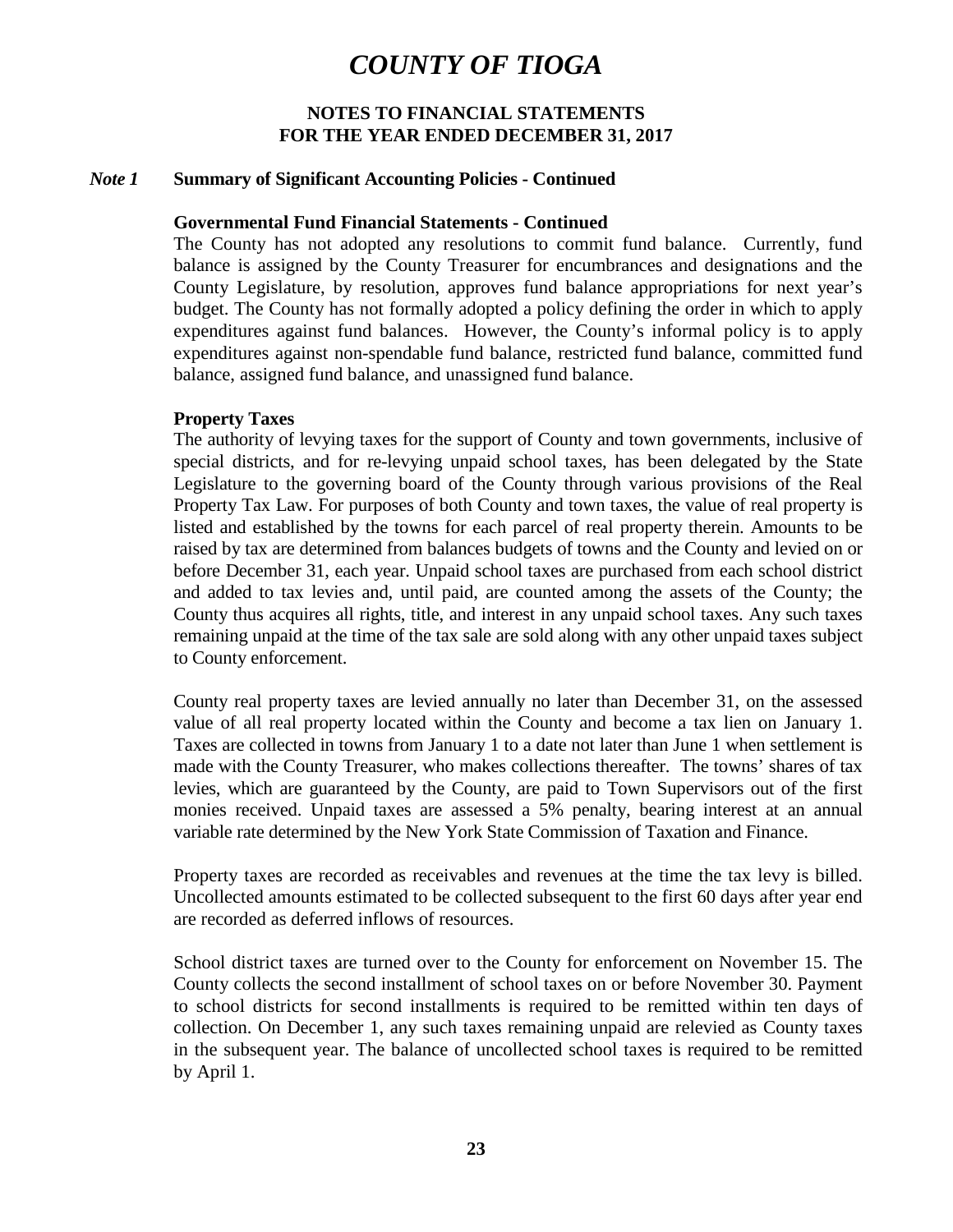# COUNTY OF TIOGA

**NOTES TO FINANCIAL STATEMENTS**
**FOR THE YEAR ENDED DECEMBER 31, 2017**

## *Note 1* Summary of Significant Accounting Policies - Continued

### Governmental Fund Financial Statements - Continued

The County has not adopted any resolutions to commit fund balance. Currently, fund balance is assigned by the County Treasurer for encumbrances and designations and the County Legislature, by resolution, approves fund balance appropriations for next year's budget. The County has not formally adopted a policy defining the order in which to apply expenditures against fund balances. However, the County's informal policy is to apply expenditures against non-spendable fund balance, restricted fund balance, committed fund balance, assigned fund balance, and unassigned fund balance.

### Property Taxes

The authority of levying taxes for the support of County and town governments, inclusive of special districts, and for re-levying unpaid school taxes, has been delegated by the State Legislature to the governing board of the County through various provisions of the Real Property Tax Law. For purposes of both County and town taxes, the value of real property is listed and established by the towns for each parcel of real property therein. Amounts to be raised by tax are determined from balances budgets of towns and the County and levied on or before December 31, each year. Unpaid school taxes are purchased from each school district and added to tax levies and, until paid, are counted among the assets of the County; the County thus acquires all rights, title, and interest in any unpaid school taxes. Any such taxes remaining unpaid at the time of the tax sale are sold along with any other unpaid taxes subject to County enforcement.

County real property taxes are levied annually no later than December 31, on the assessed value of all real property located within the County and become a tax lien on January 1. Taxes are collected in towns from January 1 to a date not later than June 1 when settlement is made with the County Treasurer, who makes collections thereafter. The towns' shares of tax levies, which are guaranteed by the County, are paid to Town Supervisors out of the first monies received. Unpaid taxes are assessed a 5% penalty, bearing interest at an annual variable rate determined by the New York State Commission of Taxation and Finance.

Property taxes are recorded as receivables and revenues at the time the tax levy is billed. Uncollected amounts estimated to be collected subsequent to the first 60 days after year end are recorded as deferred inflows of resources.

School district taxes are turned over to the County for enforcement on November 15. The County collects the second installment of school taxes on or before November 30. Payment to school districts for second installments is required to be remitted within ten days of collection. On December 1, any such taxes remaining unpaid are relevied as County taxes in the subsequent year. The balance of uncollected school taxes is required to be remitted by April 1.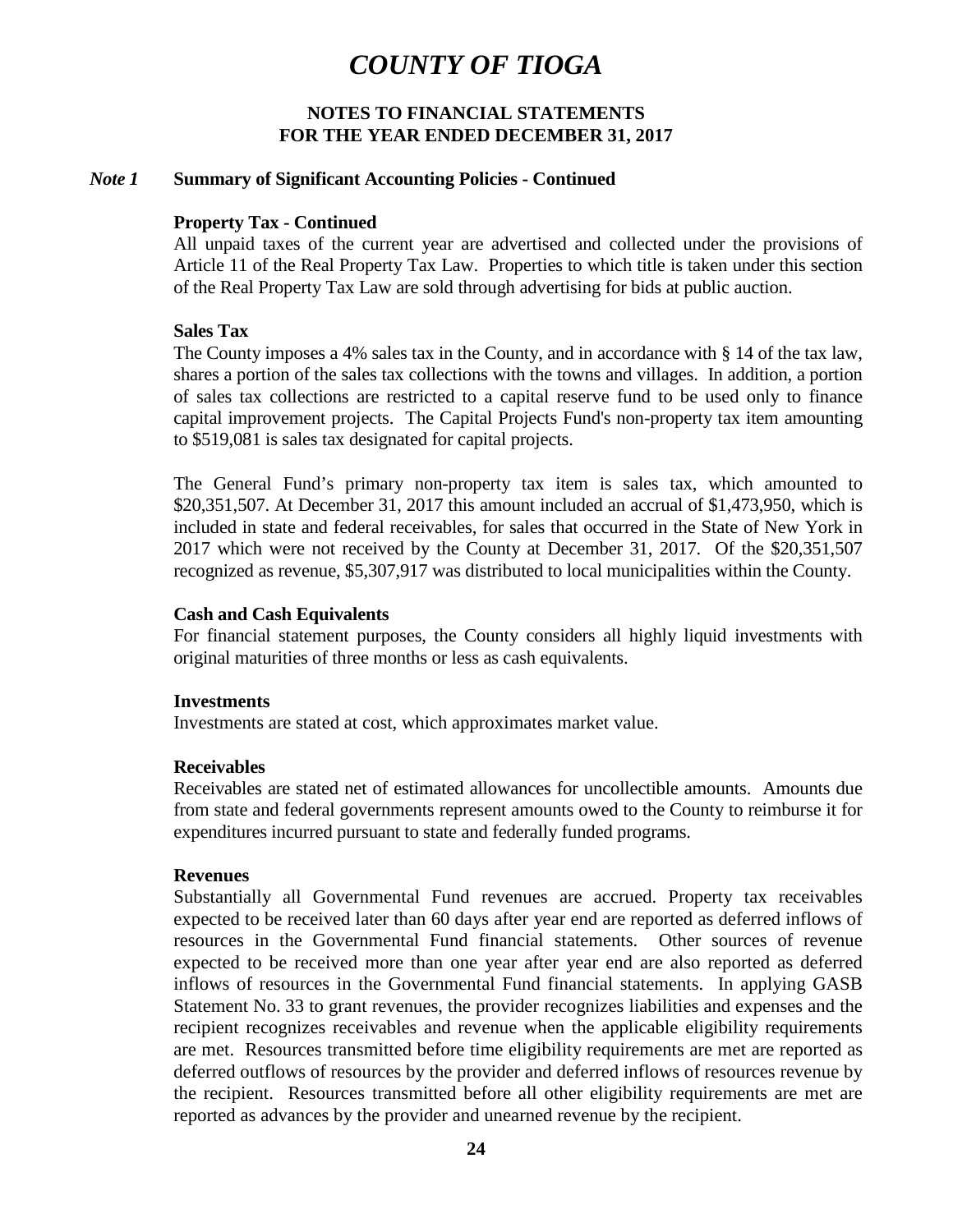# COUNTY OF TIOGA

## NOTES TO FINANCIAL STATEMENTS
## FOR THE YEAR ENDED DECEMBER 31, 2017

### *Note 1* Summary of Significant Accounting Policies - Continued

**Property Tax - Continued**

All unpaid taxes of the current year are advertised and collected under the provisions of Article 11 of the Real Property Tax Law. Properties to which title is taken under this section of the Real Property Tax Law are sold through advertising for bids at public auction.

**Sales Tax**

The County imposes a 4% sales tax in the County, and in accordance with § 14 of the tax law, shares a portion of the sales tax collections with the towns and villages. In addition, a portion of sales tax collections are restricted to a capital reserve fund to be used only to finance capital improvement projects. The Capital Projects Fund's non-property tax item amounting to $519,081 is sales tax designated for capital projects.

The General Fund's primary non-property tax item is sales tax, which amounted to $20,351,507. At December 31, 2017 this amount included an accrual of $1,473,950, which is included in state and federal receivables, for sales that occurred in the State of New York in 2017 which were not received by the County at December 31, 2017. Of the $20,351,507 recognized as revenue, $5,307,917 was distributed to local municipalities within the County.

**Cash and Cash Equivalents**

For financial statement purposes, the County considers all highly liquid investments with original maturities of three months or less as cash equivalents.

**Investments**

Investments are stated at cost, which approximates market value.

**Receivables**

Receivables are stated net of estimated allowances for uncollectible amounts. Amounts due from state and federal governments represent amounts owed to the County to reimburse it for expenditures incurred pursuant to state and federally funded programs.

**Revenues**

Substantially all Governmental Fund revenues are accrued. Property tax receivables expected to be received later than 60 days after year end are reported as deferred inflows of resources in the Governmental Fund financial statements. Other sources of revenue expected to be received more than one year after year end are also reported as deferred inflows of resources in the Governmental Fund financial statements. In applying GASB Statement No. 33 to grant revenues, the provider recognizes liabilities and expenses and the recipient recognizes receivables and revenue when the applicable eligibility requirements are met. Resources transmitted before time eligibility requirements are met are reported as deferred outflows of resources by the provider and deferred inflows of resources revenue by the recipient. Resources transmitted before all other eligibility requirements are met are reported as advances by the provider and unearned revenue by the recipient.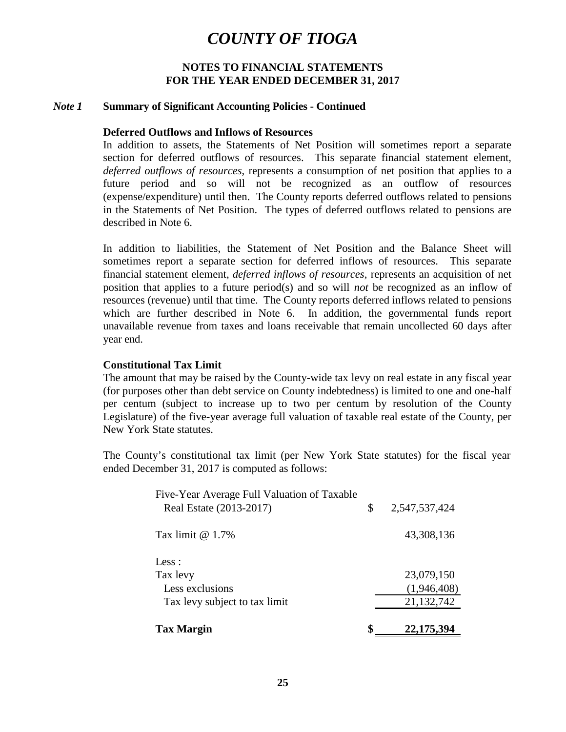# COUNTY OF TIOGA

## NOTES TO FINANCIAL STATEMENTS
## FOR THE YEAR ENDED DECEMBER 31, 2017

### *Note 1* Summary of Significant Accounting Policies - Continued

**Deferred Outflows and Inflows of Resources**

In addition to assets, the Statements of Net Position will sometimes report a separate section for deferred outflows of resources. This separate financial statement element, *deferred outflows of resources*, represents a consumption of net position that applies to a future period and so will not be recognized as an outflow of resources (expense/expenditure) until then. The County reports deferred outflows related to pensions in the Statements of Net Position. The types of deferred outflows related to pensions are described in Note 6.

In addition to liabilities, the Statement of Net Position and the Balance Sheet will sometimes report a separate section for deferred inflows of resources. This separate financial statement element, *deferred inflows of resources*, represents an acquisition of net position that applies to a future period(s) and so will *not* be recognized as an inflow of resources (revenue) until that time. The County reports deferred inflows related to pensions which are further described in Note 6. In addition, the governmental funds report unavailable revenue from taxes and loans receivable that remain uncollected 60 days after year end.

**Constitutional Tax Limit**

The amount that may be raised by the County-wide tax levy on real estate in any fiscal year (for purposes other than debt service on County indebtedness) is limited to one and one-half per centum (subject to increase up to two per centum by resolution of the County Legislature) of the five-year average full valuation of taxable real estate of the County, per New York State statutes.

The County's constitutional tax limit (per New York State statutes) for the fiscal year ended December 31, 2017 is computed as follows:

| | |
|---|---|
| Five-Year Average Full Valuation of Taxable Real Estate (2013-2017) | $ 2,547,537,424 |
| Tax limit @ 1.7% | 43,308,136 |
| Less : | |
| Tax levy | 23,079,150 |
| Less exclusions | (1,946,408) |
| Tax levy subject to tax limit | 21,132,742 |
| **Tax Margin** | **$ 22,175,394** |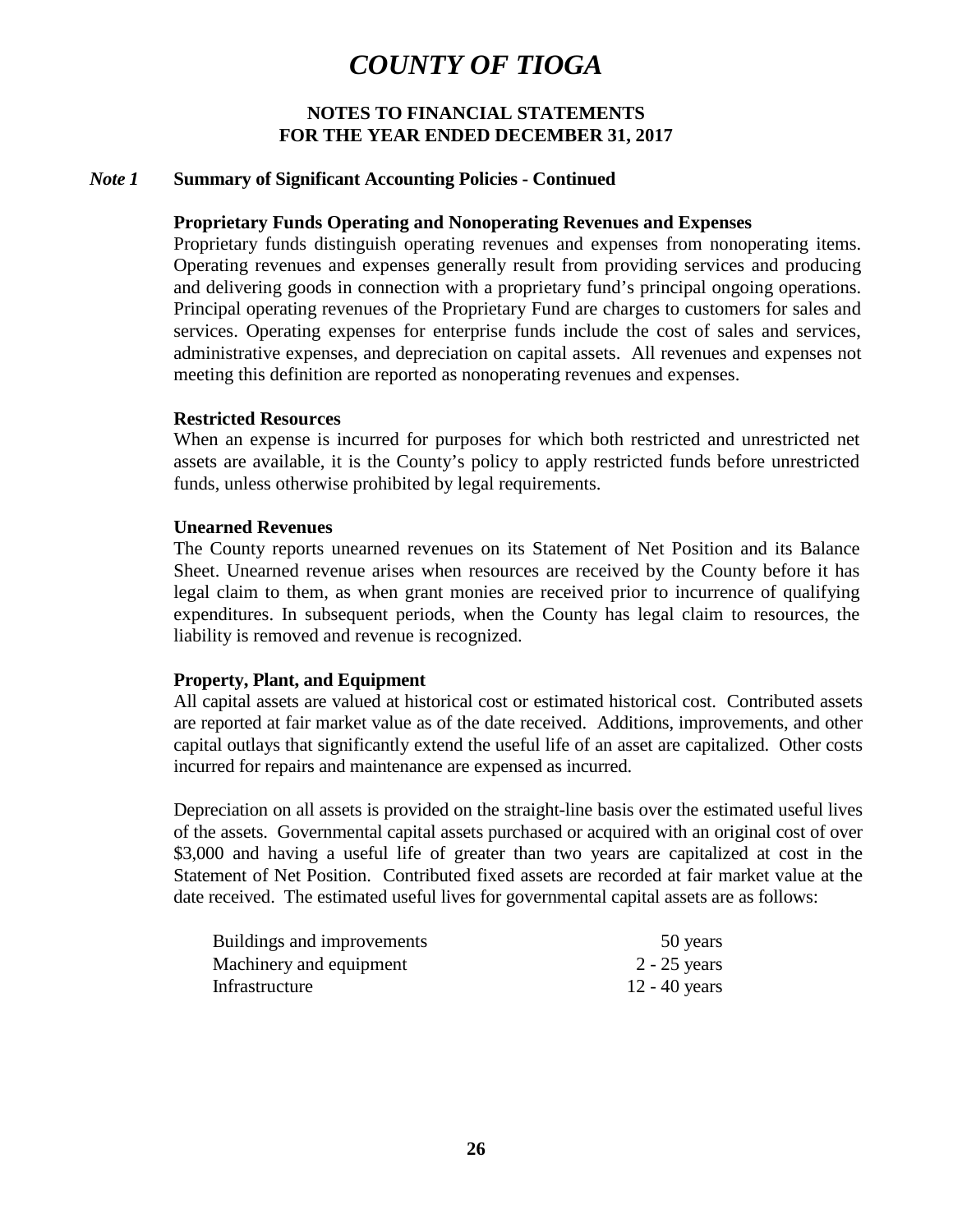# COUNTY OF TIOGA

## NOTES TO FINANCIAL STATEMENTS
## FOR THE YEAR ENDED DECEMBER 31, 2017

### *Note 1* Summary of Significant Accounting Policies - Continued

**Proprietary Funds Operating and Nonoperating Revenues and Expenses**

Proprietary funds distinguish operating revenues and expenses from nonoperating items. Operating revenues and expenses generally result from providing services and producing and delivering goods in connection with a proprietary fund's principal ongoing operations. Principal operating revenues of the Proprietary Fund are charges to customers for sales and services. Operating expenses for enterprise funds include the cost of sales and services, administrative expenses, and depreciation on capital assets. All revenues and expenses not meeting this definition are reported as nonoperating revenues and expenses.

**Restricted Resources**

When an expense is incurred for purposes for which both restricted and unrestricted net assets are available, it is the County's policy to apply restricted funds before unrestricted funds, unless otherwise prohibited by legal requirements.

**Unearned Revenues**

The County reports unearned revenues on its Statement of Net Position and its Balance Sheet. Unearned revenue arises when resources are received by the County before it has legal claim to them, as when grant monies are received prior to incurrence of qualifying expenditures. In subsequent periods, when the County has legal claim to resources, the liability is removed and revenue is recognized.

**Property, Plant, and Equipment**

All capital assets are valued at historical cost or estimated historical cost. Contributed assets are reported at fair market value as of the date received. Additions, improvements, and other capital outlays that significantly extend the useful life of an asset are capitalized. Other costs incurred for repairs and maintenance are expensed as incurred.

Depreciation on all assets is provided on the straight-line basis over the estimated useful lives of the assets. Governmental capital assets purchased or acquired with an original cost of over $3,000 and having a useful life of greater than two years are capitalized at cost in the Statement of Net Position. Contributed fixed assets are recorded at fair market value at the date received. The estimated useful lives for governmental capital assets are as follows:

| | |
|---|---|
| Buildings and improvements | 50 years |
| Machinery and equipment | 2 - 25 years |
| Infrastructure | 12 - 40 years |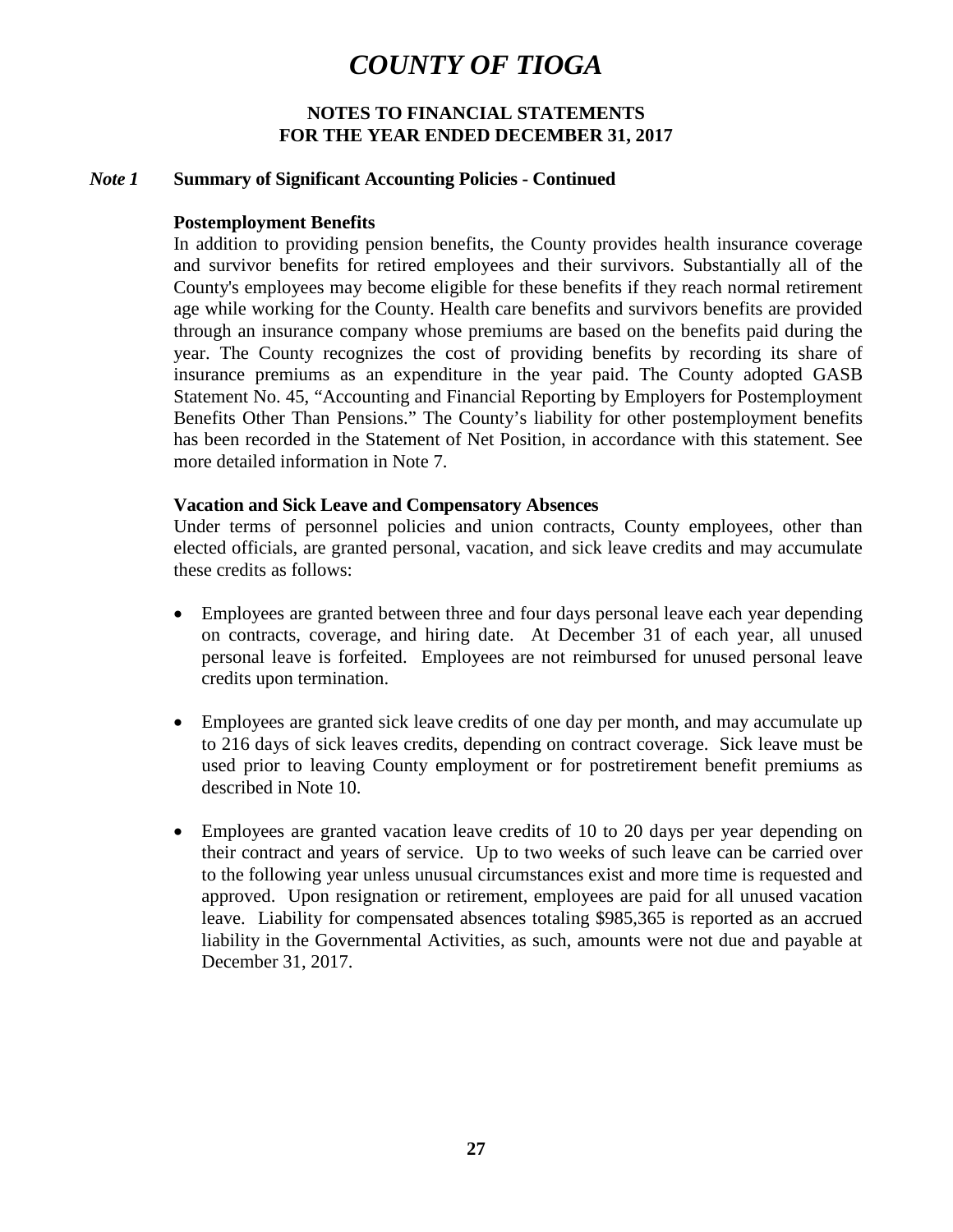# COUNTY OF TIOGA

## NOTES TO FINANCIAL STATEMENTS
## FOR THE YEAR ENDED DECEMBER 31, 2017

### *Note 1* Summary of Significant Accounting Policies - Continued

**Postemployment Benefits**

In addition to providing pension benefits, the County provides health insurance coverage and survivor benefits for retired employees and their survivors. Substantially all of the County's employees may become eligible for these benefits if they reach normal retirement age while working for the County. Health care benefits and survivors benefits are provided through an insurance company whose premiums are based on the benefits paid during the year. The County recognizes the cost of providing benefits by recording its share of insurance premiums as an expenditure in the year paid. The County adopted GASB Statement No. 45, "Accounting and Financial Reporting by Employers for Postemployment Benefits Other Than Pensions." The County's liability for other postemployment benefits has been recorded in the Statement of Net Position, in accordance with this statement. See more detailed information in Note 7.

**Vacation and Sick Leave and Compensatory Absences**

Under terms of personnel policies and union contracts, County employees, other than elected officials, are granted personal, vacation, and sick leave credits and may accumulate these credits as follows:

- Employees are granted between three and four days personal leave each year depending on contracts, coverage, and hiring date. At December 31 of each year, all unused personal leave is forfeited. Employees are not reimbursed for unused personal leave credits upon termination.

- Employees are granted sick leave credits of one day per month, and may accumulate up to 216 days of sick leaves credits, depending on contract coverage. Sick leave must be used prior to leaving County employment or for postretirement benefit premiums as described in Note 10.

- Employees are granted vacation leave credits of 10 to 20 days per year depending on their contract and years of service. Up to two weeks of such leave can be carried over to the following year unless unusual circumstances exist and more time is requested and approved. Upon resignation or retirement, employees are paid for all unused vacation leave. Liability for compensated absences totaling $985,365 is reported as an accrued liability in the Governmental Activities, as such, amounts were not due and payable at December 31, 2017.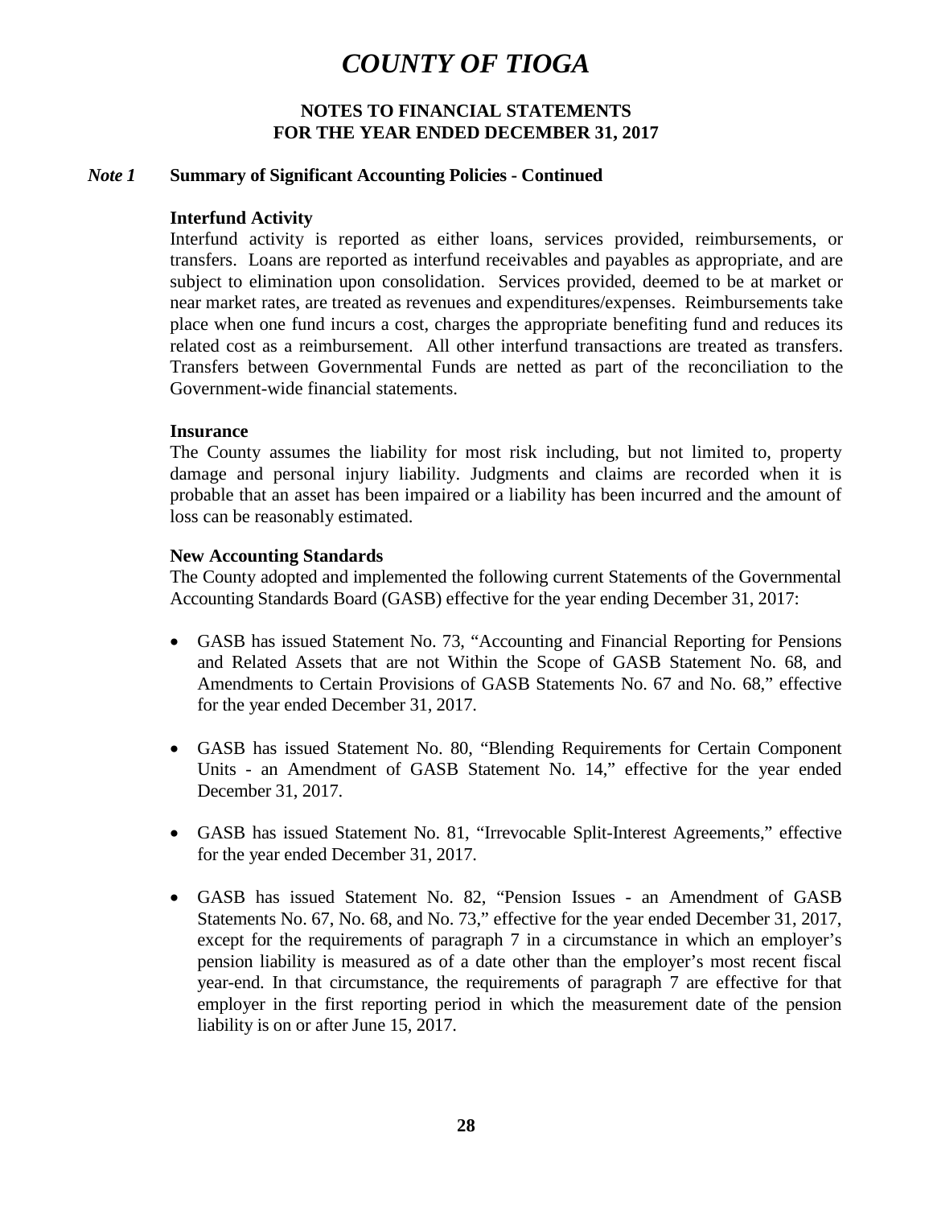# COUNTY OF TIOGA

## NOTES TO FINANCIAL STATEMENTS
## FOR THE YEAR ENDED DECEMBER 31, 2017

### *Note 1* Summary of Significant Accounting Policies - Continued

**Interfund Activity**

Interfund activity is reported as either loans, services provided, reimbursements, or transfers. Loans are reported as interfund receivables and payables as appropriate, and are subject to elimination upon consolidation. Services provided, deemed to be at market or near market rates, are treated as revenues and expenditures/expenses. Reimbursements take place when one fund incurs a cost, charges the appropriate benefiting fund and reduces its related cost as a reimbursement. All other interfund transactions are treated as transfers. Transfers between Governmental Funds are netted as part of the reconciliation to the Government-wide financial statements.

**Insurance**

The County assumes the liability for most risk including, but not limited to, property damage and personal injury liability. Judgments and claims are recorded when it is probable that an asset has been impaired or a liability has been incurred and the amount of loss can be reasonably estimated.

**New Accounting Standards**

The County adopted and implemented the following current Statements of the Governmental Accounting Standards Board (GASB) effective for the year ending December 31, 2017:

- GASB has issued Statement No. 73, "Accounting and Financial Reporting for Pensions and Related Assets that are not Within the Scope of GASB Statement No. 68, and Amendments to Certain Provisions of GASB Statements No. 67 and No. 68," effective for the year ended December 31, 2017.

- GASB has issued Statement No. 80, "Blending Requirements for Certain Component Units - an Amendment of GASB Statement No. 14," effective for the year ended December 31, 2017.

- GASB has issued Statement No. 81, "Irrevocable Split-Interest Agreements," effective for the year ended December 31, 2017.

- GASB has issued Statement No. 82, "Pension Issues - an Amendment of GASB Statements No. 67, No. 68, and No. 73," effective for the year ended December 31, 2017, except for the requirements of paragraph 7 in a circumstance in which an employer's pension liability is measured as of a date other than the employer's most recent fiscal year-end. In that circumstance, the requirements of paragraph 7 are effective for that employer in the first reporting period in which the measurement date of the pension liability is on or after June 15, 2017.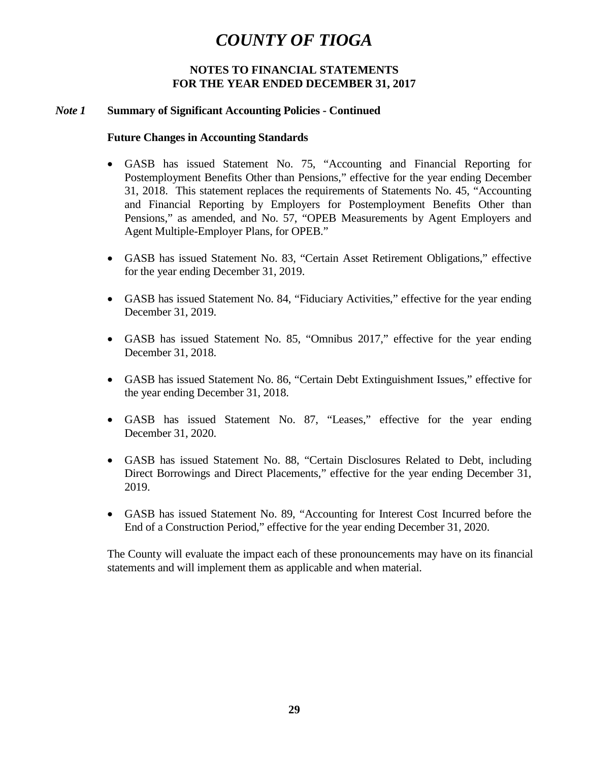# *COUNTY OF TIOGA*

**NOTES TO FINANCIAL STATEMENTS**
**FOR THE YEAR ENDED DECEMBER 31, 2017**

***Note 1*** **Summary of Significant Accounting Policies - Continued**

**Future Changes in Accounting Standards**

- GASB has issued Statement No. 75, "Accounting and Financial Reporting for Postemployment Benefits Other than Pensions," effective for the year ending December 31, 2018. This statement replaces the requirements of Statements No. 45, "Accounting and Financial Reporting by Employers for Postemployment Benefits Other than Pensions," as amended, and No. 57, "OPEB Measurements by Agent Employers and Agent Multiple-Employer Plans, for OPEB."

- GASB has issued Statement No. 83, "Certain Asset Retirement Obligations," effective for the year ending December 31, 2019.

- GASB has issued Statement No. 84, "Fiduciary Activities," effective for the year ending December 31, 2019.

- GASB has issued Statement No. 85, "Omnibus 2017," effective for the year ending December 31, 2018.

- GASB has issued Statement No. 86, "Certain Debt Extinguishment Issues," effective for the year ending December 31, 2018.

- GASB has issued Statement No. 87, "Leases," effective for the year ending December 31, 2020.

- GASB has issued Statement No. 88, "Certain Disclosures Related to Debt, including Direct Borrowings and Direct Placements," effective for the year ending December 31, 2019.

- GASB has issued Statement No. 89, "Accounting for Interest Cost Incurred before the End of a Construction Period," effective for the year ending December 31, 2020.

The County will evaluate the impact each of these pronouncements may have on its financial statements and will implement them as applicable and when material.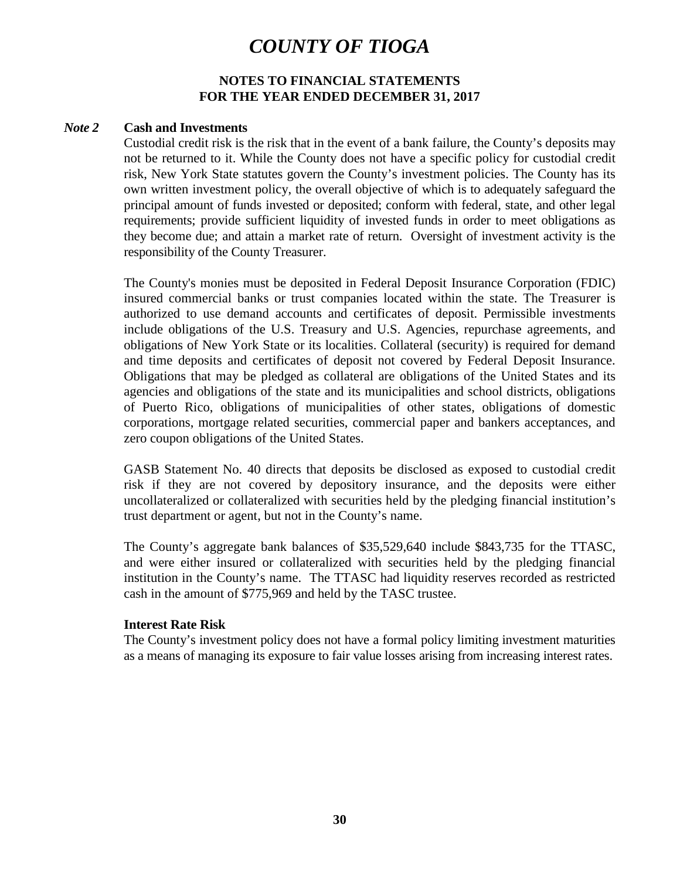# COUNTY OF TIOGA

## NOTES TO FINANCIAL STATEMENTS
## FOR THE YEAR ENDED DECEMBER 31, 2017

***Note 2*** **Cash and Investments**

Custodial credit risk is the risk that in the event of a bank failure, the County's deposits may not be returned to it. While the County does not have a specific policy for custodial credit risk, New York State statutes govern the County's investment policies. The County has its own written investment policy, the overall objective of which is to adequately safeguard the principal amount of funds invested or deposited; conform with federal, state, and other legal requirements; provide sufficient liquidity of invested funds in order to meet obligations as they become due; and attain a market rate of return. Oversight of investment activity is the responsibility of the County Treasurer.

The County's monies must be deposited in Federal Deposit Insurance Corporation (FDIC) insured commercial banks or trust companies located within the state. The Treasurer is authorized to use demand accounts and certificates of deposit. Permissible investments include obligations of the U.S. Treasury and U.S. Agencies, repurchase agreements, and obligations of New York State or its localities. Collateral (security) is required for demand and time deposits and certificates of deposit not covered by Federal Deposit Insurance. Obligations that may be pledged as collateral are obligations of the United States and its agencies and obligations of the state and its municipalities and school districts, obligations of Puerto Rico, obligations of municipalities of other states, obligations of domestic corporations, mortgage related securities, commercial paper and bankers acceptances, and zero coupon obligations of the United States.

GASB Statement No. 40 directs that deposits be disclosed as exposed to custodial credit risk if they are not covered by depository insurance, and the deposits were either uncollateralized or collateralized with securities held by the pledging financial institution's trust department or agent, but not in the County's name.

The County's aggregate bank balances of $35,529,640 include $843,735 for the TTASC, and were either insured or collateralized with securities held by the pledging financial institution in the County's name. The TTASC had liquidity reserves recorded as restricted cash in the amount of $775,969 and held by the TASC trustee.

**Interest Rate Risk**

The County's investment policy does not have a formal policy limiting investment maturities as a means of managing its exposure to fair value losses arising from increasing interest rates.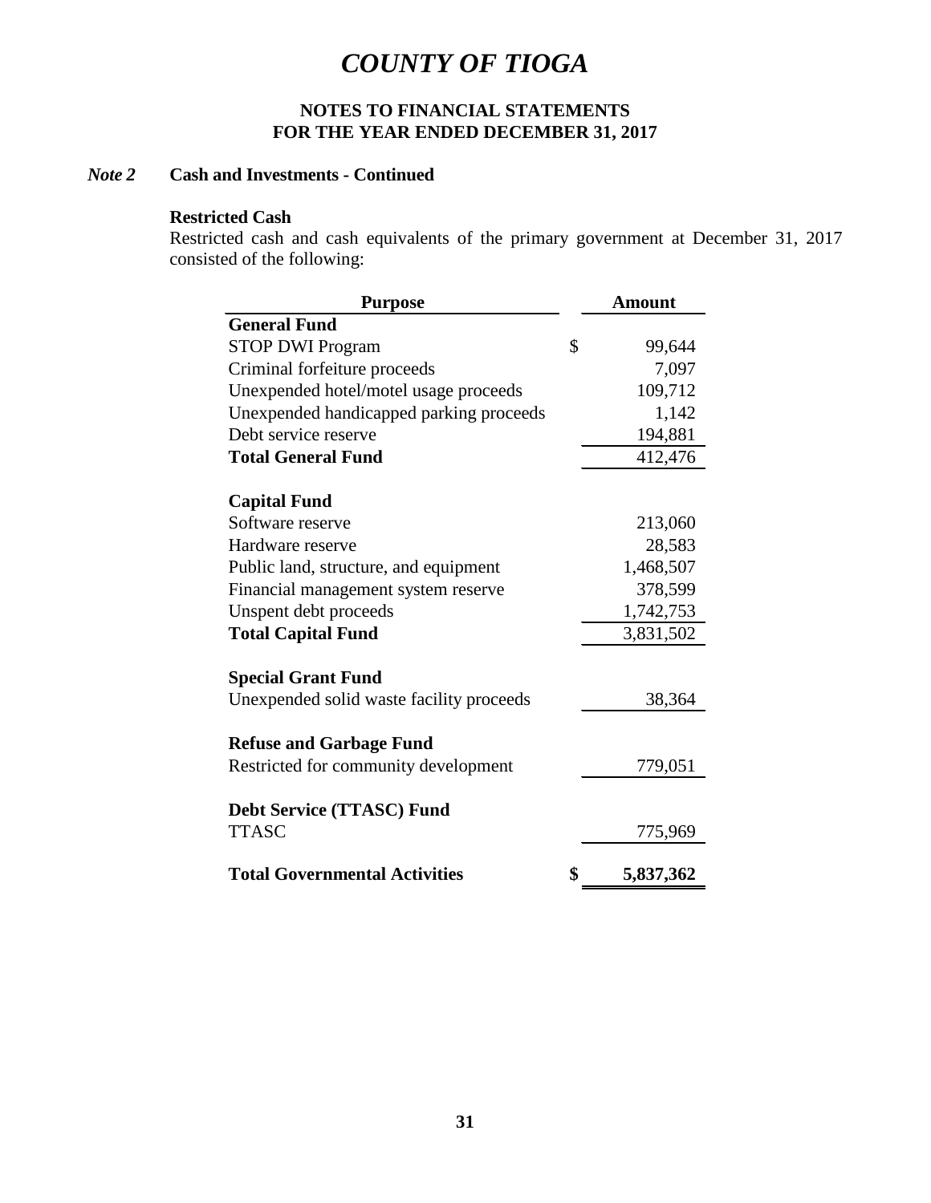# COUNTY OF TIOGA

## NOTES TO FINANCIAL STATEMENTS
## FOR THE YEAR ENDED DECEMBER 31, 2017

### *Note 2* Cash and Investments - Continued

**Restricted Cash**

Restricted cash and cash equivalents of the primary government at December 31, 2017 consisted of the following:

| Purpose | Amount |
|---|---|
| **General Fund** | |
| STOP DWI Program | $ 99,644 |
| Criminal forfeiture proceeds | 7,097 |
| Unexpended hotel/motel usage proceeds | 109,712 |
| Unexpended handicapped parking proceeds | 1,142 |
| Debt service reserve | 194,881 |
| **Total General Fund** | 412,476 |
| | |
| **Capital Fund** | |
| Software reserve | 213,060 |
| Hardware reserve | 28,583 |
| Public land, structure, and equipment | 1,468,507 |
| Financial management system reserve | 378,599 |
| Unspent debt proceeds | 1,742,753 |
| **Total Capital Fund** | 3,831,502 |
| | |
| **Special Grant Fund** | |
| Unexpended solid waste facility proceeds | 38,364 |
| | |
| **Refuse and Garbage Fund** | |
| Restricted for community development | 779,051 |
| | |
| **Debt Service (TTASC) Fund** | |
| TTASC | 775,969 |
| | |
| **Total Governmental Activities** | **$ 5,837,362** |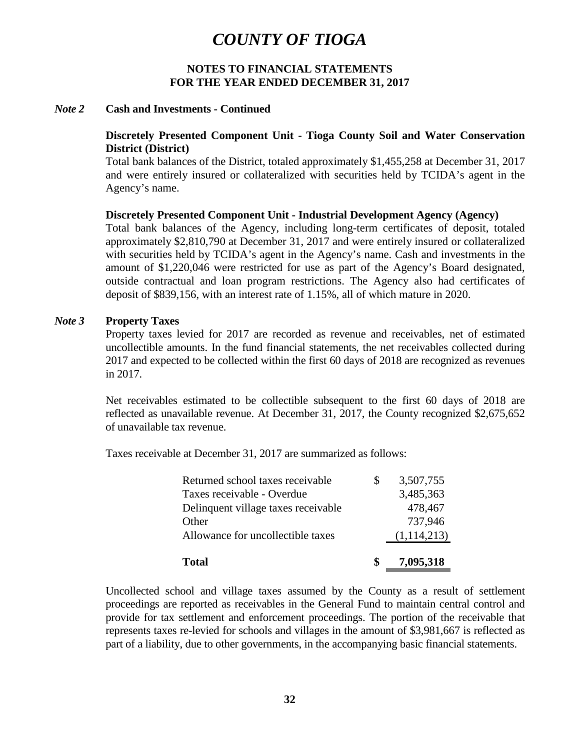# *COUNTY OF TIOGA*

## NOTES TO FINANCIAL STATEMENTS
## FOR THE YEAR ENDED DECEMBER 31, 2017

### *Note 2* Cash and Investments - Continued

**Discretely Presented Component Unit - Tioga County Soil and Water Conservation District (District)**

Total bank balances of the District, totaled approximately $1,455,258 at December 31, 2017 and were entirely insured or collateralized with securities held by TCIDA's agent in the Agency's name.

**Discretely Presented Component Unit - Industrial Development Agency (Agency)**

Total bank balances of the Agency, including long-term certificates of deposit, totaled approximately $2,810,790 at December 31, 2017 and were entirely insured or collateralized with securities held by TCIDA's agent in the Agency's name. Cash and investments in the amount of $1,220,046 were restricted for use as part of the Agency's Board designated, outside contractual and loan program restrictions. The Agency also had certificates of deposit of $839,156, with an interest rate of 1.15%, all of which mature in 2020.

### *Note 3* Property Taxes

Property taxes levied for 2017 are recorded as revenue and receivables, net of estimated uncollectible amounts. In the fund financial statements, the net receivables collected during 2017 and expected to be collected within the first 60 days of 2018 are recognized as revenues in 2017.

Net receivables estimated to be collectible subsequent to the first 60 days of 2018 are reflected as unavailable revenue. At December 31, 2017, the County recognized $2,675,652 of unavailable tax revenue.

Taxes receivable at December 31, 2017 are summarized as follows:

| | | |
|---|---|---|
| Returned school taxes receivable | $ | 3,507,755 |
| Taxes receivable - Overdue | | 3,485,363 |
| Delinquent village taxes receivable | | 478,467 |
| Other | | 737,946 |
| Allowance for uncollectible taxes | | (1,114,213) |
| **Total** | **$** | **7,095,318** |

Uncollected school and village taxes assumed by the County as a result of settlement proceedings are reported as receivables in the General Fund to maintain central control and provide for tax settlement and enforcement proceedings. The portion of the receivable that represents taxes re-levied for schools and villages in the amount of $3,981,667 is reflected as part of a liability, due to other governments, in the accompanying basic financial statements.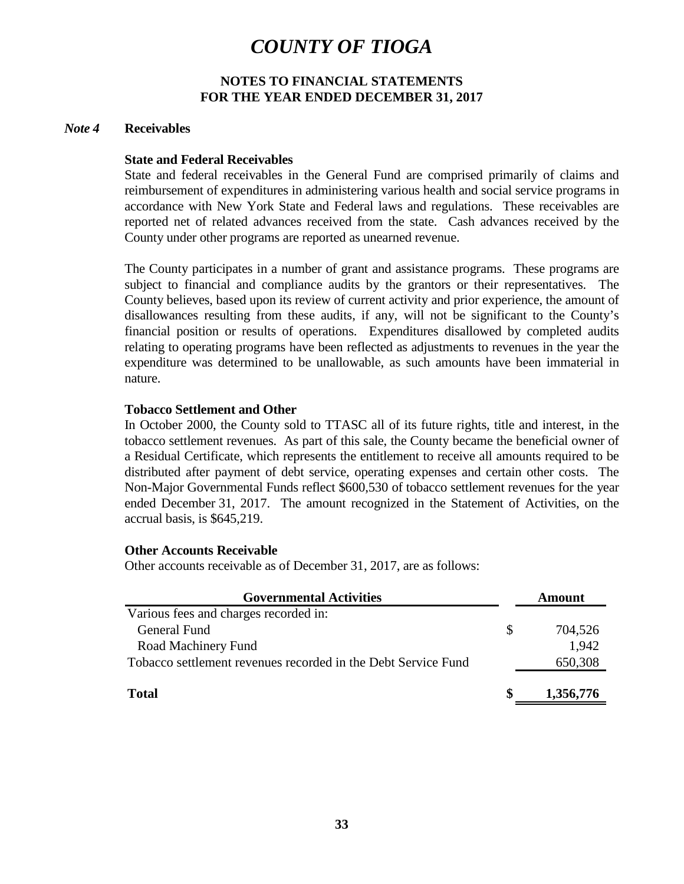# COUNTY OF TIOGA

## NOTES TO FINANCIAL STATEMENTS
## FOR THE YEAR ENDED DECEMBER 31, 2017

### *Note 4* Receivables

**State and Federal Receivables**

State and federal receivables in the General Fund are comprised primarily of claims and reimbursement of expenditures in administering various health and social service programs in accordance with New York State and Federal laws and regulations. These receivables are reported net of related advances received from the state. Cash advances received by the County under other programs are reported as unearned revenue.

The County participates in a number of grant and assistance programs. These programs are subject to financial and compliance audits by the grantors or their representatives. The County believes, based upon its review of current activity and prior experience, the amount of disallowances resulting from these audits, if any, will not be significant to the County's financial position or results of operations. Expenditures disallowed by completed audits relating to operating programs have been reflected as adjustments to revenues in the year the expenditure was determined to be unallowable, as such amounts have been immaterial in nature.

**Tobacco Settlement and Other**

In October 2000, the County sold to TTASC all of its future rights, title and interest, in the tobacco settlement revenues. As part of this sale, the County became the beneficial owner of a Residual Certificate, which represents the entitlement to receive all amounts required to be distributed after payment of debt service, operating expenses and certain other costs. The Non-Major Governmental Funds reflect $600,530 of tobacco settlement revenues for the year ended December 31, 2017. The amount recognized in the Statement of Activities, on the accrual basis, is $645,219.

**Other Accounts Receivable**

Other accounts receivable as of December 31, 2017, are as follows:

| Governmental Activities | | Amount |
|---|---|---|
| Various fees and charges recorded in: | | |
| General Fund | $ | 704,526 |
| Road Machinery Fund | | 1,942 |
| Tobacco settlement revenues recorded in the Debt Service Fund | | 650,308 |
| **Total** | **$** | **1,356,776** |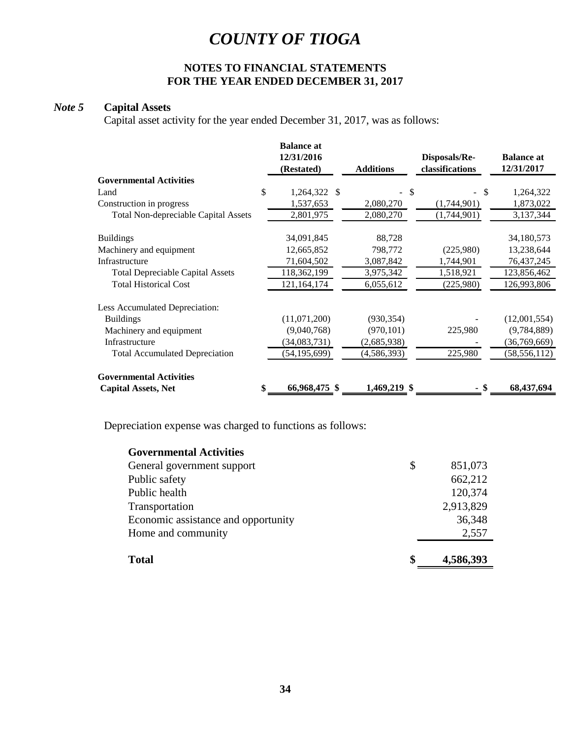# COUNTY OF TIOGA

## NOTES TO FINANCIAL STATEMENTS
## FOR THE YEAR ENDED DECEMBER 31, 2017

### *Note 5* Capital Assets

Capital asset activity for the year ended December 31, 2017, was as follows:

| | Balance at 12/31/2016 (Restated) | Additions | Disposals/Re-classifications | Balance at 12/31/2017 |
|---|---|---|---|---|
| **Governmental Activities** | | | | |
| Land | $ 1,264,322 | $ - | $ - | $ 1,264,322 |
| Construction in progress | 1,537,653 | 2,080,270 | (1,744,901) | 1,873,022 |
| Total Non-depreciable Capital Assets | 2,801,975 | 2,080,270 | (1,744,901) | 3,137,344 |
| | | | | |
| Buildings | 34,091,845 | 88,728 | | 34,180,573 |
| Machinery and equipment | 12,665,852 | 798,772 | (225,980) | 13,238,644 |
| Infrastructure | 71,604,502 | 3,087,842 | 1,744,901 | 76,437,245 |
| Total Depreciable Capital Assets | 118,362,199 | 3,975,342 | 1,518,921 | 123,856,462 |
| Total Historical Cost | 121,164,174 | 6,055,612 | (225,980) | 126,993,806 |
| | | | | |
| Less Accumulated Depreciation: | | | | |
| Buildings | (11,071,200) | (930,354) | - | (12,001,554) |
| Machinery and equipment | (9,040,768) | (970,101) | 225,980 | (9,784,889) |
| Infrastructure | (34,083,731) | (2,685,938) | - | (36,769,669) |
| Total Accumulated Depreciation | (54,195,699) | (4,586,393) | 225,980 | (58,556,112) |
| | | | | |
| **Governmental Activities Capital Assets, Net** | **$ 66,968,475** | **$ 1,469,219** | **$ -** | **$ 68,437,694** |

Depreciation expense was charged to functions as follows:

| **Governmental Activities** | |
|---|---|
| General government support | $ 851,073 |
| Public safety | 662,212 |
| Public health | 120,374 |
| Transportation | 2,913,829 |
| Economic assistance and opportunity | 36,348 |
| Home and community | 2,557 |
| **Total** | **$ 4,586,393** |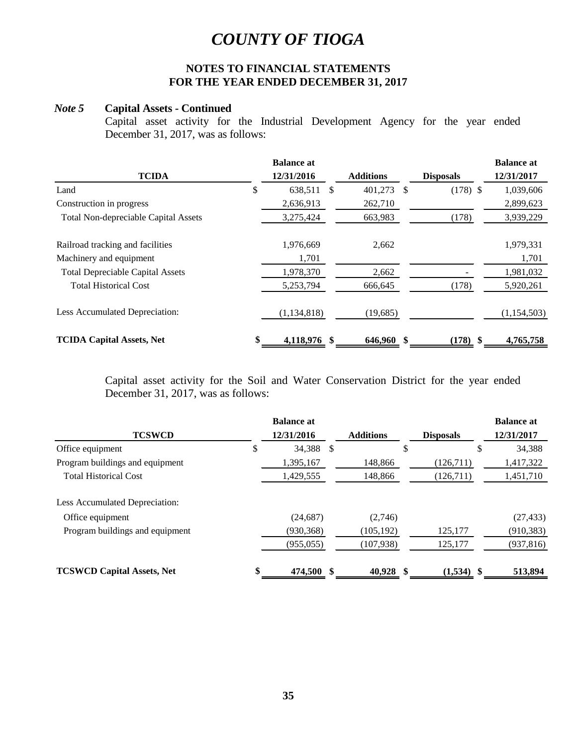# COUNTY OF TIOGA

## NOTES TO FINANCIAL STATEMENTS
## FOR THE YEAR ENDED DECEMBER 31, 2017

### *Note 5* Capital Assets - Continued

Capital asset activity for the Industrial Development Agency for the year ended December 31, 2017, was as follows:

| TCIDA | Balance at 12/31/2016 | Additions | Disposals | Balance at 12/31/2017 |
|---|---|---|---|---|
| Land | $ 638,511 | $ 401,273 | $ (178) | $ 1,039,606 |
| Construction in progress | 2,636,913 | 262,710 | | 2,899,623 |
| Total Non-depreciable Capital Assets | 3,275,424 | 663,983 | (178) | 3,939,229 |
| Railroad tracking and facilities | 1,976,669 | 2,662 | | 1,979,331 |
| Machinery and equipment | 1,701 | | | 1,701 |
| Total Depreciable Capital Assets | 1,978,370 | 2,662 | - | 1,981,032 |
| Total Historical Cost | 5,253,794 | 666,645 | (178) | 5,920,261 |
| Less Accumulated Depreciation: | (1,134,818) | (19,685) | | (1,154,503) |
| **TCIDA Capital Assets, Net** | **$ 4,118,976** | **$ 646,960** | **$ (178)** | **$ 4,765,758** |

Capital asset activity for the Soil and Water Conservation District for the year ended December 31, 2017, was as follows:

| TCSWCD | Balance at 12/31/2016 | Additions | Disposals | Balance at 12/31/2017 |
|---|---|---|---|---|
| Office equipment | $ 34,388 | $ | $ | $ 34,388 |
| Program buildings and equipment | 1,395,167 | 148,866 | (126,711) | 1,417,322 |
| Total Historical Cost | 1,429,555 | 148,866 | (126,711) | 1,451,710 |
| Less Accumulated Depreciation: | | | | |
| Office equipment | (24,687) | (2,746) | | (27,433) |
| Program buildings and equipment | (930,368) | (105,192) | 125,177 | (910,383) |
| | (955,055) | (107,938) | 125,177 | (937,816) |
| **TCSWCD Capital Assets, Net** | **$ 474,500** | **$ 40,928** | **$ (1,534)** | **$ 513,894** |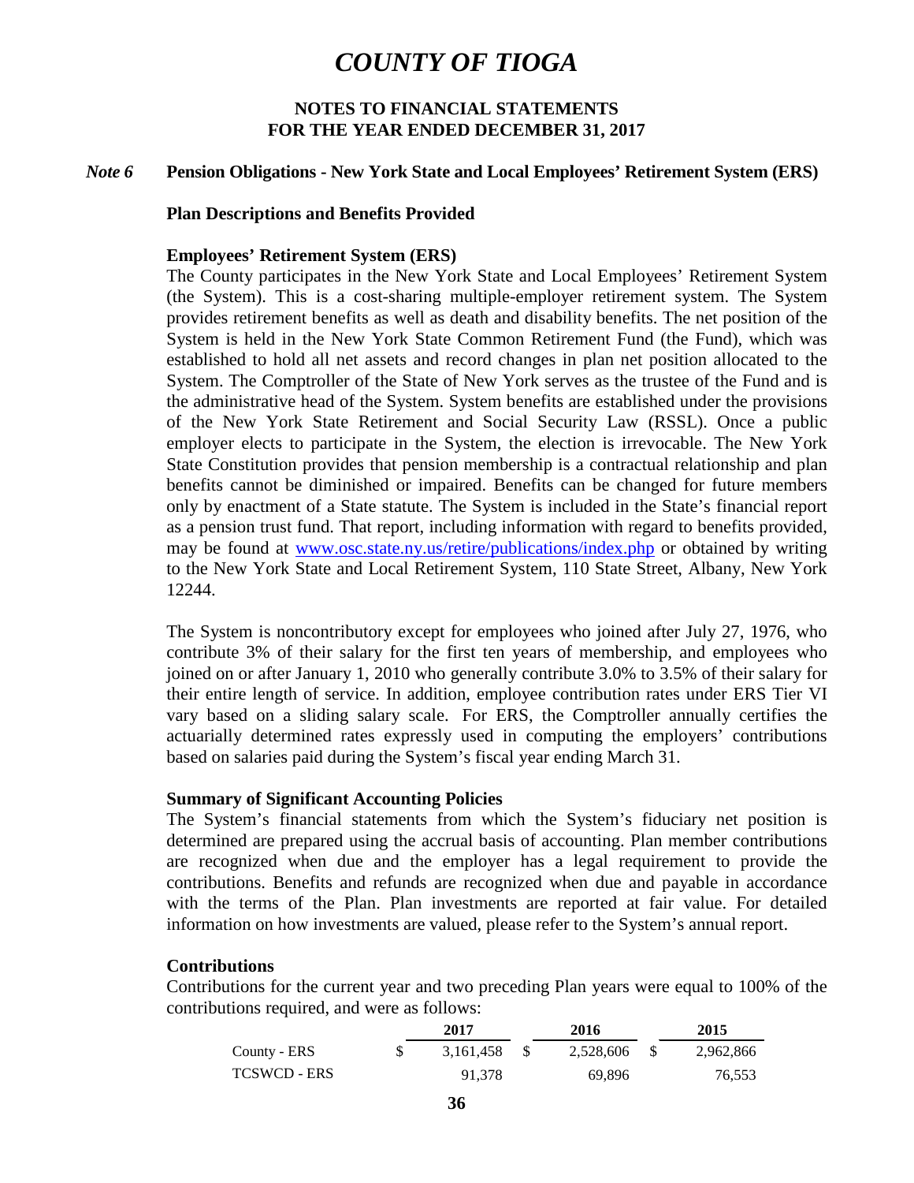# COUNTY OF TIOGA

## NOTES TO FINANCIAL STATEMENTS
## FOR THE YEAR ENDED DECEMBER 31, 2017

### *Note 6* Pension Obligations - New York State and Local Employees' Retirement System (ERS)

**Plan Descriptions and Benefits Provided**

**Employees' Retirement System (ERS)**

The County participates in the New York State and Local Employees' Retirement System (the System). This is a cost-sharing multiple-employer retirement system. The System provides retirement benefits as well as death and disability benefits. The net position of the System is held in the New York State Common Retirement Fund (the Fund), which was established to hold all net assets and record changes in plan net position allocated to the System. The Comptroller of the State of New York serves as the trustee of the Fund and is the administrative head of the System. System benefits are established under the provisions of the New York State Retirement and Social Security Law (RSSL). Once a public employer elects to participate in the System, the election is irrevocable. The New York State Constitution provides that pension membership is a contractual relationship and plan benefits cannot be diminished or impaired. Benefits can be changed for future members only by enactment of a State statute. The System is included in the State's financial report as a pension trust fund. That report, including information with regard to benefits provided, may be found at www.osc.state.ny.us/retire/publications/index.php or obtained by writing to the New York State and Local Retirement System, 110 State Street, Albany, New York 12244.

The System is noncontributory except for employees who joined after July 27, 1976, who contribute 3% of their salary for the first ten years of membership, and employees who joined on or after January 1, 2010 who generally contribute 3.0% to 3.5% of their salary for their entire length of service. In addition, employee contribution rates under ERS Tier VI vary based on a sliding salary scale. For ERS, the Comptroller annually certifies the actuarially determined rates expressly used in computing the employers' contributions based on salaries paid during the System's fiscal year ending March 31.

**Summary of Significant Accounting Policies**

The System's financial statements from which the System's fiduciary net position is determined are prepared using the accrual basis of accounting. Plan member contributions are recognized when due and the employer has a legal requirement to provide the contributions. Benefits and refunds are recognized when due and payable in accordance with the terms of the Plan. Plan investments are reported at fair value. For detailed information on how investments are valued, please refer to the System's annual report.

**Contributions**

Contributions for the current year and two preceding Plan years were equal to 100% of the contributions required, and were as follows:

| | 2017 | 2016 | 2015 |
|---|---|---|---|
| County - ERS | $ 3,161,458 | $ 2,528,606 | $ 2,962,866 |
| TCSWCD - ERS | 91,378 | 69,896 | 76,553 |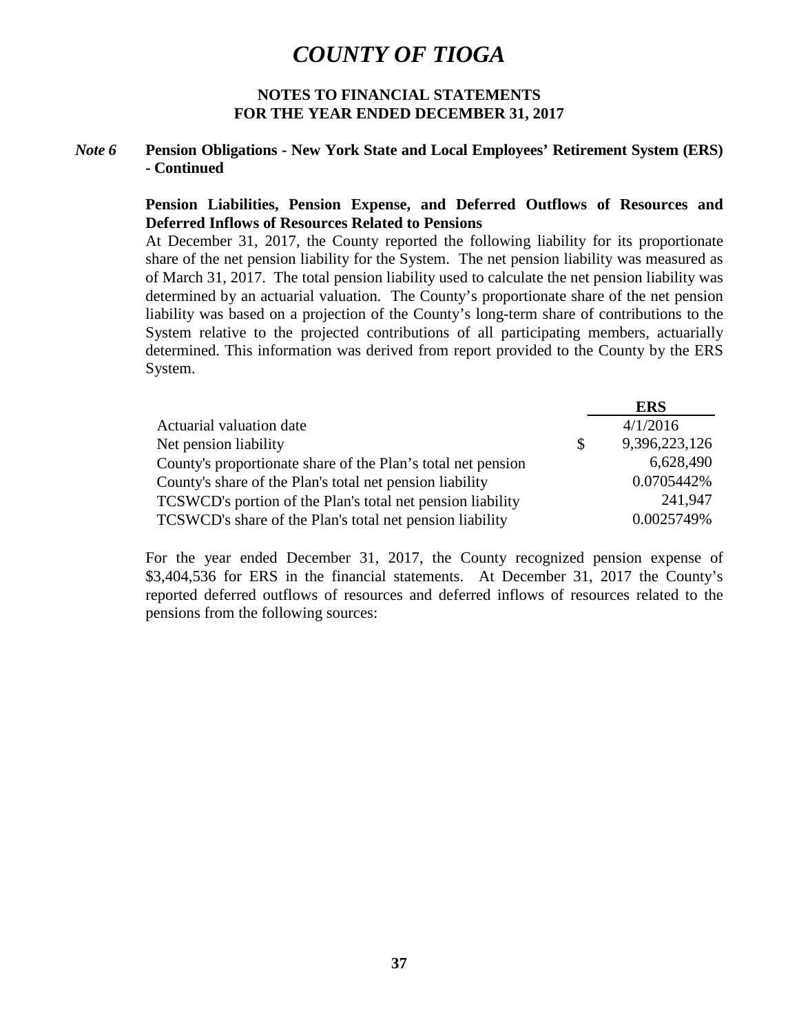# COUNTY OF TIOGA

## NOTES TO FINANCIAL STATEMENTS
## FOR THE YEAR ENDED DECEMBER 31, 2017

### *Note 6* Pension Obligations - New York State and Local Employees' Retirement System (ERS) - Continued

**Pension Liabilities, Pension Expense, and Deferred Outflows of Resources and Deferred Inflows of Resources Related to Pensions**

At December 31, 2017, the County reported the following liability for its proportionate share of the net pension liability for the System. The net pension liability was measured as of March 31, 2017. The total pension liability used to calculate the net pension liability was determined by an actuarial valuation. The County's proportionate share of the net pension liability was based on a projection of the County's long-term share of contributions to the System relative to the projected contributions of all participating members, actuarially determined. This information was derived from report provided to the County by the ERS System.

| | | ERS |
|---|---|---|
| Actuarial valuation date | | 4/1/2016 |
| Net pension liability | $ | 9,396,223,126 |
| County's proportionate share of the Plan's total net pension | | 6,628,490 |
| County's share of the Plan's total net pension liability | | 0.0705442% |
| TCSWCD's portion of the Plan's total net pension liability | | 241,947 |
| TCSWCD's share of the Plan's total net pension liability | | 0.0025749% |

For the year ended December 31, 2017, the County recognized pension expense of $3,404,536 for ERS in the financial statements. At December 31, 2017 the County's reported deferred outflows of resources and deferred inflows of resources related to the pensions from the following sources: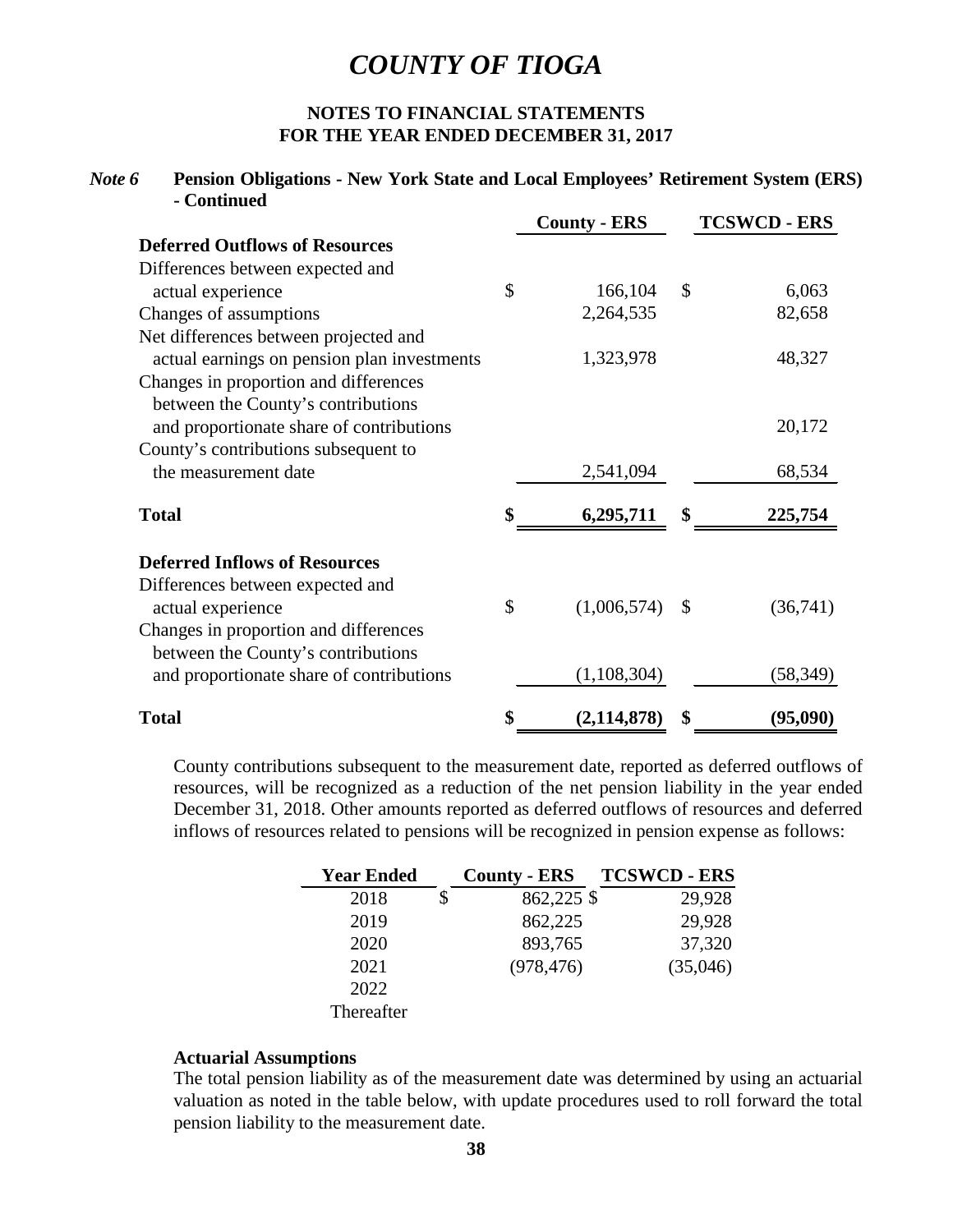# COUNTY OF TIOGA

## NOTES TO FINANCIAL STATEMENTS
## FOR THE YEAR ENDED DECEMBER 31, 2017

### *Note 6* Pension Obligations - New York State and Local Employees' Retirement System (ERS) - Continued

| | County - ERS | TCSWCD - ERS |
|---|---|---|
| **Deferred Outflows of Resources** | | |
| Differences between expected and actual experience | $ 166,104 | $ 6,063 |
| Changes of assumptions | 2,264,535 | 82,658 |
| Net differences between projected and actual earnings on pension plan investments | 1,323,978 | 48,327 |
| Changes in proportion and differences between the County's contributions and proportionate share of contributions | | 20,172 |
| County's contributions subsequent to the measurement date | 2,541,094 | 68,534 |
| **Total** | **$ 6,295,711** | **$ 225,754** |
| **Deferred Inflows of Resources** | | |
| Differences between expected and actual experience | $ (1,006,574) | $ (36,741) |
| Changes in proportion and differences between the County's contributions and proportionate share of contributions | (1,108,304) | (58,349) |
| **Total** | **$ (2,114,878)** | **$ (95,090)** |

County contributions subsequent to the measurement date, reported as deferred outflows of resources, will be recognized as a reduction of the net pension liability in the year ended December 31, 2018. Other amounts reported as deferred outflows of resources and deferred inflows of resources related to pensions will be recognized in pension expense as follows:

| Year Ended | County - ERS | TCSWCD - ERS |
|---|---|---|
| 2018 | $ 862,225 | $ 29,928 |
| 2019 | 862,225 | 29,928 |
| 2020 | 893,765 | 37,320 |
| 2021 | (978,476) | (35,046) |
| 2022 | | |
| Thereafter | | |

**Actuarial Assumptions**

The total pension liability as of the measurement date was determined by using an actuarial valuation as noted in the table below, with update procedures used to roll forward the total pension liability to the measurement date.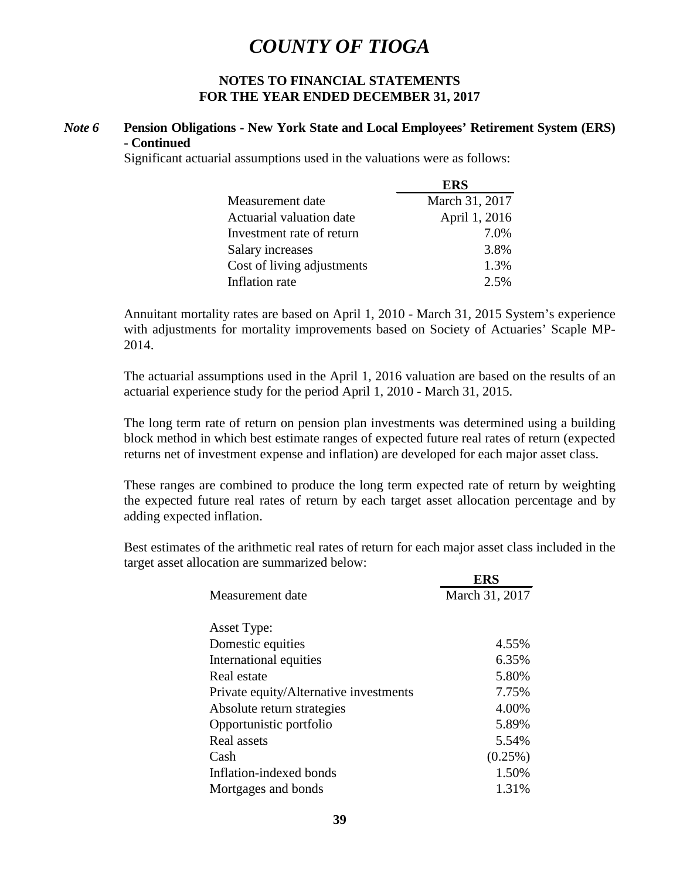# *COUNTY OF TIOGA*

**NOTES TO FINANCIAL STATEMENTS**
**FOR THE YEAR ENDED DECEMBER 31, 2017**

### *Note 6* Pension Obligations - New York State and Local Employees' Retirement System (ERS) - Continued

Significant actuarial assumptions used in the valuations were as follows:

| | ERS |
|---|---|
| Measurement date | March 31, 2017 |
| Actuarial valuation date | April 1, 2016 |
| Investment rate of return | 7.0% |
| Salary increases | 3.8% |
| Cost of living adjustments | 1.3% |
| Inflation rate | 2.5% |

Annuitant mortality rates are based on April 1, 2010 - March 31, 2015 System's experience with adjustments for mortality improvements based on Society of Actuaries' Scaple MP-2014.

The actuarial assumptions used in the April 1, 2016 valuation are based on the results of an actuarial experience study for the period April 1, 2010 - March 31, 2015.

The long term rate of return on pension plan investments was determined using a building block method in which best estimate ranges of expected future real rates of return (expected returns net of investment expense and inflation) are developed for each major asset class.

These ranges are combined to produce the long term expected rate of return by weighting the expected future real rates of return by each target asset allocation percentage and by adding expected inflation.

Best estimates of the arithmetic real rates of return for each major asset class included in the target asset allocation are summarized below:

| | ERS |
|---|---|
| Measurement date | March 31, 2017 |
| Asset Type: | |
| Domestic equities | 4.55% |
| International equities | 6.35% |
| Real estate | 5.80% |
| Private equity/Alternative investments | 7.75% |
| Absolute return strategies | 4.00% |
| Opportunistic portfolio | 5.89% |
| Real assets | 5.54% |
| Cash | (0.25%) |
| Inflation-indexed bonds | 1.50% |
| Mortgages and bonds | 1.31% |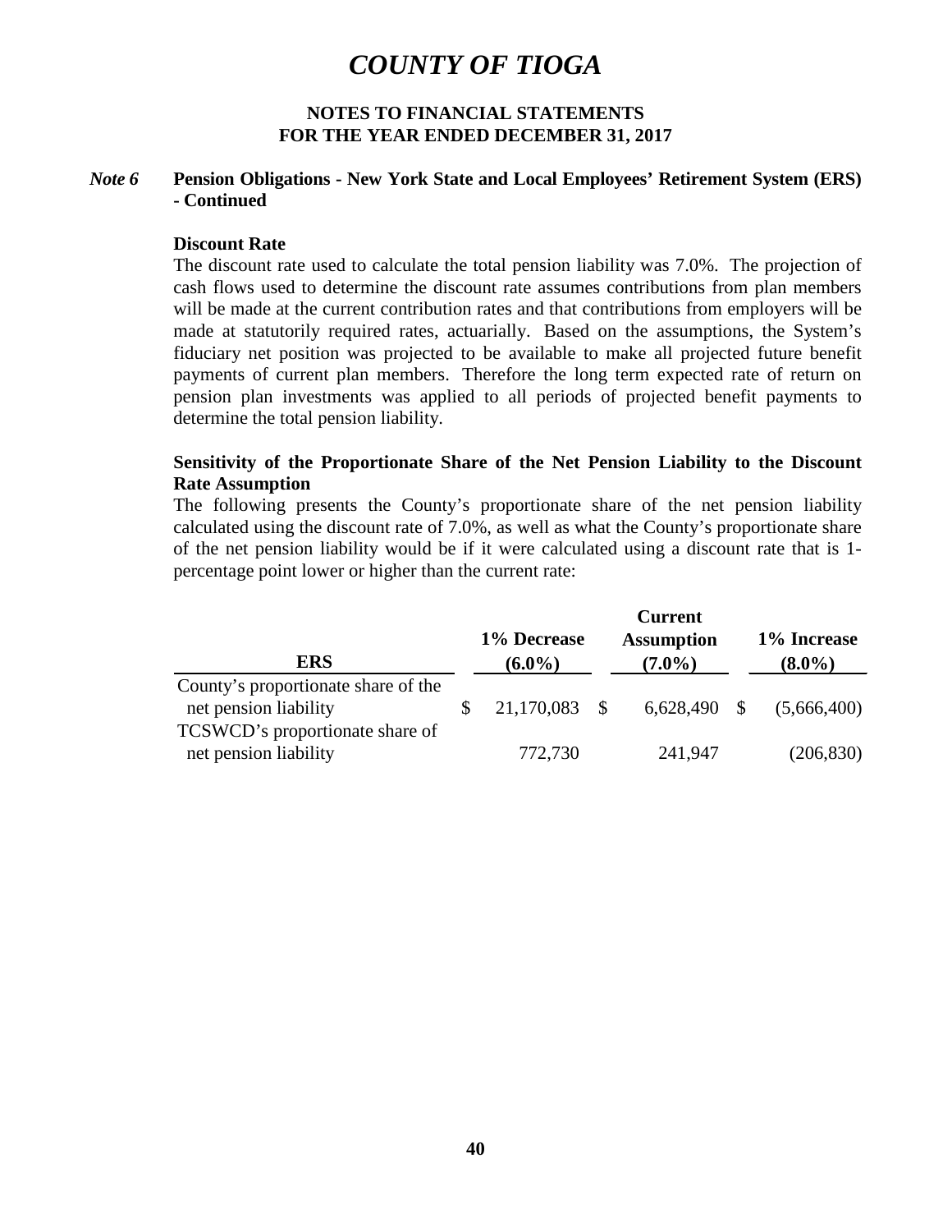# COUNTY OF TIOGA

## NOTES TO FINANCIAL STATEMENTS
## FOR THE YEAR ENDED DECEMBER 31, 2017

### *Note 6* Pension Obligations - New York State and Local Employees' Retirement System (ERS) - Continued

**Discount Rate**

The discount rate used to calculate the total pension liability was 7.0%. The projection of cash flows used to determine the discount rate assumes contributions from plan members will be made at the current contribution rates and that contributions from employers will be made at statutorily required rates, actuarially. Based on the assumptions, the System's fiduciary net position was projected to be available to make all projected future benefit payments of current plan members. Therefore the long term expected rate of return on pension plan investments was applied to all periods of projected benefit payments to determine the total pension liability.

**Sensitivity of the Proportionate Share of the Net Pension Liability to the Discount Rate Assumption**

The following presents the County's proportionate share of the net pension liability calculated using the discount rate of 7.0%, as well as what the County's proportionate share of the net pension liability would be if it were calculated using a discount rate that is 1-percentage point lower or higher than the current rate:

| ERS | 1% Decrease (6.0%) | Current Assumption (7.0%) | 1% Increase (8.0%) |
|---|---|---|---|
| County's proportionate share of the net pension liability | $ 21,170,083 | $ 6,628,490 | $ (5,666,400) |
| TCSWCD's proportionate share of net pension liability | 772,730 | 241,947 | (206,830) |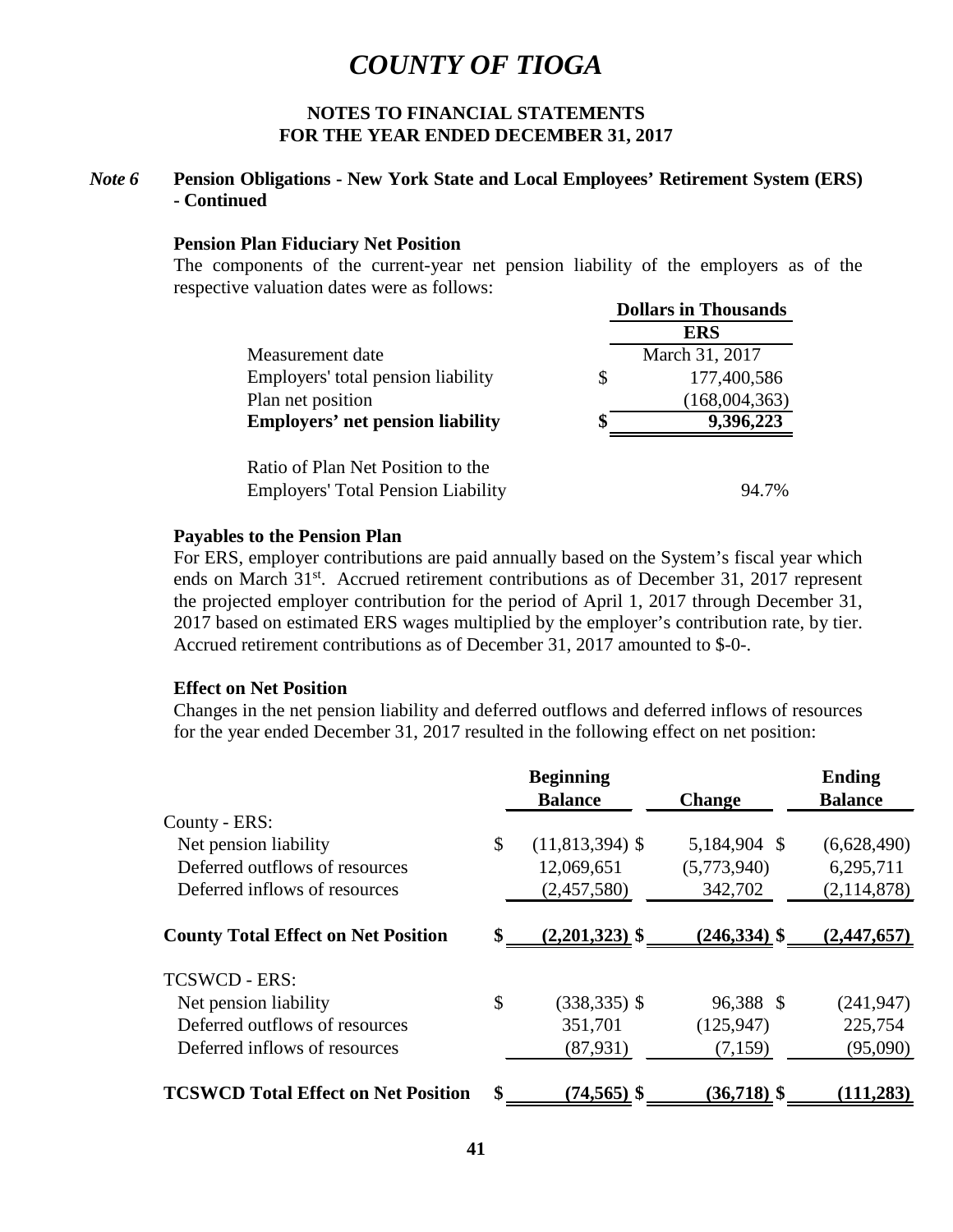# COUNTY OF TIOGA

**NOTES TO FINANCIAL STATEMENTS**
**FOR THE YEAR ENDED DECEMBER 31, 2017**

***Note 6*** **Pension Obligations - New York State and Local Employees' Retirement System (ERS) - Continued**

**Pension Plan Fiduciary Net Position**

The components of the current-year net pension liability of the employers as of the respective valuation dates were as follows:

| | Dollars in Thousands |
|---|---|
| | **ERS** |
| Measurement date | March 31, 2017 |
| Employers' total pension liability | $ 177,400,586 |
| Plan net position | (168,004,363) |
| **Employers' net pension liability** | **$ 9,396,223** |
| | |
| Ratio of Plan Net Position to the Employers' Total Pension Liability | 94.7% |

**Payables to the Pension Plan**

For ERS, employer contributions are paid annually based on the System's fiscal year which ends on March 31st. Accrued retirement contributions as of December 31, 2017 represent the projected employer contribution for the period of April 1, 2017 through December 31, 2017 based on estimated ERS wages multiplied by the employer's contribution rate, by tier. Accrued retirement contributions as of December 31, 2017 amounted to $-0-.

**Effect on Net Position**

Changes in the net pension liability and deferred outflows and deferred inflows of resources for the year ended December 31, 2017 resulted in the following effect on net position:

| | Beginning Balance | Change | Ending Balance |
|---|---|---|---|
| County - ERS: | | | |
| Net pension liability | $ (11,813,394) | $ 5,184,904 | $ (6,628,490) |
| Deferred outflows of resources | 12,069,651 | (5,773,940) | 6,295,711 |
| Deferred inflows of resources | (2,457,580) | 342,702 | (2,114,878) |
| **County Total Effect on Net Position** | **$ (2,201,323)** | **$ (246,334)** | **$ (2,447,657)** |
| TCSWCD - ERS: | | | |
| Net pension liability | $ (338,335) | $ 96,388 | $ (241,947) |
| Deferred outflows of resources | 351,701 | (125,947) | 225,754 |
| Deferred inflows of resources | (87,931) | (7,159) | (95,090) |
| **TCSWCD Total Effect on Net Position** | **$ (74,565)** | **$ (36,718)** | **$ (111,283)** |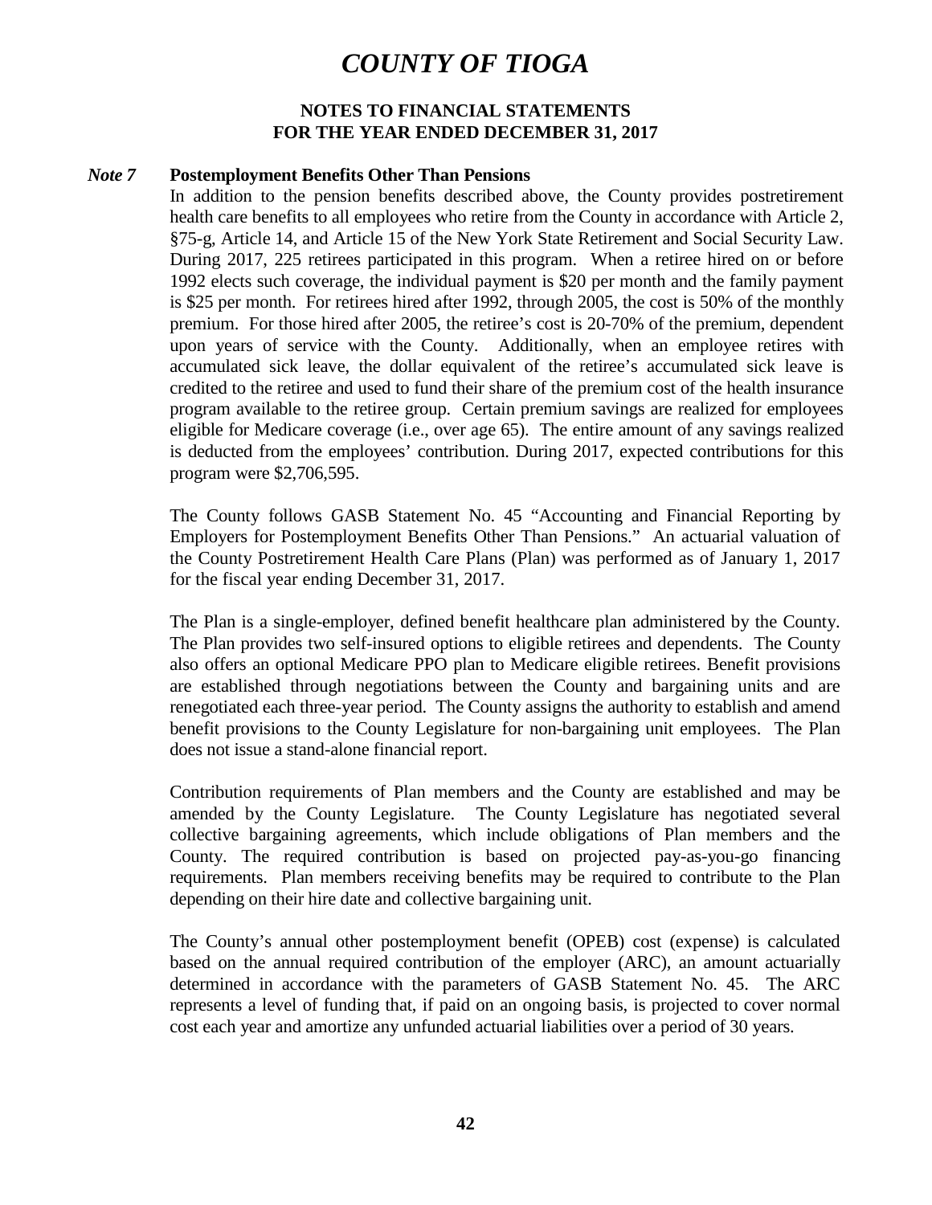# COUNTY OF TIOGA

## NOTES TO FINANCIAL STATEMENTS
## FOR THE YEAR ENDED DECEMBER 31, 2017

***Note 7*** **Postemployment Benefits Other Than Pensions**

In addition to the pension benefits described above, the County provides postretirement health care benefits to all employees who retire from the County in accordance with Article 2, §75-g, Article 14, and Article 15 of the New York State Retirement and Social Security Law. During 2017, 225 retirees participated in this program. When a retiree hired on or before 1992 elects such coverage, the individual payment is $20 per month and the family payment is $25 per month. For retirees hired after 1992, through 2005, the cost is 50% of the monthly premium. For those hired after 2005, the retiree's cost is 20-70% of the premium, dependent upon years of service with the County. Additionally, when an employee retires with accumulated sick leave, the dollar equivalent of the retiree's accumulated sick leave is credited to the retiree and used to fund their share of the premium cost of the health insurance program available to the retiree group. Certain premium savings are realized for employees eligible for Medicare coverage (i.e., over age 65). The entire amount of any savings realized is deducted from the employees' contribution. During 2017, expected contributions for this program were $2,706,595.

The County follows GASB Statement No. 45 "Accounting and Financial Reporting by Employers for Postemployment Benefits Other Than Pensions." An actuarial valuation of the County Postretirement Health Care Plans (Plan) was performed as of January 1, 2017 for the fiscal year ending December 31, 2017.

The Plan is a single-employer, defined benefit healthcare plan administered by the County. The Plan provides two self-insured options to eligible retirees and dependents. The County also offers an optional Medicare PPO plan to Medicare eligible retirees. Benefit provisions are established through negotiations between the County and bargaining units and are renegotiated each three-year period. The County assigns the authority to establish and amend benefit provisions to the County Legislature for non-bargaining unit employees. The Plan does not issue a stand-alone financial report.

Contribution requirements of Plan members and the County are established and may be amended by the County Legislature. The County Legislature has negotiated several collective bargaining agreements, which include obligations of Plan members and the County. The required contribution is based on projected pay-as-you-go financing requirements. Plan members receiving benefits may be required to contribute to the Plan depending on their hire date and collective bargaining unit.

The County's annual other postemployment benefit (OPEB) cost (expense) is calculated based on the annual required contribution of the employer (ARC), an amount actuarially determined in accordance with the parameters of GASB Statement No. 45. The ARC represents a level of funding that, if paid on an ongoing basis, is projected to cover normal cost each year and amortize any unfunded actuarial liabilities over a period of 30 years.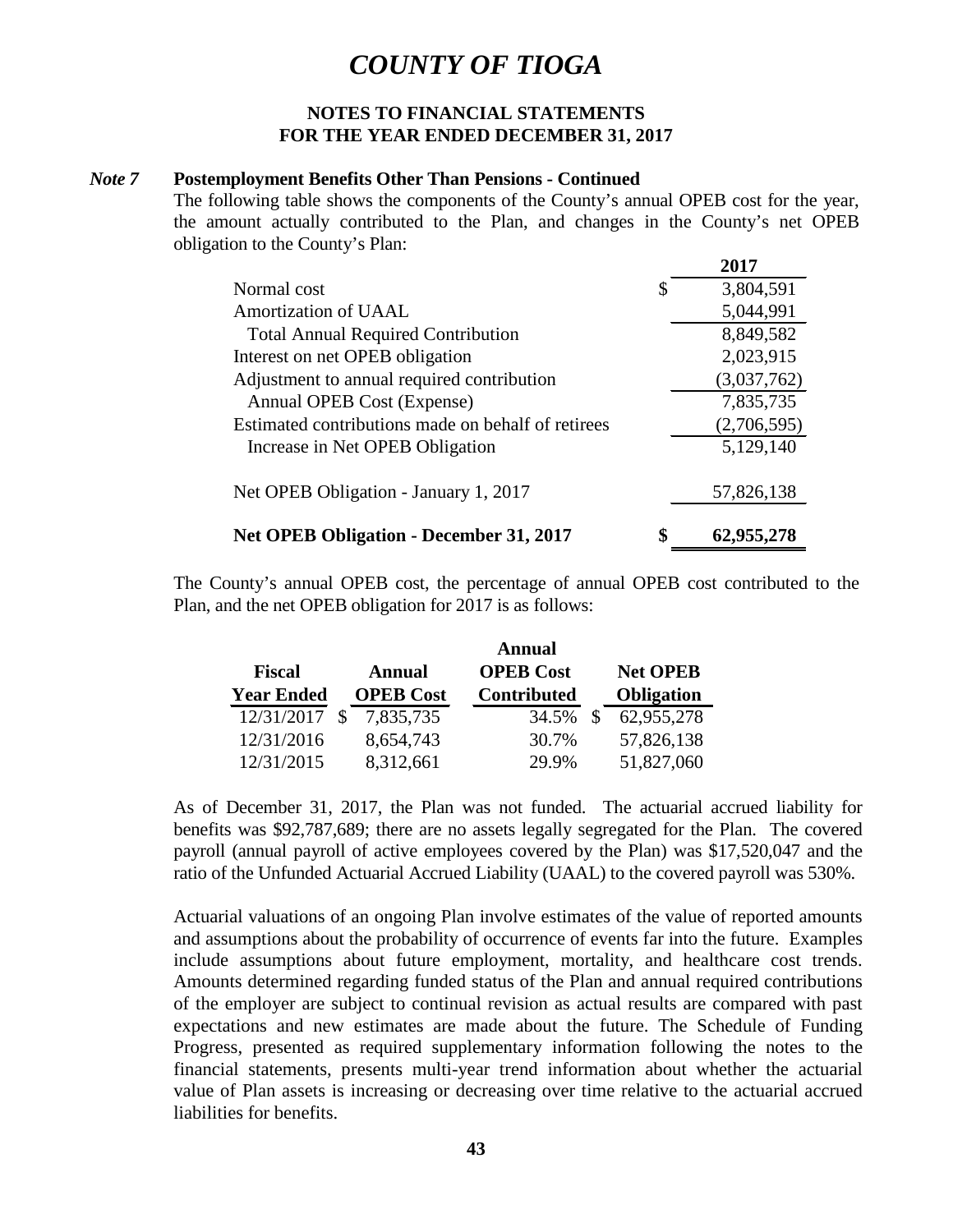# COUNTY OF TIOGA

## NOTES TO FINANCIAL STATEMENTS
## FOR THE YEAR ENDED DECEMBER 31, 2017

***Note 7*** **Postemployment Benefits Other Than Pensions - Continued**

The following table shows the components of the County's annual OPEB cost for the year, the amount actually contributed to the Plan, and changes in the County's net OPEB obligation to the County's Plan:

| | 2017 |
|---|---|
| Normal cost | $ 3,804,591 |
| Amortization of UAAL | 5,044,991 |
| Total Annual Required Contribution | 8,849,582 |
| Interest on net OPEB obligation | 2,023,915 |
| Adjustment to annual required contribution | (3,037,762) |
| Annual OPEB Cost (Expense) | 7,835,735 |
| Estimated contributions made on behalf of retirees | (2,706,595) |
| Increase in Net OPEB Obligation | 5,129,140 |
| Net OPEB Obligation - January 1, 2017 | 57,826,138 |
| **Net OPEB Obligation - December 31, 2017** | **$ 62,955,278** |

The County's annual OPEB cost, the percentage of annual OPEB cost contributed to the Plan, and the net OPEB obligation for 2017 is as follows:

| Fiscal Year Ended | Annual OPEB Cost | Annual OPEB Cost Contributed | Net OPEB Obligation |
|---|---|---|---|
| 12/31/2017 | $ 7,835,735 | 34.5% | $ 62,955,278 |
| 12/31/2016 | 8,654,743 | 30.7% | 57,826,138 |
| 12/31/2015 | 8,312,661 | 29.9% | 51,827,060 |

As of December 31, 2017, the Plan was not funded. The actuarial accrued liability for benefits was $92,787,689; there are no assets legally segregated for the Plan. The covered payroll (annual payroll of active employees covered by the Plan) was $17,520,047 and the ratio of the Unfunded Actuarial Accrued Liability (UAAL) to the covered payroll was 530%.

Actuarial valuations of an ongoing Plan involve estimates of the value of reported amounts and assumptions about the probability of occurrence of events far into the future. Examples include assumptions about future employment, mortality, and healthcare cost trends. Amounts determined regarding funded status of the Plan and annual required contributions of the employer are subject to continual revision as actual results are compared with past expectations and new estimates are made about the future. The Schedule of Funding Progress, presented as required supplementary information following the notes to the financial statements, presents multi-year trend information about whether the actuarial value of Plan assets is increasing or decreasing over time relative to the actuarial accrued liabilities for benefits.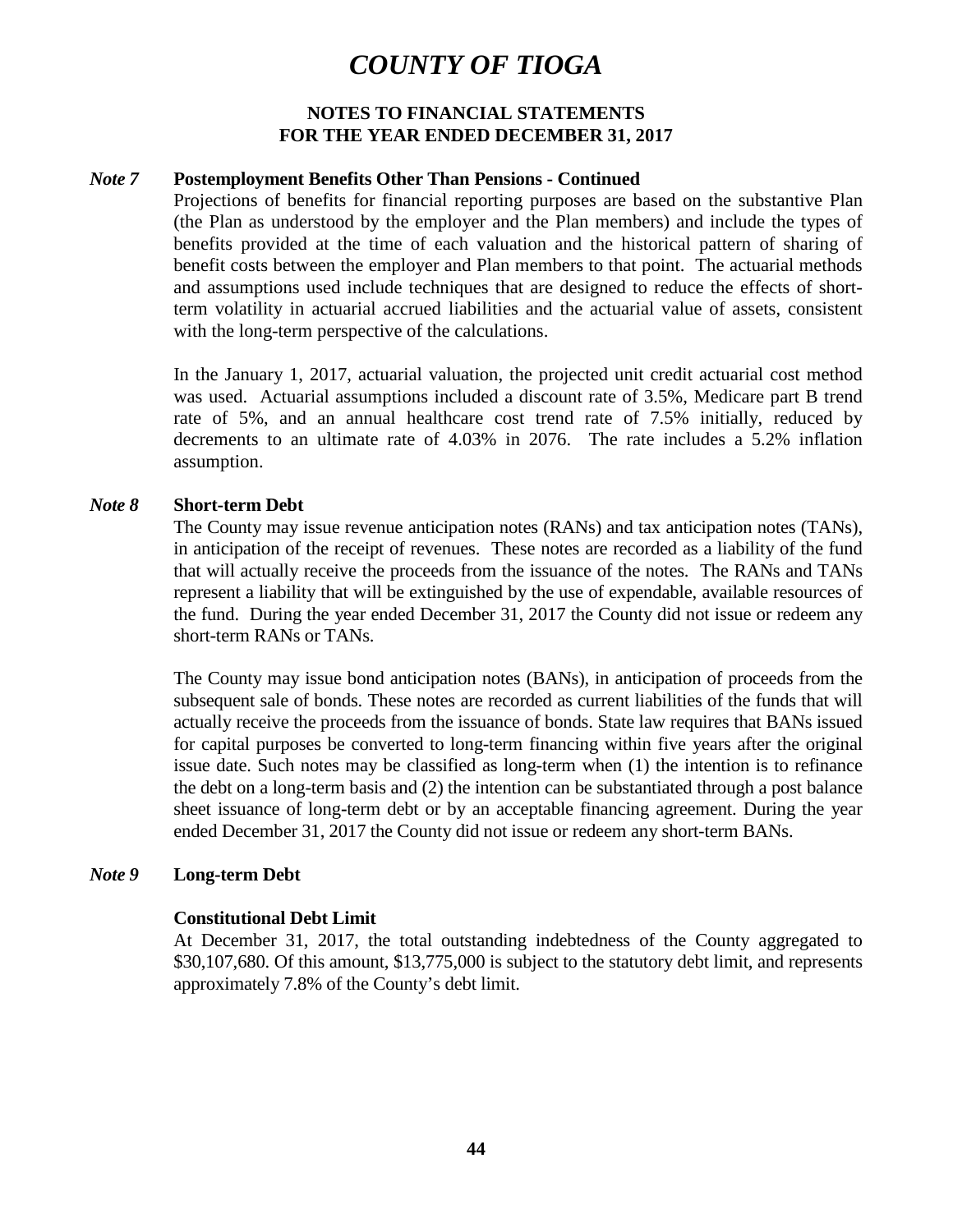# COUNTY OF TIOGA

## NOTES TO FINANCIAL STATEMENTS
## FOR THE YEAR ENDED DECEMBER 31, 2017

### *Note 7* Postemployment Benefits Other Than Pensions - Continued

Projections of benefits for financial reporting purposes are based on the substantive Plan (the Plan as understood by the employer and the Plan members) and include the types of benefits provided at the time of each valuation and the historical pattern of sharing of benefit costs between the employer and Plan members to that point. The actuarial methods and assumptions used include techniques that are designed to reduce the effects of short-term volatility in actuarial accrued liabilities and the actuarial value of assets, consistent with the long-term perspective of the calculations.

In the January 1, 2017, actuarial valuation, the projected unit credit actuarial cost method was used. Actuarial assumptions included a discount rate of 3.5%, Medicare part B trend rate of 5%, and an annual healthcare cost trend rate of 7.5% initially, reduced by decrements to an ultimate rate of 4.03% in 2076. The rate includes a 5.2% inflation assumption.

### *Note 8* Short-term Debt

The County may issue revenue anticipation notes (RANs) and tax anticipation notes (TANs), in anticipation of the receipt of revenues. These notes are recorded as a liability of the fund that will actually receive the proceeds from the issuance of the notes. The RANs and TANs represent a liability that will be extinguished by the use of expendable, available resources of the fund. During the year ended December 31, 2017 the County did not issue or redeem any short-term RANs or TANs.

The County may issue bond anticipation notes (BANs), in anticipation of proceeds from the subsequent sale of bonds. These notes are recorded as current liabilities of the funds that will actually receive the proceeds from the issuance of bonds. State law requires that BANs issued for capital purposes be converted to long-term financing within five years after the original issue date. Such notes may be classified as long-term when (1) the intention is to refinance the debt on a long-term basis and (2) the intention can be substantiated through a post balance sheet issuance of long-term debt or by an acceptable financing agreement. During the year ended December 31, 2017 the County did not issue or redeem any short-term BANs.

### *Note 9* Long-term Debt

**Constitutional Debt Limit**

At December 31, 2017, the total outstanding indebtedness of the County aggregated to \$30,107,680. Of this amount, \$13,775,000 is subject to the statutory debt limit, and represents approximately 7.8% of the County's debt limit.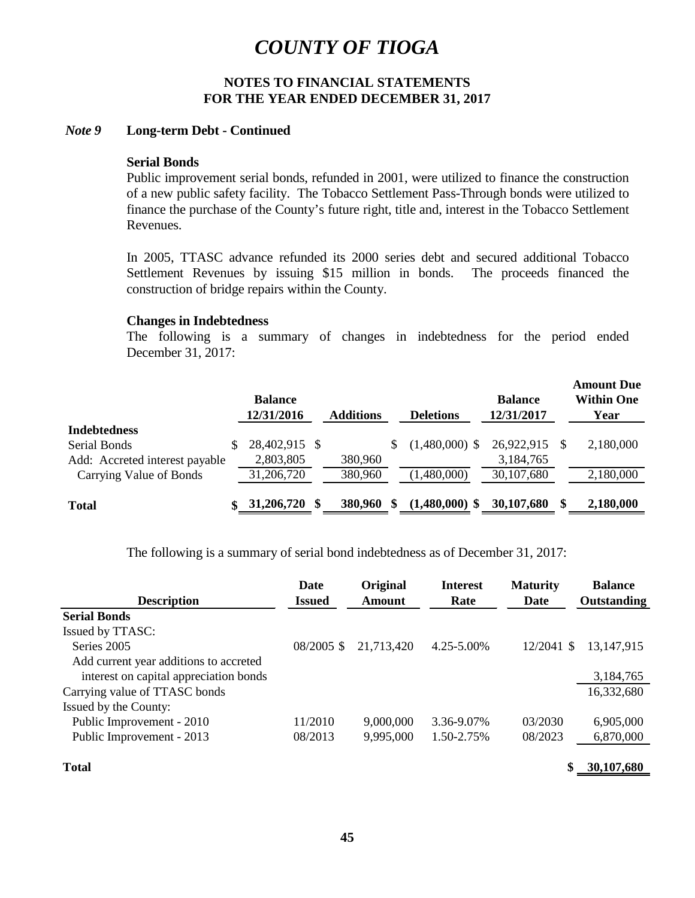# COUNTY OF TIOGA

## NOTES TO FINANCIAL STATEMENTS
## FOR THE YEAR ENDED DECEMBER 31, 2017

### *Note 9* Long-term Debt - Continued

**Serial Bonds**

Public improvement serial bonds, refunded in 2001, were utilized to finance the construction of a new public safety facility. The Tobacco Settlement Pass-Through bonds were utilized to finance the purchase of the County's future right, title and, interest in the Tobacco Settlement Revenues.

In 2005, TTASC advance refunded its 2000 series debt and secured additional Tobacco Settlement Revenues by issuing $15 million in bonds. The proceeds financed the construction of bridge repairs within the County.

**Changes in Indebtedness**

The following is a summary of changes in indebtedness for the period ended December 31, 2017:

| | Balance 12/31/2016 | Additions | Deletions | Balance 12/31/2017 | Amount Due Within One Year |
|---|---|---|---|---|---|
| **Indebtedness** | | | | | |
| Serial Bonds | $ 28,402,915 | $ | $ (1,480,000) | $ 26,922,915 | $ 2,180,000 |
| Add: Accreted interest payable | 2,803,805 | 380,960 | | 3,184,765 | |
| Carrying Value of Bonds | 31,206,720 | 380,960 | (1,480,000) | 30,107,680 | 2,180,000 |
| **Total** | **$ 31,206,720** | **$ 380,960** | **$ (1,480,000)** | **$ 30,107,680** | **$ 2,180,000** |

The following is a summary of serial bond indebtedness as of December 31, 2017:

| Description | Date Issued | Original Amount | Interest Rate | Maturity Date | Balance Outstanding |
|---|---|---|---|---|---|
| **Serial Bonds** | | | | | |
| Issued by TTASC: | | | | | |
| Series 2005 | 08/2005 | $ 21,713,420 | 4.25-5.00% | 12/2041 | $ 13,147,915 |
| Add current year additions to accreted interest on capital appreciation bonds | | | | | 3,184,765 |
| Carrying value of TTASC bonds | | | | | 16,332,680 |
| Issued by the County: | | | | | |
| Public Improvement - 2010 | 11/2010 | 9,000,000 | 3.36-9.07% | 03/2030 | 6,905,000 |
| Public Improvement - 2013 | 08/2013 | 9,995,000 | 1.50-2.75% | 08/2023 | 6,870,000 |
| **Total** | | | | | **$ 30,107,680** |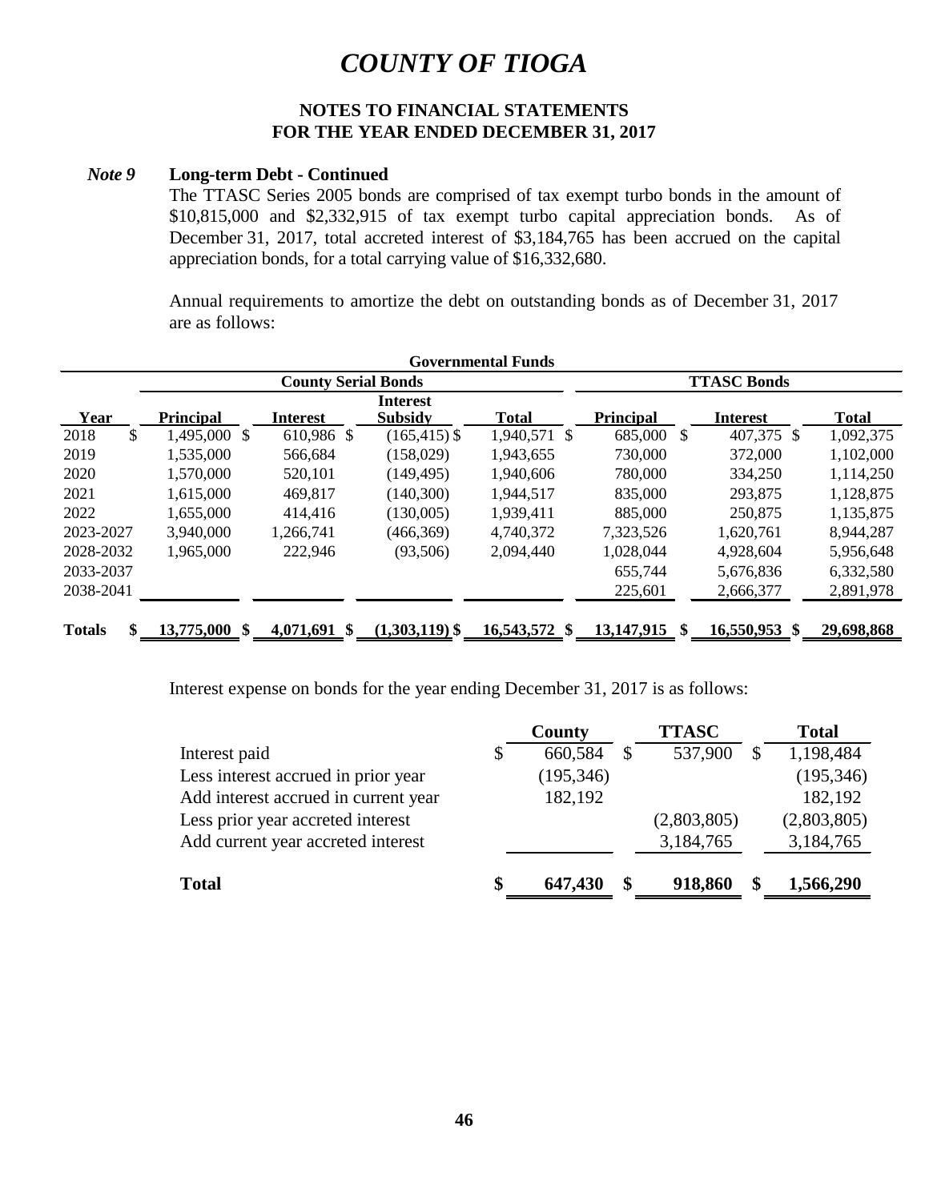# COUNTY OF TIOGA

## NOTES TO FINANCIAL STATEMENTS
## FOR THE YEAR ENDED DECEMBER 31, 2017

***Note 9*** **Long-term Debt - Continued**

The TTASC Series 2005 bonds are comprised of tax exempt turbo bonds in the amount of \$10,815,000 and \$2,332,915 of tax exempt turbo capital appreciation bonds. As of December 31, 2017, total accreted interest of \$3,184,765 has been accrued on the capital appreciation bonds, for a total carrying value of \$16,332,680.

Annual requirements to amortize the debt on outstanding bonds as of December 31, 2017 are as follows:

**Governmental Funds**

| | County Serial Bonds | | | | TTASC Bonds | | |
|---|---|---|---|---|---|---|---|
| **Year** | **Principal** | **Interest** | **Interest Subsidy** | **Total** | **Principal** | **Interest** | **Total** |
| 2018 | $ 1,495,000 | $ 610,986 | $ (165,415) | $ 1,940,571 | $ 685,000 | $ 407,375 | $ 1,092,375 |
| 2019 | 1,535,000 | 566,684 | (158,029) | 1,943,655 | 730,000 | 372,000 | 1,102,000 |
| 2020 | 1,570,000 | 520,101 | (149,495) | 1,940,606 | 780,000 | 334,250 | 1,114,250 |
| 2021 | 1,615,000 | 469,817 | (140,300) | 1,944,517 | 835,000 | 293,875 | 1,128,875 |
| 2022 | 1,655,000 | 414,416 | (130,005) | 1,939,411 | 885,000 | 250,875 | 1,135,875 |
| 2023-2027 | 3,940,000 | 1,266,741 | (466,369) | 4,740,372 | 7,323,526 | 1,620,761 | 8,944,287 |
| 2028-2032 | 1,965,000 | 222,946 | (93,506) | 2,094,440 | 1,028,044 | 4,928,604 | 5,956,648 |
| 2033-2037 | | | | | 655,744 | 5,676,836 | 6,332,580 |
| 2038-2041 | | | | | 225,601 | 2,666,377 | 2,891,978 |
| **Totals** | **$ 13,775,000** | **$ 4,071,691** | **$ (1,303,119)** | **$ 16,543,572** | **$ 13,147,915** | **$ 16,550,953** | **$ 29,698,868** |

Interest expense on bonds for the year ending December 31, 2017 is as follows:

| | County | TTASC | Total |
|---|---|---|---|
| Interest paid | $ 660,584 | $ 537,900 | $ 1,198,484 |
| Less interest accrued in prior year | (195,346) | | (195,346) |
| Add interest accrued in current year | 182,192 | | 182,192 |
| Less prior year accreted interest | | (2,803,805) | (2,803,805) |
| Add current year accreted interest | | 3,184,765 | 3,184,765 |
| **Total** | **$ 647,430** | **$ 918,860** | **$ 1,566,290** |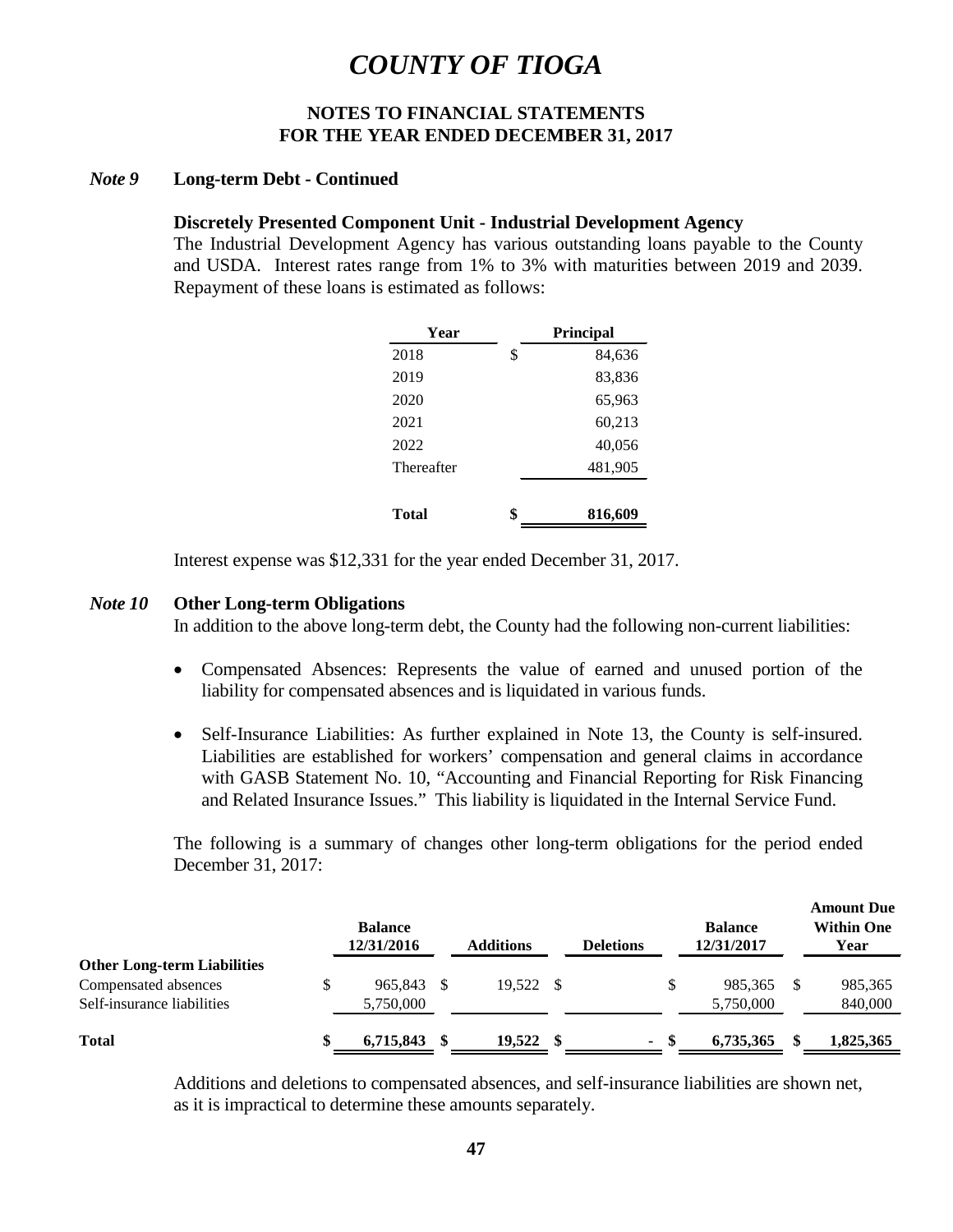# COUNTY OF TIOGA

## NOTES TO FINANCIAL STATEMENTS
## FOR THE YEAR ENDED DECEMBER 31, 2017

### *Note 9* Long-term Debt - Continued

**Discretely Presented Component Unit - Industrial Development Agency**

The Industrial Development Agency has various outstanding loans payable to the County and USDA. Interest rates range from 1% to 3% with maturities between 2019 and 2039. Repayment of these loans is estimated as follows:

| Year | Principal |
|---|---|
| 2018 | $ 84,636 |
| 2019 | 83,836 |
| 2020 | 65,963 |
| 2021 | 60,213 |
| 2022 | 40,056 |
| Thereafter | 481,905 |
| **Total** | **$ 816,609** |

Interest expense was $12,331 for the year ended December 31, 2017.

### *Note 10* Other Long-term Obligations

In addition to the above long-term debt, the County had the following non-current liabilities:

- Compensated Absences: Represents the value of earned and unused portion of the liability for compensated absences and is liquidated in various funds.
- Self-Insurance Liabilities: As further explained in Note 13, the County is self-insured. Liabilities are established for workers' compensation and general claims in accordance with GASB Statement No. 10, "Accounting and Financial Reporting for Risk Financing and Related Insurance Issues." This liability is liquidated in the Internal Service Fund.

The following is a summary of changes other long-term obligations for the period ended December 31, 2017:

| | Balance 12/31/2016 | Additions | Deletions | Balance 12/31/2017 | Amount Due Within One Year |
|---|---|---|---|---|---|
| **Other Long-term Liabilities** | | | | | |
| Compensated absences | $ 965,843 | $ 19,522 | $ | $ 985,365 | $ 985,365 |
| Self-insurance liabilities | 5,750,000 | | | 5,750,000 | 840,000 |
| **Total** | **$ 6,715,843** | **$ 19,522** | **$ -** | **$ 6,735,365** | **$ 1,825,365** |

Additions and deletions to compensated absences, and self-insurance liabilities are shown net, as it is impractical to determine these amounts separately.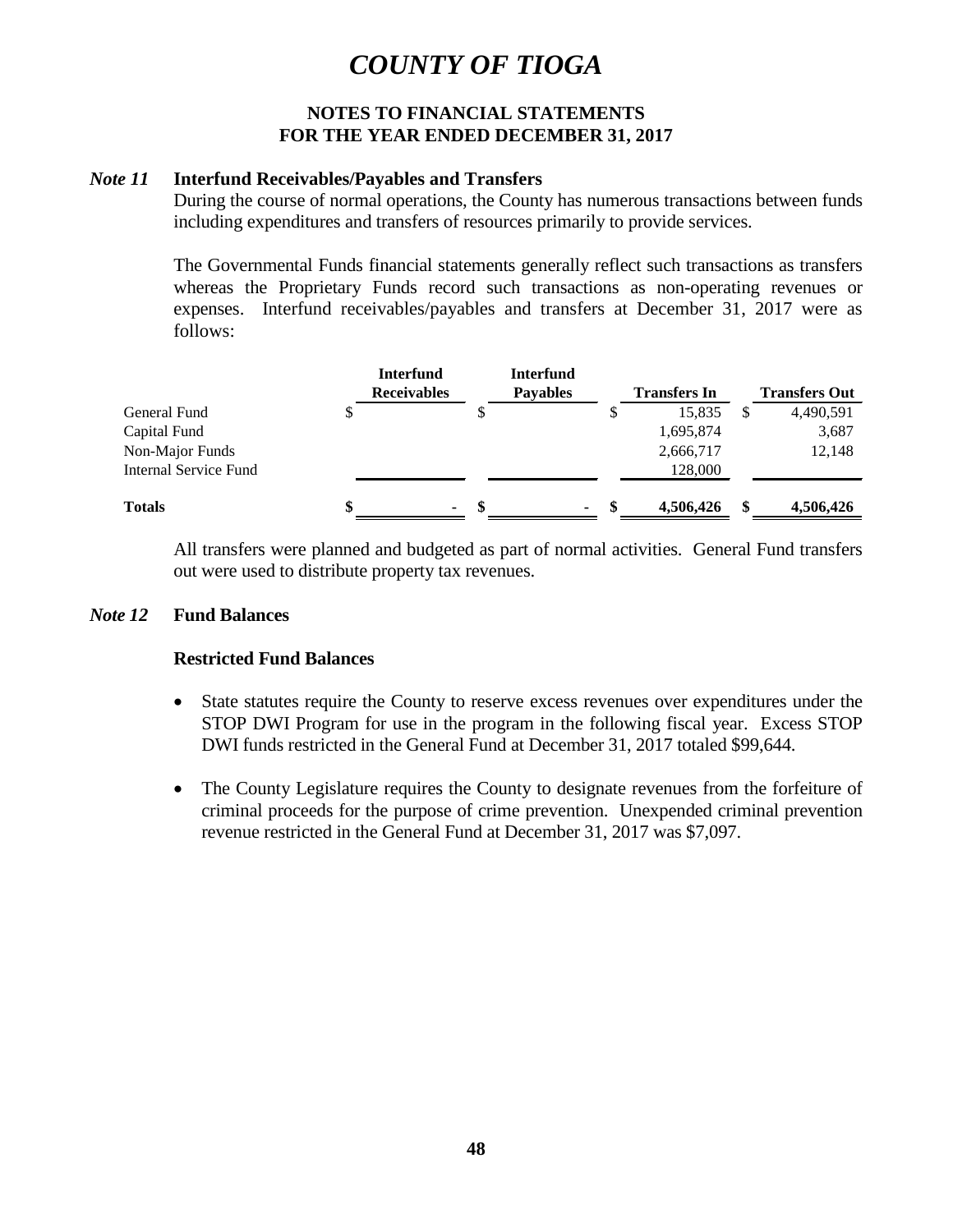# COUNTY OF TIOGA

## NOTES TO FINANCIAL STATEMENTS
## FOR THE YEAR ENDED DECEMBER 31, 2017

### *Note 11* Interfund Receivables/Payables and Transfers

During the course of normal operations, the County has numerous transactions between funds including expenditures and transfers of resources primarily to provide services.

The Governmental Funds financial statements generally reflect such transactions as transfers whereas the Proprietary Funds record such transactions as non-operating revenues or expenses. Interfund receivables/payables and transfers at December 31, 2017 were as follows:

| | Interfund Receivables | Interfund Payables | Transfers In | Transfers Out |
|---|---|---|---|---|
| General Fund | $ | $ | $ 15,835 | $ 4,490,591 |
| Capital Fund | | | 1,695,874 | 3,687 |
| Non-Major Funds | | | 2,666,717 | 12,148 |
| Internal Service Fund | | | 128,000 | |
| **Totals** | **$ -** | **$ -** | **$ 4,506,426** | **$ 4,506,426** |

All transfers were planned and budgeted as part of normal activities. General Fund transfers out were used to distribute property tax revenues.

### *Note 12* Fund Balances

**Restricted Fund Balances**

- State statutes require the County to reserve excess revenues over expenditures under the STOP DWI Program for use in the program in the following fiscal year. Excess STOP DWI funds restricted in the General Fund at December 31, 2017 totaled $99,644.
- The County Legislature requires the County to designate revenues from the forfeiture of criminal proceeds for the purpose of crime prevention. Unexpended criminal prevention revenue restricted in the General Fund at December 31, 2017 was $7,097.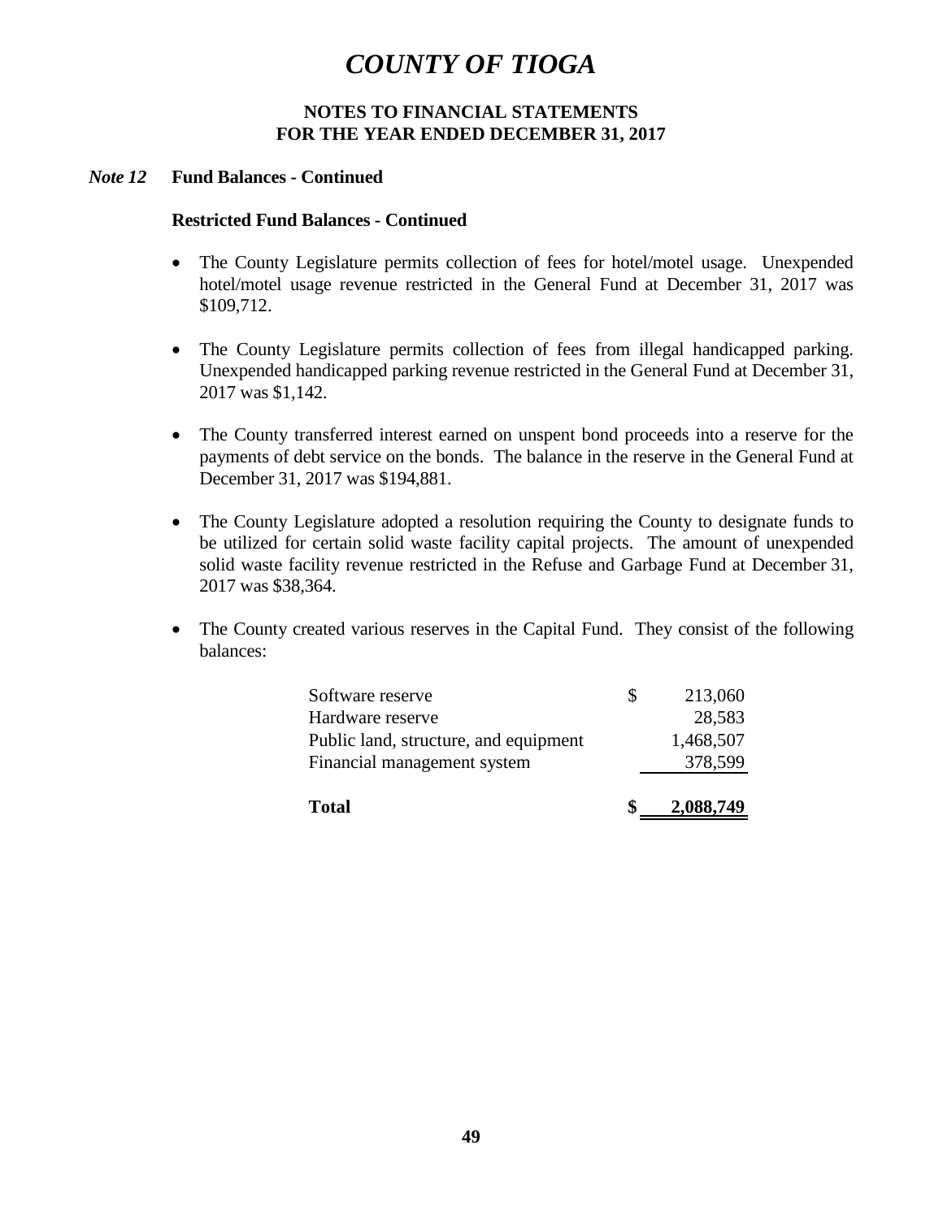# COUNTY OF TIOGA

## NOTES TO FINANCIAL STATEMENTS
## FOR THE YEAR ENDED DECEMBER 31, 2017

### *Note 12* Fund Balances - Continued

**Restricted Fund Balances - Continued**

- The County Legislature permits collection of fees for hotel/motel usage. Unexpended hotel/motel usage revenue restricted in the General Fund at December 31, 2017 was $109,712.

- The County Legislature permits collection of fees from illegal handicapped parking. Unexpended handicapped parking revenue restricted in the General Fund at December 31, 2017 was $1,142.

- The County transferred interest earned on unspent bond proceeds into a reserve for the payments of debt service on the bonds. The balance in the reserve in the General Fund at December 31, 2017 was $194,881.

- The County Legislature adopted a resolution requiring the County to designate funds to be utilized for certain solid waste facility capital projects. The amount of unexpended solid waste facility revenue restricted in the Refuse and Garbage Fund at December 31, 2017 was $38,364.

- The County created various reserves in the Capital Fund. They consist of the following balances:

| | | |
|---|---|---|
| Software reserve | $ | 213,060 |
| Hardware reserve | | 28,583 |
| Public land, structure, and equipment | | 1,468,507 |
| Financial management system | | 378,599 |
| **Total** | **$** | **2,088,749** |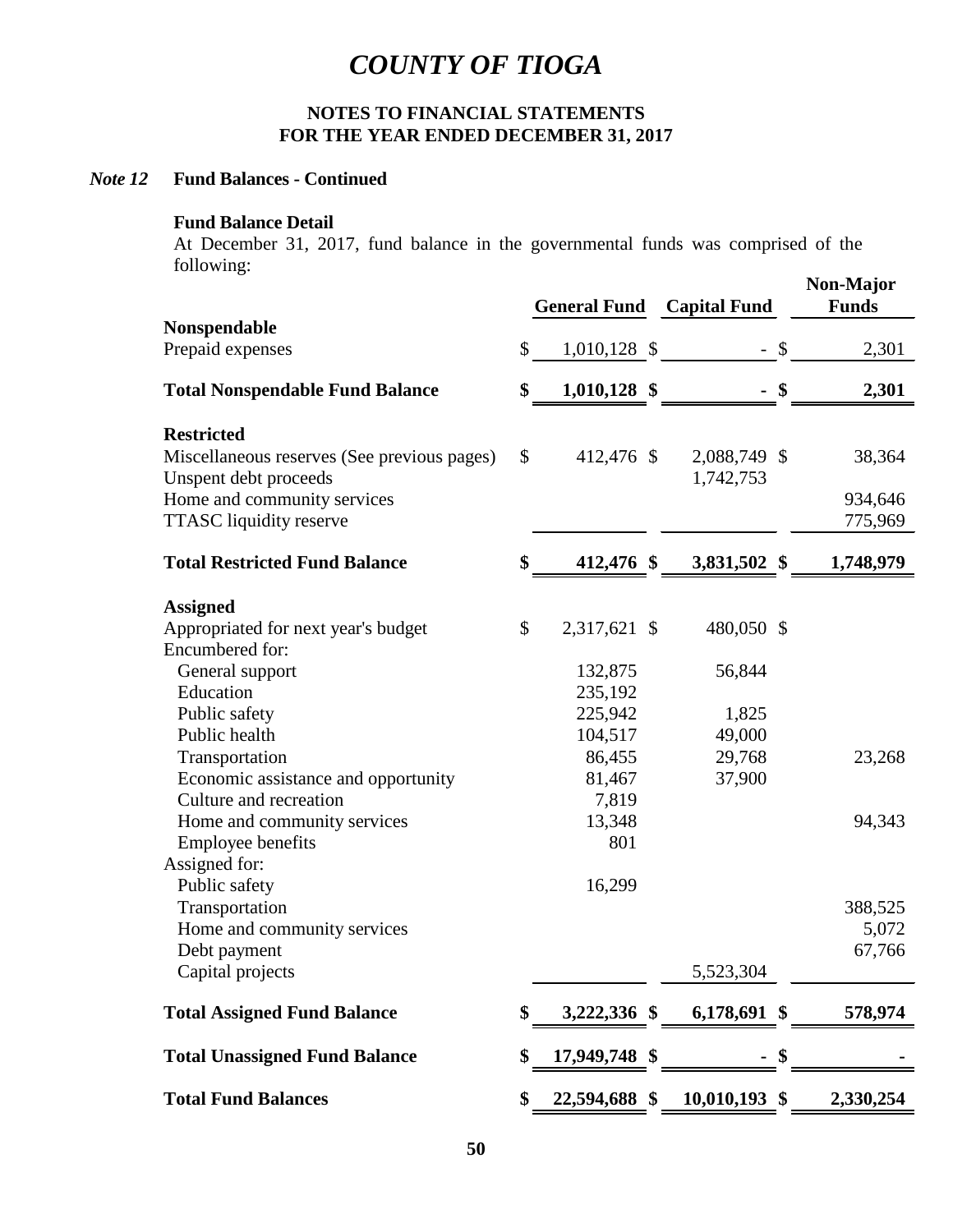# COUNTY OF TIOGA

## NOTES TO FINANCIAL STATEMENTS
## FOR THE YEAR ENDED DECEMBER 31, 2017

### *Note 12* Fund Balances - Continued

**Fund Balance Detail**

At December 31, 2017, fund balance in the governmental funds was comprised of the following:

| | General Fund | Capital Fund | Non-Major Funds |
|---|---|---|---|
| **Nonspendable** | | | |
| Prepaid expenses | $ 1,010,128 | $ - | $ 2,301 |
| **Total Nonspendable Fund Balance** | **$ 1,010,128** | **$ -** | **$ 2,301** |
| **Restricted** | | | |
| Miscellaneous reserves (See previous pages) | $ 412,476 | $ 2,088,749 | $ 38,364 |
| Unspent debt proceeds | | 1,742,753 | |
| Home and community services | | | 934,646 |
| TTASC liquidity reserve | | | 775,969 |
| **Total Restricted Fund Balance** | **$ 412,476** | **$ 3,831,502** | **$ 1,748,979** |
| **Assigned** | | | |
| Appropriated for next year's budget | $ 2,317,621 | $ 480,050 | $ |
| Encumbered for: | | | |
| General support | 132,875 | 56,844 | |
| Education | 235,192 | | |
| Public safety | 225,942 | 1,825 | |
| Public health | 104,517 | 49,000 | |
| Transportation | 86,455 | 29,768 | 23,268 |
| Economic assistance and opportunity | 81,467 | 37,900 | |
| Culture and recreation | 7,819 | | |
| Home and community services | 13,348 | | 94,343 |
| Employee benefits | 801 | | |
| Assigned for: | | | |
| Public safety | 16,299 | | |
| Transportation | | | 388,525 |
| Home and community services | | | 5,072 |
| Debt payment | | | 67,766 |
| Capital projects | | 5,523,304 | |
| **Total Assigned Fund Balance** | **$ 3,222,336** | **$ 6,178,691** | **$ 578,974** |
| **Total Unassigned Fund Balance** | **$ 17,949,748** | **$ -** | **$ -** |
| **Total Fund Balances** | **$ 22,594,688** | **$ 10,010,193** | **$ 2,330,254** |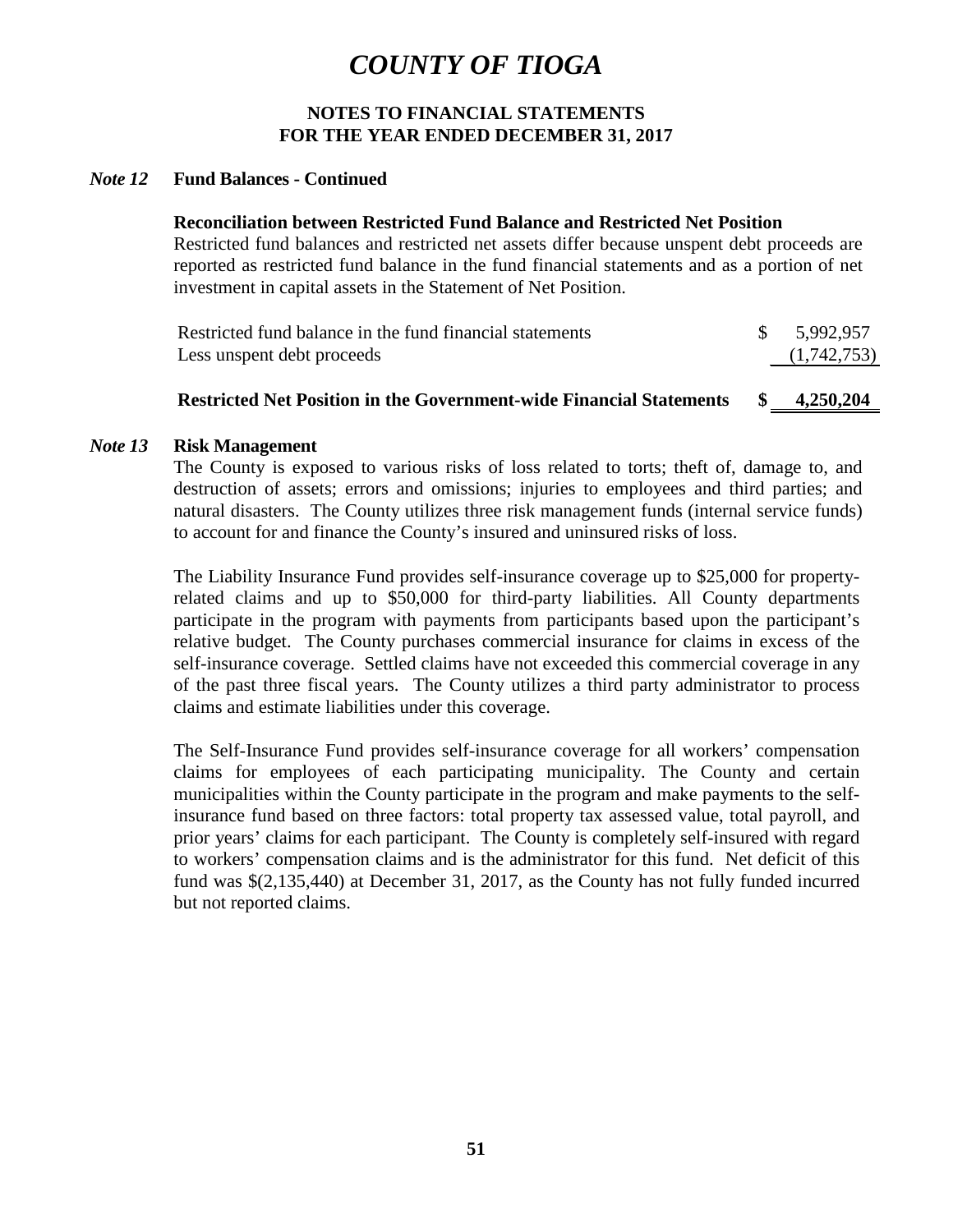# COUNTY OF TIOGA

## NOTES TO FINANCIAL STATEMENTS
## FOR THE YEAR ENDED DECEMBER 31, 2017

### *Note 12* Fund Balances - Continued

**Reconciliation between Restricted Fund Balance and Restricted Net Position**

Restricted fund balances and restricted net assets differ because unspent debt proceeds are reported as restricted fund balance in the fund financial statements and as a portion of net investment in capital assets in the Statement of Net Position.

| | |
|---|---|
| Restricted fund balance in the fund financial statements | $ 5,992,957 |
| Less unspent debt proceeds | (1,742,753) |
| **Restricted Net Position in the Government-wide Financial Statements** | **$ 4,250,204** |

### *Note 13* Risk Management

The County is exposed to various risks of loss related to torts; theft of, damage to, and destruction of assets; errors and omissions; injuries to employees and third parties; and natural disasters. The County utilizes three risk management funds (internal service funds) to account for and finance the County's insured and uninsured risks of loss.

The Liability Insurance Fund provides self-insurance coverage up to $25,000 for property-related claims and up to $50,000 for third-party liabilities. All County departments participate in the program with payments from participants based upon the participant's relative budget. The County purchases commercial insurance for claims in excess of the self-insurance coverage. Settled claims have not exceeded this commercial coverage in any of the past three fiscal years. The County utilizes a third party administrator to process claims and estimate liabilities under this coverage.

The Self-Insurance Fund provides self-insurance coverage for all workers' compensation claims for employees of each participating municipality. The County and certain municipalities within the County participate in the program and make payments to the self-insurance fund based on three factors: total property tax assessed value, total payroll, and prior years' claims for each participant. The County is completely self-insured with regard to workers' compensation claims and is the administrator for this fund. Net deficit of this fund was $(2,135,440) at December 31, 2017, as the County has not fully funded incurred but not reported claims.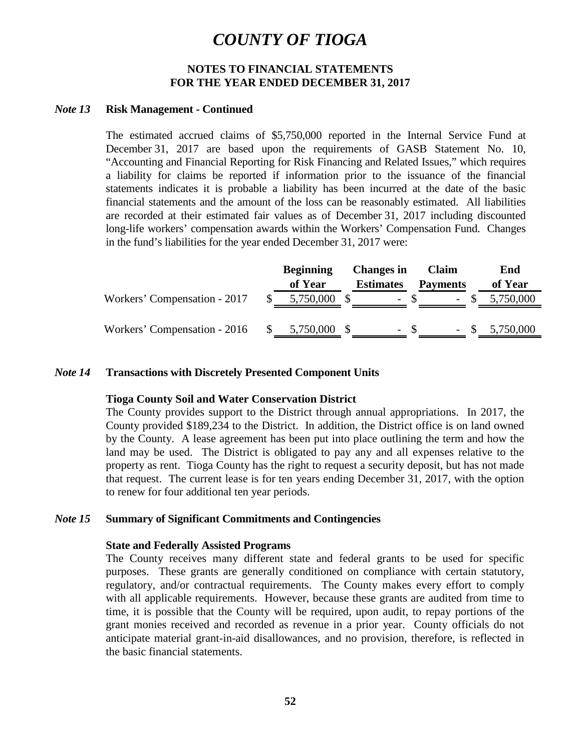# COUNTY OF TIOGA

**NOTES TO FINANCIAL STATEMENTS**
**FOR THE YEAR ENDED DECEMBER 31, 2017**

***Note 13*** **Risk Management - Continued**

The estimated accrued claims of $5,750,000 reported in the Internal Service Fund at December 31, 2017 are based upon the requirements of GASB Statement No. 10, "Accounting and Financial Reporting for Risk Financing and Related Issues," which requires a liability for claims be reported if information prior to the issuance of the financial statements indicates it is probable a liability has been incurred at the date of the basic financial statements and the amount of the loss can be reasonably estimated. All liabilities are recorded at their estimated fair values as of December 31, 2017 including discounted long-life workers' compensation awards within the Workers' Compensation Fund. Changes in the fund's liabilities for the year ended December 31, 2017 were:

| | Beginning of Year | Changes in Estimates | Claim Payments | End of Year |
|---|---|---|---|---|
| Workers' Compensation - 2017 | $ 5,750,000 | $ - | $ - | $ 5,750,000 |
| Workers' Compensation - 2016 | $ 5,750,000 | $ - | $ - | $ 5,750,000 |

***Note 14*** **Transactions with Discretely Presented Component Units**

**Tioga County Soil and Water Conservation District**

The County provides support to the District through annual appropriations. In 2017, the County provided $189,234 to the District. In addition, the District office is on land owned by the County. A lease agreement has been put into place outlining the term and how the land may be used. The District is obligated to pay any and all expenses relative to the property as rent. Tioga County has the right to request a security deposit, but has not made that request. The current lease is for ten years ending December 31, 2017, with the option to renew for four additional ten year periods.

***Note 15*** **Summary of Significant Commitments and Contingencies**

**State and Federally Assisted Programs**

The County receives many different state and federal grants to be used for specific purposes. These grants are generally conditioned on compliance with certain statutory, regulatory, and/or contractual requirements. The County makes every effort to comply with all applicable requirements. However, because these grants are audited from time to time, it is possible that the County will be required, upon audit, to repay portions of the grant monies received and recorded as revenue in a prior year. County officials do not anticipate material grant-in-aid disallowances, and no provision, therefore, is reflected in the basic financial statements.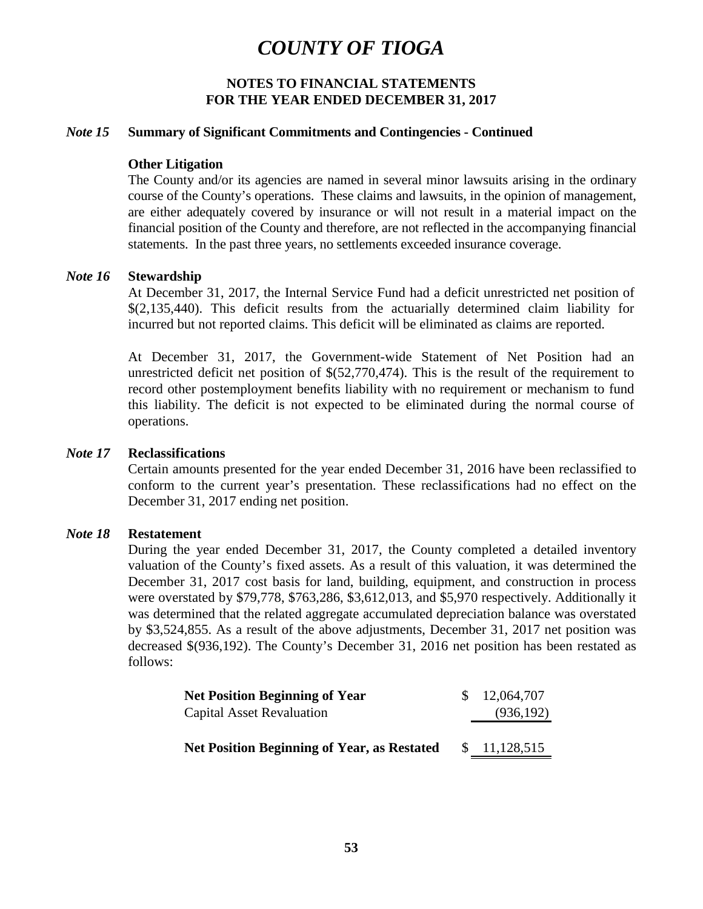# COUNTY OF TIOGA

**NOTES TO FINANCIAL STATEMENTS**
**FOR THE YEAR ENDED DECEMBER 31, 2017**

### *Note 15* Summary of Significant Commitments and Contingencies - Continued

**Other Litigation**

The County and/or its agencies are named in several minor lawsuits arising in the ordinary course of the County's operations. These claims and lawsuits, in the opinion of management, are either adequately covered by insurance or will not result in a material impact on the financial position of the County and therefore, are not reflected in the accompanying financial statements. In the past three years, no settlements exceeded insurance coverage.

### *Note 16* Stewardship

At December 31, 2017, the Internal Service Fund had a deficit unrestricted net position of $(2,135,440). This deficit results from the actuarially determined claim liability for incurred but not reported claims. This deficit will be eliminated as claims are reported.

At December 31, 2017, the Government-wide Statement of Net Position had an unrestricted deficit net position of $(52,770,474). This is the result of the requirement to record other postemployment benefits liability with no requirement or mechanism to fund this liability. The deficit is not expected to be eliminated during the normal course of operations.

### *Note 17* Reclassifications

Certain amounts presented for the year ended December 31, 2016 have been reclassified to conform to the current year's presentation. These reclassifications had no effect on the December 31, 2017 ending net position.

### *Note 18* Restatement

During the year ended December 31, 2017, the County completed a detailed inventory valuation of the County's fixed assets. As a result of this valuation, it was determined the December 31, 2017 cost basis for land, building, equipment, and construction in process were overstated by $79,778, $763,286, $3,612,013, and $5,970 respectively. Additionally it was determined that the related aggregate accumulated depreciation balance was overstated by $3,524,855. As a result of the above adjustments, December 31, 2017 net position was decreased $(936,192). The County's December 31, 2016 net position has been restated as follows:

| | |
|---|---|
| **Net Position Beginning of Year** | $ 12,064,707 |
| Capital Asset Revaluation | (936,192) |
| **Net Position Beginning of Year, as Restated** | $ 11,128,515 |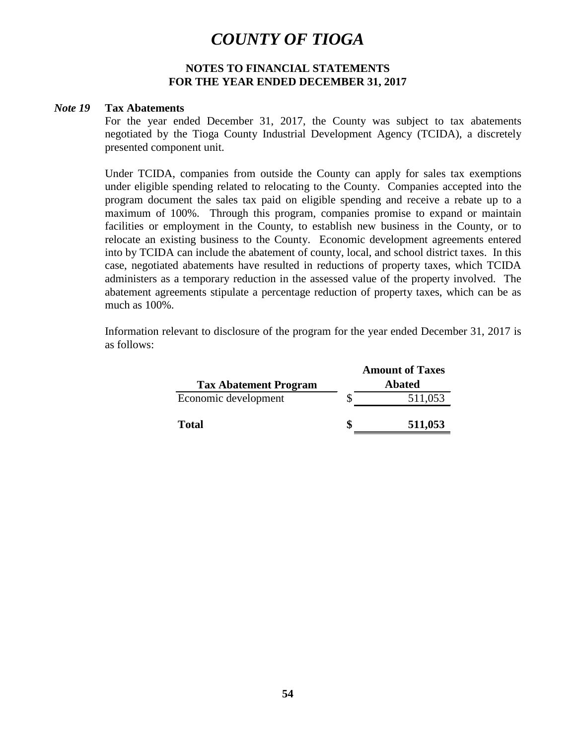# COUNTY OF TIOGA

## NOTES TO FINANCIAL STATEMENTS
## FOR THE YEAR ENDED DECEMBER 31, 2017

### *Note 19* Tax Abatements

For the year ended December 31, 2017, the County was subject to tax abatements negotiated by the Tioga County Industrial Development Agency (TCIDA), a discretely presented component unit.

Under TCIDA, companies from outside the County can apply for sales tax exemptions under eligible spending related to relocating to the County. Companies accepted into the program document the sales tax paid on eligible spending and receive a rebate up to a maximum of 100%. Through this program, companies promise to expand or maintain facilities or employment in the County, to establish new business in the County, or to relocate an existing business to the County. Economic development agreements entered into by TCIDA can include the abatement of county, local, and school district taxes. In this case, negotiated abatements have resulted in reductions of property taxes, which TCIDA administers as a temporary reduction in the assessed value of the property involved. The abatement agreements stipulate a percentage reduction of property taxes, which can be as much as 100%.

Information relevant to disclosure of the program for the year ended December 31, 2017 is as follows:

| Tax Abatement Program | Amount of Taxes Abated |
|---|---|
| Economic development | $ 511,053 |
| **Total** | **$ 511,053** |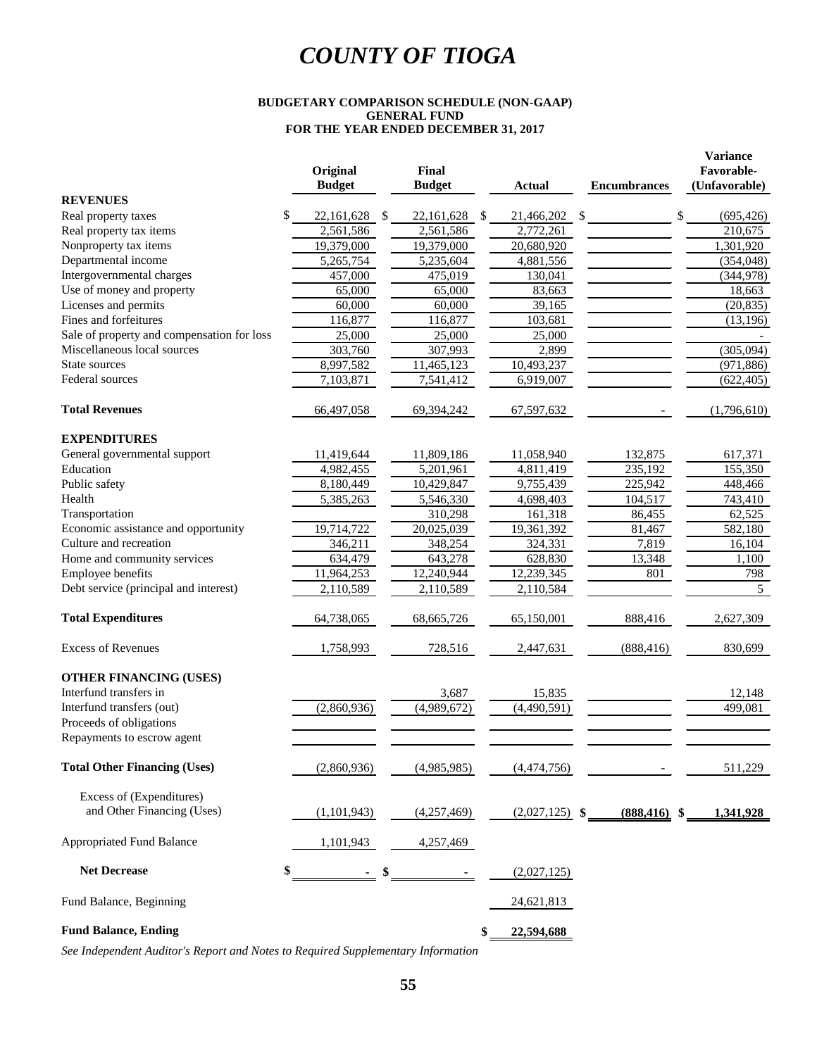# COUNTY OF TIOGA

**BUDGETARY COMPARISON SCHEDULE (NON-GAAP)**
**GENERAL FUND**
**FOR THE YEAR ENDED DECEMBER 31, 2017**

| | Original Budget | Final Budget | Actual | Encumbrances | Variance Favorable- (Unfavorable) |
|---|---|---|---|---|---|
| **REVENUES** | | | | | |
| Real property taxes | $ 22,161,628 | $ 22,161,628 | $ 21,466,202 | $ | $ (695,426) |
| Real property tax items | 2,561,586 | 2,561,586 | 2,772,261 | | 210,675 |
| Nonproperty tax items | 19,379,000 | 19,379,000 | 20,680,920 | | 1,301,920 |
| Departmental income | 5,265,754 | 5,235,604 | 4,881,556 | | (354,048) |
| Intergovernmental charges | 457,000 | 475,019 | 130,041 | | (344,978) |
| Use of money and property | 65,000 | 65,000 | 83,663 | | 18,663 |
| Licenses and permits | 60,000 | 60,000 | 39,165 | | (20,835) |
| Fines and forfeitures | 116,877 | 116,877 | 103,681 | | (13,196) |
| Sale of property and compensation for loss | 25,000 | 25,000 | 25,000 | | - |
| Miscellaneous local sources | 303,760 | 307,993 | 2,899 | | (305,094) |
| State sources | 8,997,582 | 11,465,123 | 10,493,237 | | (971,886) |
| Federal sources | 7,103,871 | 7,541,412 | 6,919,007 | | (622,405) |
| **Total Revenues** | 66,497,058 | 69,394,242 | 67,597,632 | - | (1,796,610) |
| **EXPENDITURES** | | | | | |
| General governmental support | 11,419,644 | 11,809,186 | 11,058,940 | 132,875 | 617,371 |
| Education | 4,982,455 | 5,201,961 | 4,811,419 | 235,192 | 155,350 |
| Public safety | 8,180,449 | 10,429,847 | 9,755,439 | 225,942 | 448,466 |
| Health | 5,385,263 | 5,546,330 | 4,698,403 | 104,517 | 743,410 |
| Transportation | | 310,298 | 161,318 | 86,455 | 62,525 |
| Economic assistance and opportunity | 19,714,722 | 20,025,039 | 19,361,392 | 81,467 | 582,180 |
| Culture and recreation | 346,211 | 348,254 | 324,331 | 7,819 | 16,104 |
| Home and community services | 634,479 | 643,278 | 628,830 | 13,348 | 1,100 |
| Employee benefits | 11,964,253 | 12,240,944 | 12,239,345 | 801 | 798 |
| Debt service (principal and interest) | 2,110,589 | 2,110,589 | 2,110,584 | | 5 |
| **Total Expenditures** | 64,738,065 | 68,665,726 | 65,150,001 | 888,416 | 2,627,309 |
| Excess of Revenues | 1,758,993 | 728,516 | 2,447,631 | (888,416) | 830,699 |
| **OTHER FINANCING (USES)** | | | | | |
| Interfund transfers in | | 3,687 | 15,835 | | 12,148 |
| Interfund transfers (out) | (2,860,936) | (4,989,672) | (4,490,591) | | 499,081 |
| Proceeds of obligations | | | | | |
| Repayments to escrow agent | | | | | |
| **Total Other Financing (Uses)** | (2,860,936) | (4,985,985) | (4,474,756) | - | 511,229 |
| Excess of (Expenditures) and Other Financing (Uses) | (1,101,943) | (4,257,469) | (2,027,125) | $ **(888,416)** | $ **1,341,928** |
| Appropriated Fund Balance | 1,101,943 | 4,257,469 | | | |
| **Net Decrease** | $ - | $ - | (2,027,125) | | |
| Fund Balance, Beginning | | | 24,621,813 | | |
| **Fund Balance, Ending** | | | $ **22,594,688** | | |

*See Independent Auditor's Report and Notes to Required Supplementary Information*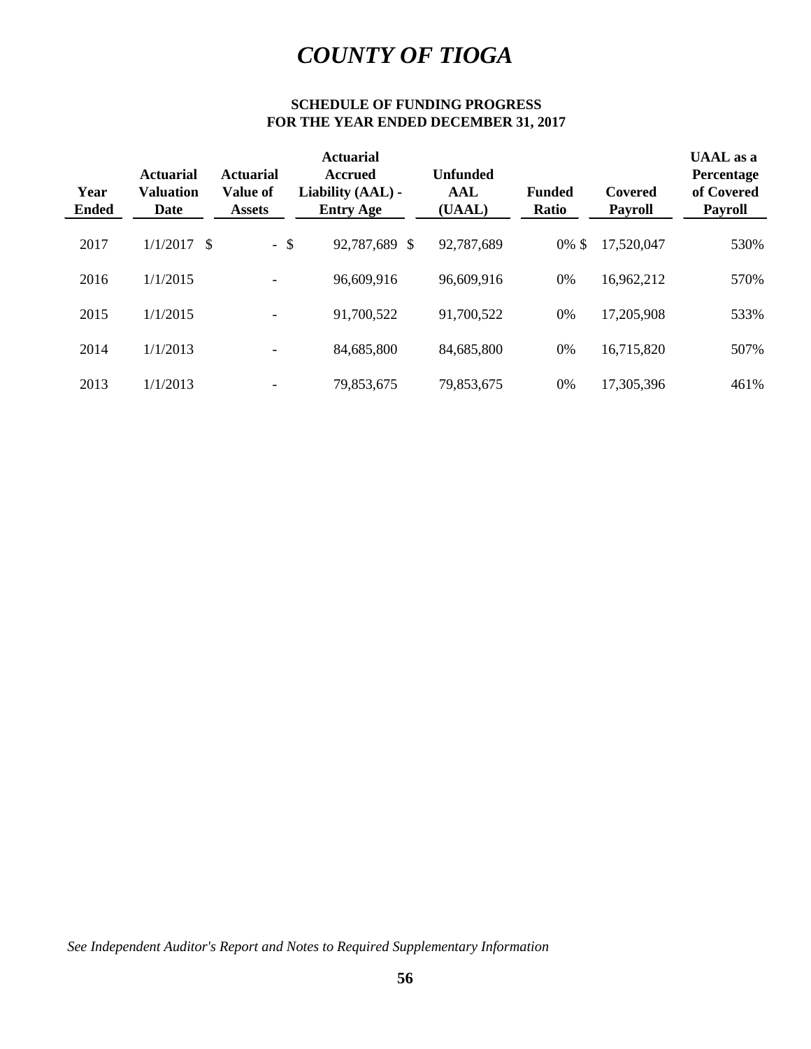# *COUNTY OF TIOGA*

### SCHEDULE OF FUNDING PROGRESS
### FOR THE YEAR ENDED DECEMBER 31, 2017

| Year Ended | Actuarial Valuation Date | Actuarial Value of Assets | Actuarial Accrued Liability (AAL) - Entry Age | Unfunded AAL (UAAL) | Funded Ratio | Covered Payroll | UAAL as a Percentage of Covered Payroll |
|---|---|---|---|---|---|---|---|
| 2017 | 1/1/2017 | $ - | $ 92,787,689 | $ 92,787,689 | 0% | $ 17,520,047 | 530% |
| 2016 | 1/1/2015 | - | 96,609,916 | 96,609,916 | 0% | 16,962,212 | 570% |
| 2015 | 1/1/2015 | - | 91,700,522 | 91,700,522 | 0% | 17,205,908 | 533% |
| 2014 | 1/1/2013 | - | 84,685,800 | 84,685,800 | 0% | 16,715,820 | 507% |
| 2013 | 1/1/2013 | - | 79,853,675 | 79,853,675 | 0% | 17,305,396 | 461% |

*See Independent Auditor's Report and Notes to Required Supplementary Information*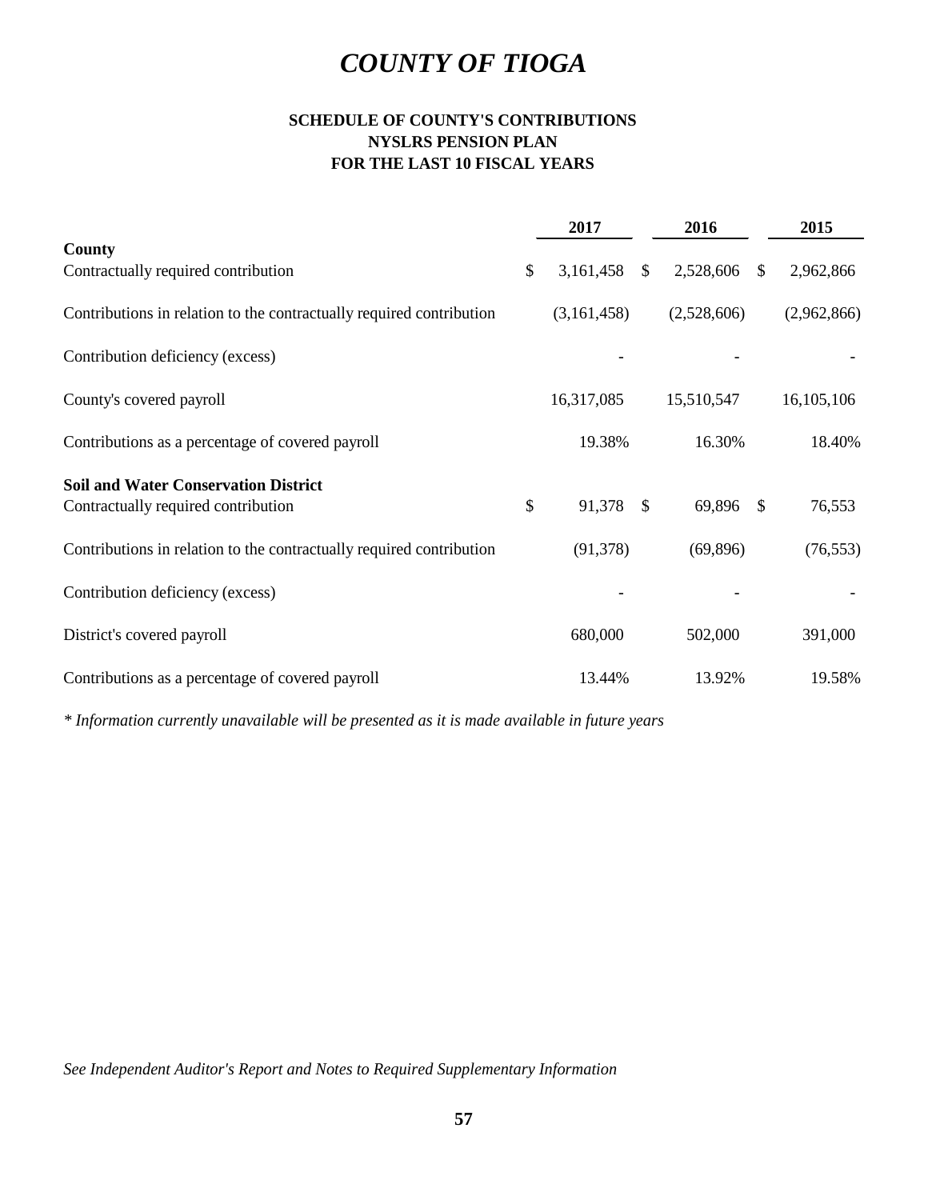# *COUNTY OF TIOGA*

### SCHEDULE OF COUNTY'S CONTRIBUTIONS
### NYSLRS PENSION PLAN
### FOR THE LAST 10 FISCAL YEARS

| | 2017 | 2016 | 2015 |
|---|---|---|---|
| **County** | | | |
| Contractually required contribution | $ 3,161,458 | $ 2,528,606 | $ 2,962,866 |
| Contributions in relation to the contractually required contribution | (3,161,458) | (2,528,606) | (2,962,866) |
| Contribution deficiency (excess) | - | - | - |
| County's covered payroll | 16,317,085 | 15,510,547 | 16,105,106 |
| Contributions as a percentage of covered payroll | 19.38% | 16.30% | 18.40% |
| **Soil and Water Conservation District** | | | |
| Contractually required contribution | $ 91,378 | $ 69,896 | $ 76,553 |
| Contributions in relation to the contractually required contribution | (91,378) | (69,896) | (76,553) |
| Contribution deficiency (excess) | - | - | - |
| District's covered payroll | 680,000 | 502,000 | 391,000 |
| Contributions as a percentage of covered payroll | 13.44% | 13.92% | 19.58% |

*\* Information currently unavailable will be presented as it is made available in future years*

*See Independent Auditor's Report and Notes to Required Supplementary Information*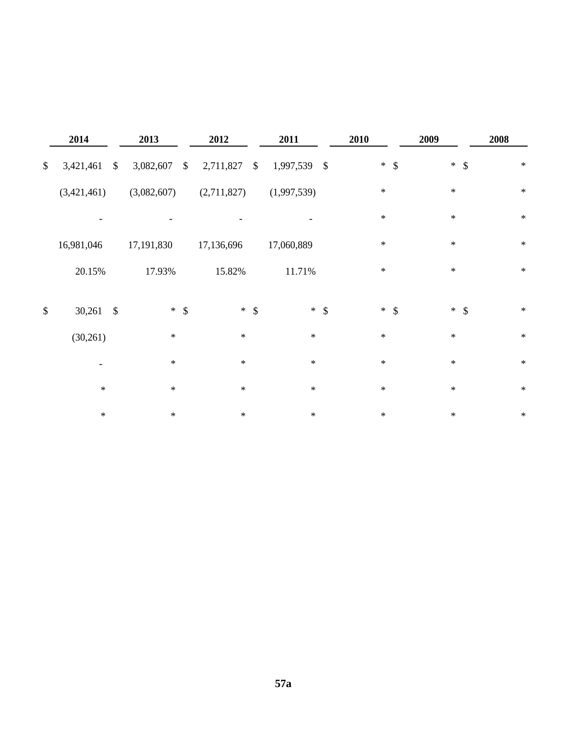| 2014 | 2013 | 2012 | 2011 | 2010 | 2009 | 2008 |
|---|---|---|---|---|---|---|
| $ 3,421,461 | $ 3,082,607 | $ 2,711,827 | $ 1,997,539 | $ * | $ * | $ * |
| (3,421,461) | (3,082,607) | (2,711,827) | (1,997,539) | * | * | * |
| - | - | - | - | * | * | * |
| 16,981,046 | 17,191,830 | 17,136,696 | 17,060,889 | * | * | * |
| 20.15% | 17.93% | 15.82% | 11.71% | * | * | * |
| | | | | | | |
| $ 30,261 | $ * | $ * | $ * | $ * | $ * | $ * |
| (30,261) | * | * | * | * | * | * |
| - | * | * | * | * | * | * |
| * | * | * | * | * | * | * |
| * | * | * | * | * | * | * |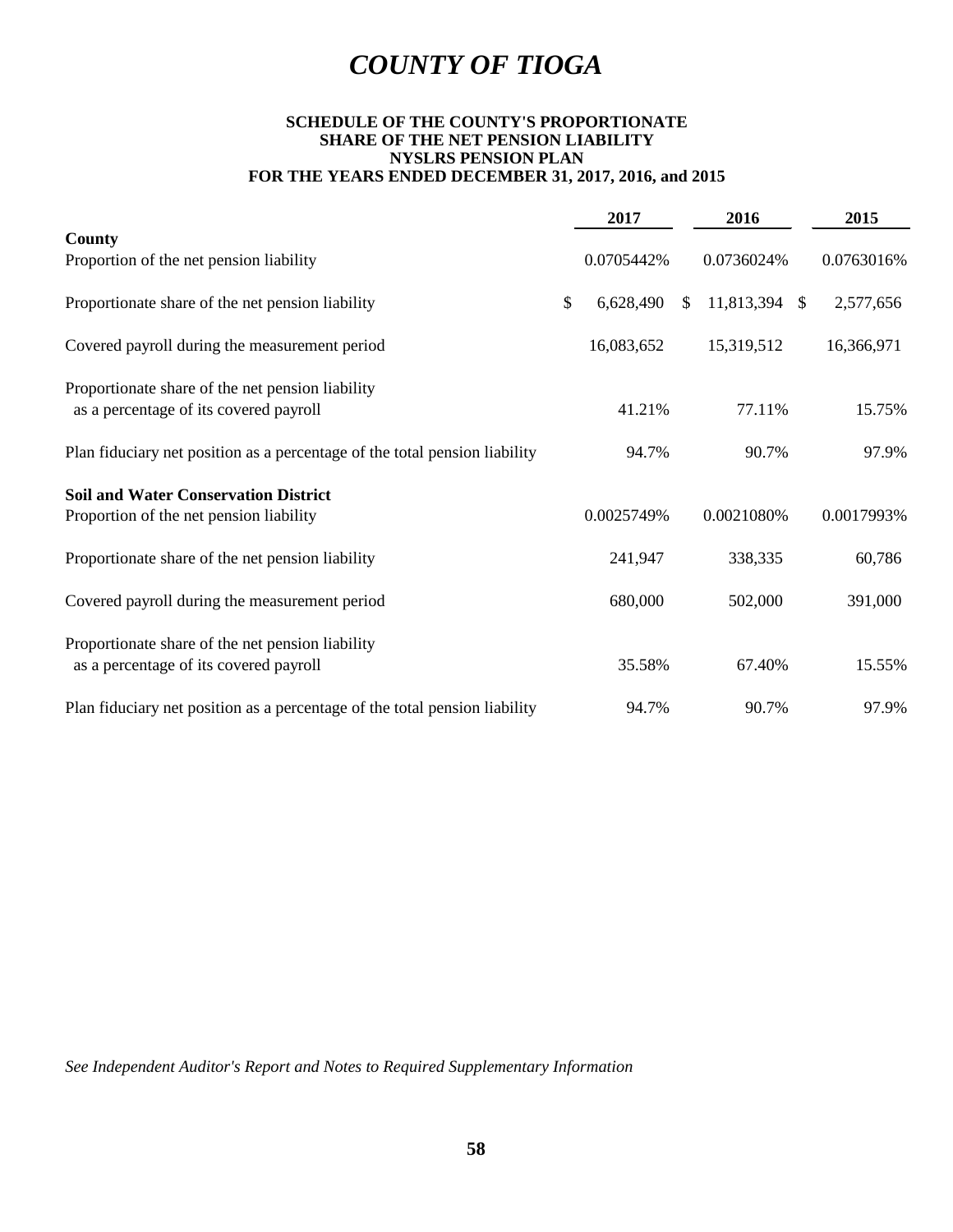# COUNTY OF TIOGA

**SCHEDULE OF THE COUNTY'S PROPORTIONATE SHARE OF THE NET PENSION LIABILITY NYSLRS PENSION PLAN FOR THE YEARS ENDED DECEMBER 31, 2017, 2016, and 2015**

| | 2017 | 2016 | 2015 |
|---|---|---|---|
| **County** | | | |
| Proportion of the net pension liability | 0.0705442% | 0.0736024% | 0.0763016% |
| Proportionate share of the net pension liability | $ 6,628,490 | $ 11,813,394 | $ 2,577,656 |
| Covered payroll during the measurement period | 16,083,652 | 15,319,512 | 16,366,971 |
| Proportionate share of the net pension liability as a percentage of its covered payroll | 41.21% | 77.11% | 15.75% |
| Plan fiduciary net position as a percentage of the total pension liability | 94.7% | 90.7% | 97.9% |
| **Soil and Water Conservation District** | | | |
| Proportion of the net pension liability | 0.0025749% | 0.0021080% | 0.0017993% |
| Proportionate share of the net pension liability | 241,947 | 338,335 | 60,786 |
| Covered payroll during the measurement period | 680,000 | 502,000 | 391,000 |
| Proportionate share of the net pension liability as a percentage of its covered payroll | 35.58% | 67.40% | 15.55% |
| Plan fiduciary net position as a percentage of the total pension liability | 94.7% | 90.7% | 97.9% |

*See Independent Auditor's Report and Notes to Required Supplementary Information*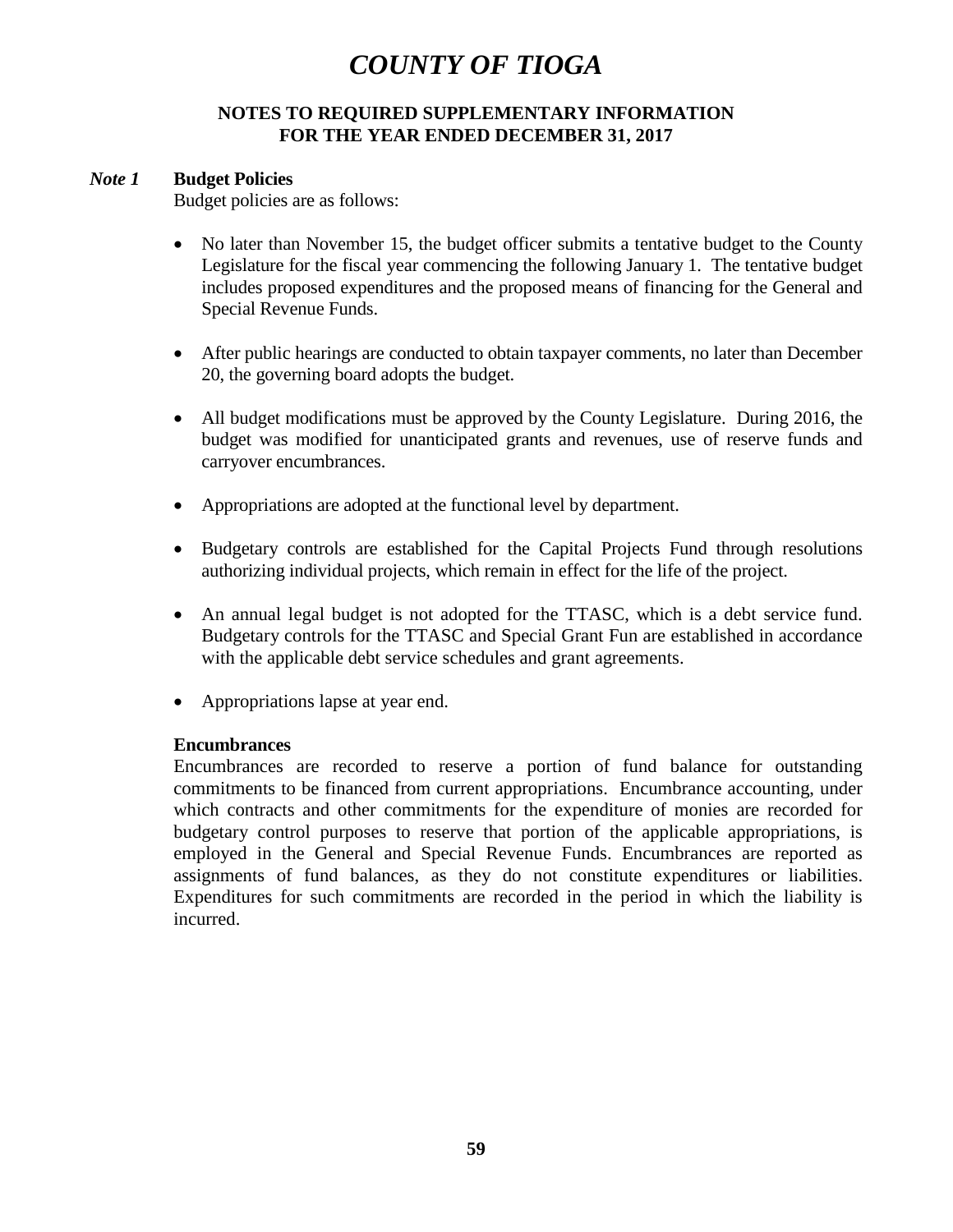# COUNTY OF TIOGA

## NOTES TO REQUIRED SUPPLEMENTARY INFORMATION
## FOR THE YEAR ENDED DECEMBER 31, 2017

***Note 1*** **Budget Policies**

Budget policies are as follows:

- No later than November 15, the budget officer submits a tentative budget to the County Legislature for the fiscal year commencing the following January 1. The tentative budget includes proposed expenditures and the proposed means of financing for the General and Special Revenue Funds.

- After public hearings are conducted to obtain taxpayer comments, no later than December 20, the governing board adopts the budget.

- All budget modifications must be approved by the County Legislature. During 2016, the budget was modified for unanticipated grants and revenues, use of reserve funds and carryover encumbrances.

- Appropriations are adopted at the functional level by department.

- Budgetary controls are established for the Capital Projects Fund through resolutions authorizing individual projects, which remain in effect for the life of the project.

- An annual legal budget is not adopted for the TTASC, which is a debt service fund. Budgetary controls for the TTASC and Special Grant Fun are established in accordance with the applicable debt service schedules and grant agreements.

- Appropriations lapse at year end.

**Encumbrances**

Encumbrances are recorded to reserve a portion of fund balance for outstanding commitments to be financed from current appropriations. Encumbrance accounting, under which contracts and other commitments for the expenditure of monies are recorded for budgetary control purposes to reserve that portion of the applicable appropriations, is employed in the General and Special Revenue Funds. Encumbrances are reported as assignments of fund balances, as they do not constitute expenditures or liabilities. Expenditures for such commitments are recorded in the period in which the liability is incurred.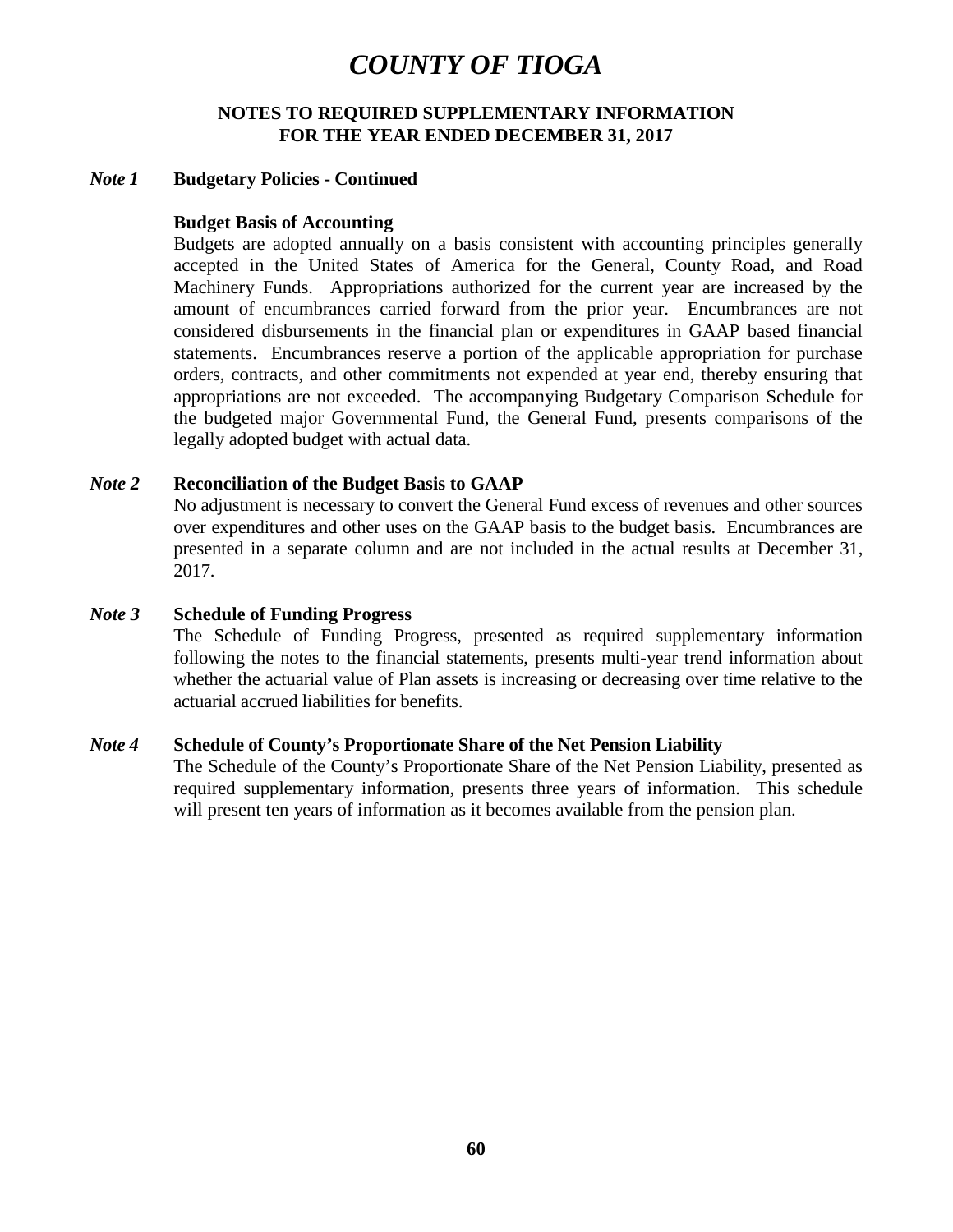# COUNTY OF TIOGA

## NOTES TO REQUIRED SUPPLEMENTARY INFORMATION
## FOR THE YEAR ENDED DECEMBER 31, 2017

### *Note 1* Budgetary Policies - Continued

**Budget Basis of Accounting**

Budgets are adopted annually on a basis consistent with accounting principles generally accepted in the United States of America for the General, County Road, and Road Machinery Funds. Appropriations authorized for the current year are increased by the amount of encumbrances carried forward from the prior year. Encumbrances are not considered disbursements in the financial plan or expenditures in GAAP based financial statements. Encumbrances reserve a portion of the applicable appropriation for purchase orders, contracts, and other commitments not expended at year end, thereby ensuring that appropriations are not exceeded. The accompanying Budgetary Comparison Schedule for the budgeted major Governmental Fund, the General Fund, presents comparisons of the legally adopted budget with actual data.

### *Note 2* Reconciliation of the Budget Basis to GAAP

No adjustment is necessary to convert the General Fund excess of revenues and other sources over expenditures and other uses on the GAAP basis to the budget basis. Encumbrances are presented in a separate column and are not included in the actual results at December 31, 2017.

### *Note 3* Schedule of Funding Progress

The Schedule of Funding Progress, presented as required supplementary information following the notes to the financial statements, presents multi-year trend information about whether the actuarial value of Plan assets is increasing or decreasing over time relative to the actuarial accrued liabilities for benefits.

### *Note 4* Schedule of County's Proportionate Share of the Net Pension Liability

The Schedule of the County's Proportionate Share of the Net Pension Liability, presented as required supplementary information, presents three years of information. This schedule will present ten years of information as it becomes available from the pension plan.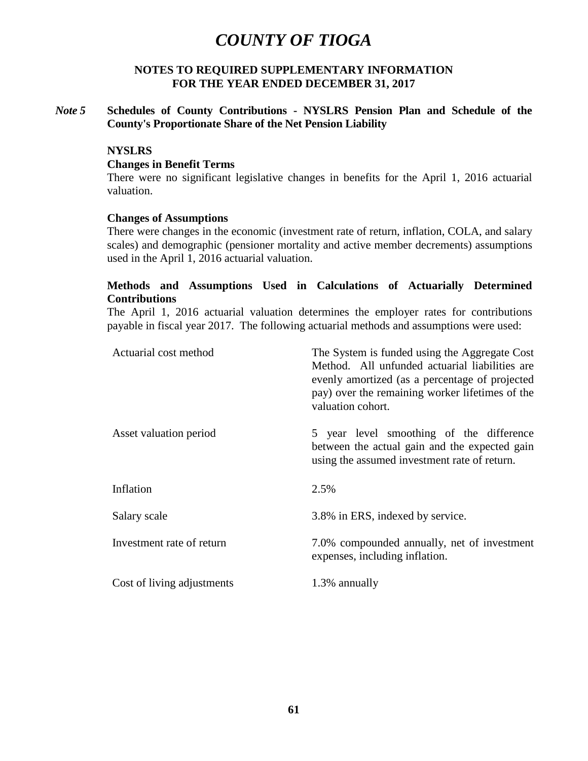# COUNTY OF TIOGA

## NOTES TO REQUIRED SUPPLEMENTARY INFORMATION
## FOR THE YEAR ENDED DECEMBER 31, 2017

### *Note 5* Schedules of County Contributions - NYSLRS Pension Plan and Schedule of the County's Proportionate Share of the Net Pension Liability

**NYSLRS**

**Changes in Benefit Terms**

There were no significant legislative changes in benefits for the April 1, 2016 actuarial valuation.

**Changes of Assumptions**

There were changes in the economic (investment rate of return, inflation, COLA, and salary scales) and demographic (pensioner mortality and active member decrements) assumptions used in the April 1, 2016 actuarial valuation.

**Methods and Assumptions Used in Calculations of Actuarially Determined Contributions**

The April 1, 2016 actuarial valuation determines the employer rates for contributions payable in fiscal year 2017. The following actuarial methods and assumptions were used:

| | |
|---|---|
| Actuarial cost method | The System is funded using the Aggregate Cost Method. All unfunded actuarial liabilities are evenly amortized (as a percentage of projected pay) over the remaining worker lifetimes of the valuation cohort. |
| Asset valuation period | 5 year level smoothing of the difference between the actual gain and the expected gain using the assumed investment rate of return. |
| Inflation | 2.5% |
| Salary scale | 3.8% in ERS, indexed by service. |
| Investment rate of return | 7.0% compounded annually, net of investment expenses, including inflation. |
| Cost of living adjustments | 1.3% annually |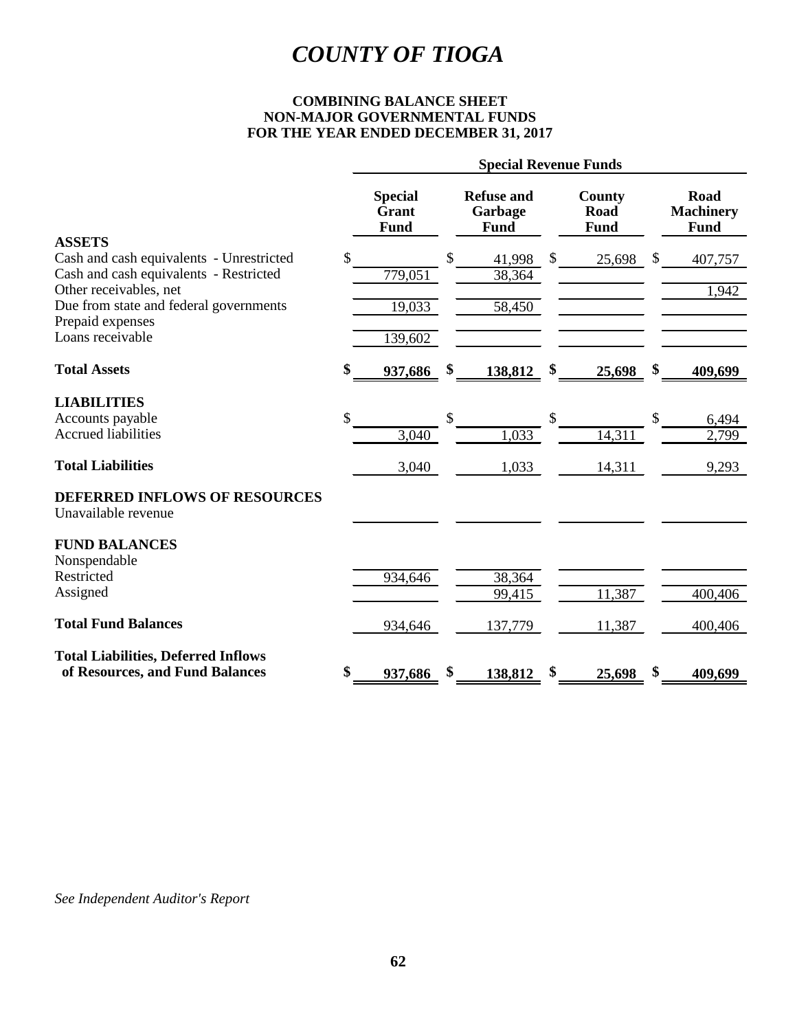# *COUNTY OF TIOGA*

## COMBINING BALANCE SHEET
## NON-MAJOR GOVERNMENTAL FUNDS
## FOR THE YEAR ENDED DECEMBER 31, 2017

| | Special Revenue Funds | | | |
|---|---|---|---|---|
| | **Special Grant Fund** | **Refuse and Garbage Fund** | **County Road Fund** | **Road Machinery Fund** |
| **ASSETS** | | | | |
| Cash and cash equivalents - Unrestricted | $ | $ 41,998 | $ 25,698 | $ 407,757 |
| Cash and cash equivalents - Restricted | 779,051 | 38,364 | | |
| Other receivables, net | | | | 1,942 |
| Due from state and federal governments | 19,033 | 58,450 | | |
| Prepaid expenses | | | | |
| Loans receivable | 139,602 | | | |
| **Total Assets** | **$ 937,686** | **$ 138,812** | **$ 25,698** | **$ 409,699** |
| **LIABILITIES** | | | | |
| Accounts payable | $ | $ | $ | $ 6,494 |
| Accrued liabilities | 3,040 | 1,033 | 14,311 | 2,799 |
| **Total Liabilities** | 3,040 | 1,033 | 14,311 | 9,293 |
| **DEFERRED INFLOWS OF RESOURCES** | | | | |
| Unavailable revenue | | | | |
| **FUND BALANCES** | | | | |
| Nonspendable | | | | |
| Restricted | 934,646 | 38,364 | | |
| Assigned | | 99,415 | 11,387 | 400,406 |
| **Total Fund Balances** | 934,646 | 137,779 | 11,387 | 400,406 |
| **Total Liabilities, Deferred Inflows of Resources, and Fund Balances** | **$ 937,686** | **$ 138,812** | **$ 25,698** | **$ 409,699** |

*See Independent Auditor's Report*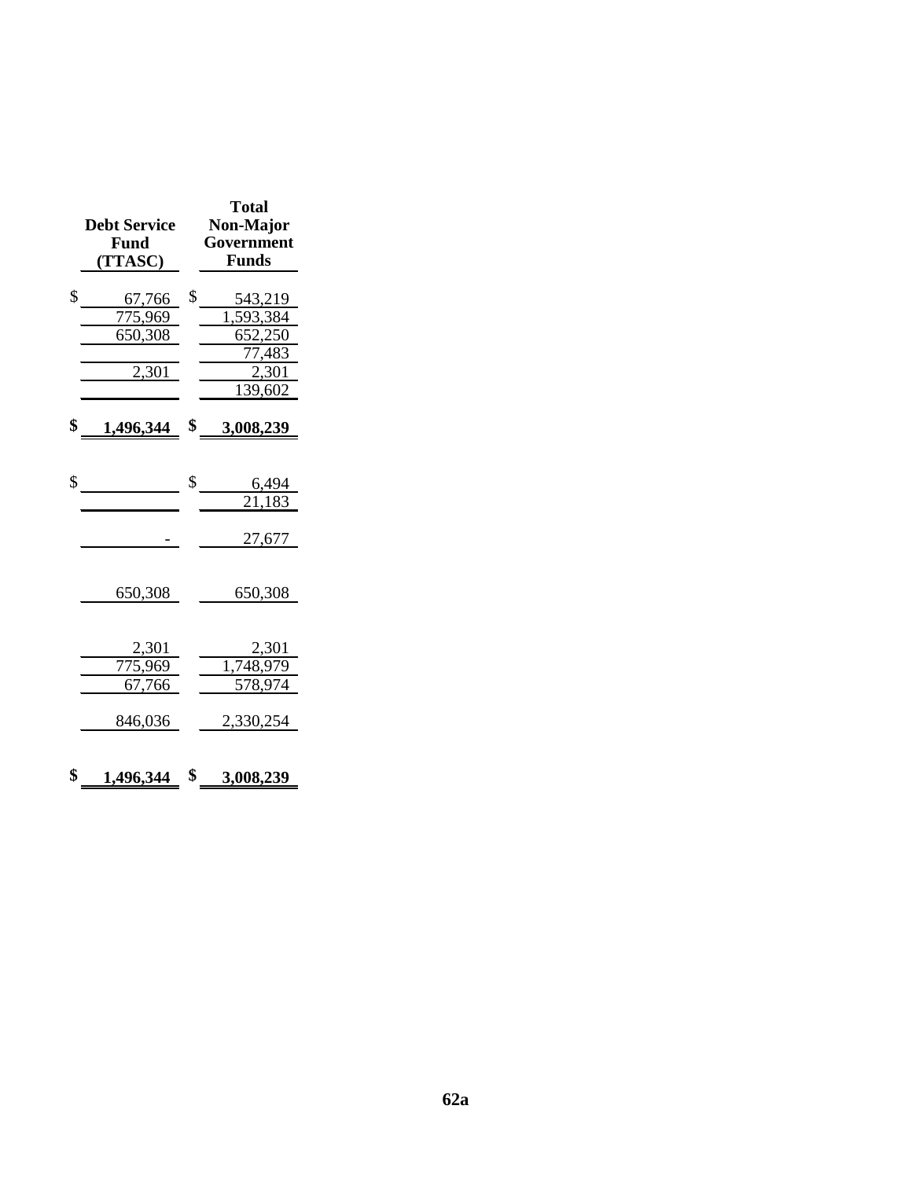| Debt Service Fund (TTASC) | Total Non-Major Government Funds |
|---|---|
| $ 67,766 | $ 543,219 |
| 775,969 | 1,593,384 |
| 650,308 | 652,250 |
| | 77,483 |
| 2,301 | 2,301 |
| | 139,602 |
| **$ 1,496,344** | **$ 3,008,239** |
| | |
| $ | $ 6,494 |
| | 21,183 |
| - | 27,677 |
| | |
| 650,308 | 650,308 |
| | |
| 2,301 | 2,301 |
| 775,969 | 1,748,979 |
| 67,766 | 578,974 |
| 846,036 | 2,330,254 |
| | |
| **$ 1,496,344** | **$ 3,008,239** |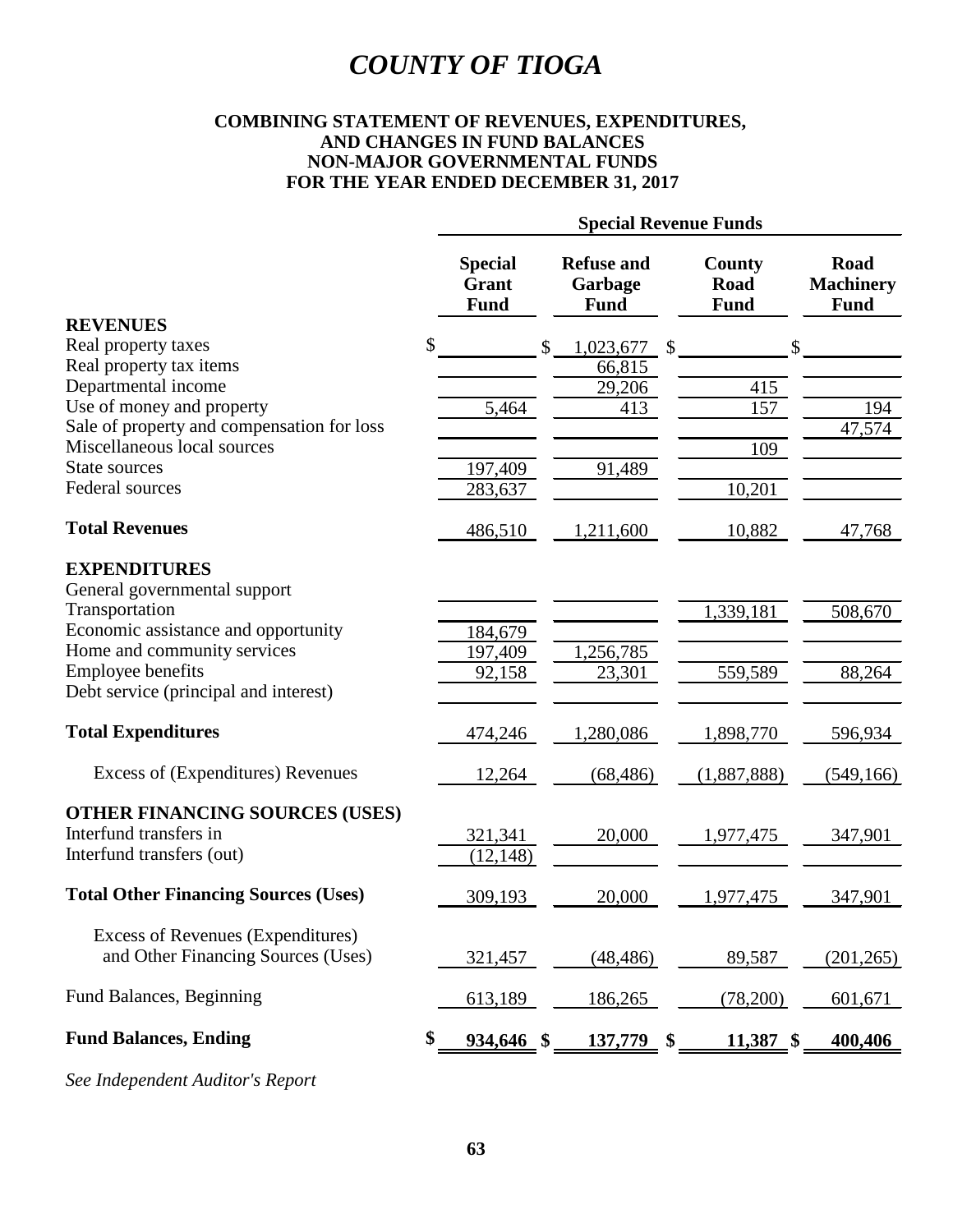# COUNTY OF TIOGA

**COMBINING STATEMENT OF REVENUES, EXPENDITURES, AND CHANGES IN FUND BALANCES**
**NON-MAJOR GOVERNMENTAL FUNDS**
**FOR THE YEAR ENDED DECEMBER 31, 2017**

| | Special Revenue Funds | | | |
|---|---|---|---|---|
| | **Special Grant Fund** | **Refuse and Garbage Fund** | **County Road Fund** | **Road Machinery Fund** |
| **REVENUES** | | | | |
| Real property taxes | $ | $ 1,023,677 | $ | $ |
| Real property tax items | | 66,815 | | |
| Departmental income | | 29,206 | 415 | |
| Use of money and property | 5,464 | 413 | 157 | 194 |
| Sale of property and compensation for loss | | | | 47,574 |
| Miscellaneous local sources | | | 109 | |
| State sources | 197,409 | 91,489 | | |
| Federal sources | 283,637 | | 10,201 | |
| **Total Revenues** | 486,510 | 1,211,600 | 10,882 | 47,768 |
| **EXPENDITURES** | | | | |
| General governmental support | | | | |
| Transportation | | | 1,339,181 | 508,670 |
| Economic assistance and opportunity | 184,679 | | | |
| Home and community services | 197,409 | 1,256,785 | | |
| Employee benefits | 92,158 | 23,301 | 559,589 | 88,264 |
| Debt service (principal and interest) | | | | |
| **Total Expenditures** | 474,246 | 1,280,086 | 1,898,770 | 596,934 |
| Excess of (Expenditures) Revenues | 12,264 | (68,486) | (1,887,888) | (549,166) |
| **OTHER FINANCING SOURCES (USES)** | | | | |
| Interfund transfers in | 321,341 | 20,000 | 1,977,475 | 347,901 |
| Interfund transfers (out) | (12,148) | | | |
| **Total Other Financing Sources (Uses)** | 309,193 | 20,000 | 1,977,475 | 347,901 |
| Excess of Revenues (Expenditures) and Other Financing Sources (Uses) | 321,457 | (48,486) | 89,587 | (201,265) |
| Fund Balances, Beginning | 613,189 | 186,265 | (78,200) | 601,671 |
| **Fund Balances, Ending** | **$ 934,646** | **$ 137,779** | **$ 11,387** | **$ 400,406** |

*See Independent Auditor's Report*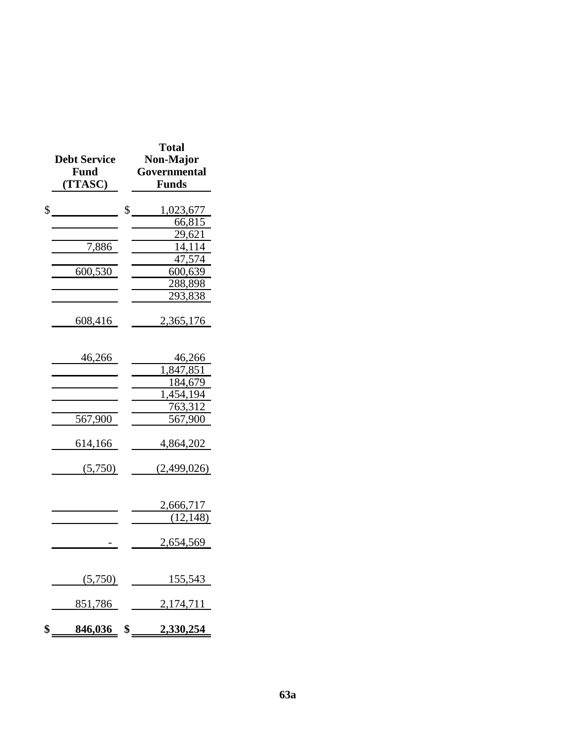| Debt Service Fund (TTASC) | Total Non-Major Governmental Funds |
|---|---|
| $ | $ 1,023,677 |
| | 66,815 |
| | 29,621 |
| 7,886 | 14,114 |
| | 47,574 |
| 600,530 | 600,639 |
| | 288,898 |
| | 293,838 |
| 608,416 | 2,365,176 |
| | |
| 46,266 | 46,266 |
| | 1,847,851 |
| | 184,679 |
| | 1,454,194 |
| | 763,312 |
| 567,900 | 567,900 |
| 614,166 | 4,864,202 |
| (5,750) | (2,499,026) |
| | |
| | 2,666,717 |
| | (12,148) |
| - | 2,654,569 |
| | |
| (5,750) | 155,543 |
| 851,786 | 2,174,711 |
| **$ 846,036** | **$ 2,330,254** |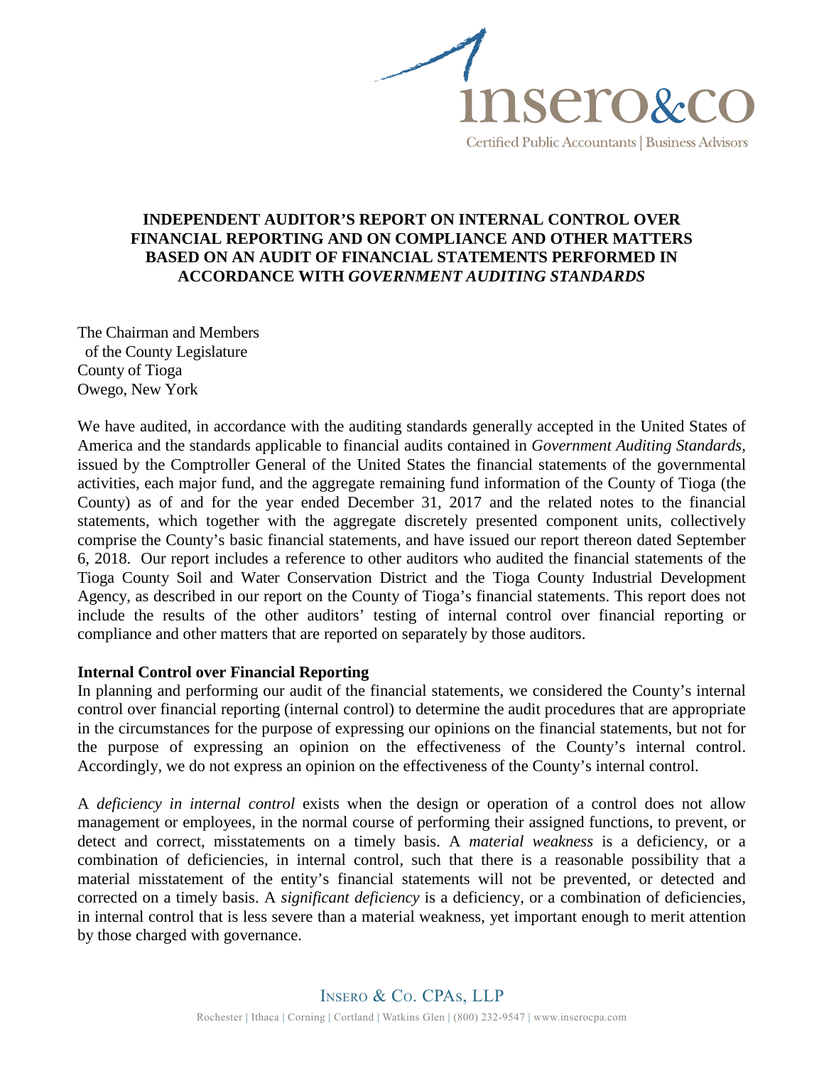# INDEPENDENT AUDITOR'S REPORT ON INTERNAL CONTROL OVER FINANCIAL REPORTING AND ON COMPLIANCE AND OTHER MATTERS BASED ON AN AUDIT OF FINANCIAL STATEMENTS PERFORMED IN ACCORDANCE WITH *GOVERNMENT AUDITING STANDARDS*

The Chairman and Members
of the County Legislature
County of Tioga
Owego, New York

We have audited, in accordance with the auditing standards generally accepted in the United States of America and the standards applicable to financial audits contained in *Government Auditing Standards*, issued by the Comptroller General of the United States the financial statements of the governmental activities, each major fund, and the aggregate remaining fund information of the County of Tioga (the County) as of and for the year ended December 31, 2017 and the related notes to the financial statements, which together with the aggregate discretely presented component units, collectively comprise the County's basic financial statements, and have issued our report thereon dated September 6, 2018. Our report includes a reference to other auditors who audited the financial statements of the Tioga County Soil and Water Conservation District and the Tioga County Industrial Development Agency, as described in our report on the County of Tioga's financial statements. This report does not include the results of the other auditors' testing of internal control over financial reporting or compliance and other matters that are reported on separately by those auditors.

**Internal Control over Financial Reporting**

In planning and performing our audit of the financial statements, we considered the County's internal control over financial reporting (internal control) to determine the audit procedures that are appropriate in the circumstances for the purpose of expressing our opinions on the financial statements, but not for the purpose of expressing an opinion on the effectiveness of the County's internal control. Accordingly, we do not express an opinion on the effectiveness of the County's internal control.

A *deficiency in internal control* exists when the design or operation of a control does not allow management or employees, in the normal course of performing their assigned functions, to prevent, or detect and correct, misstatements on a timely basis. A *material weakness* is a deficiency, or a combination of deficiencies, in internal control, such that there is a reasonable possibility that a material misstatement of the entity's financial statements will not be prevented, or detected and corrected on a timely basis. A *significant deficiency* is a deficiency, or a combination of deficiencies, in internal control that is less severe than a material weakness, yet important enough to merit attention by those charged with governance.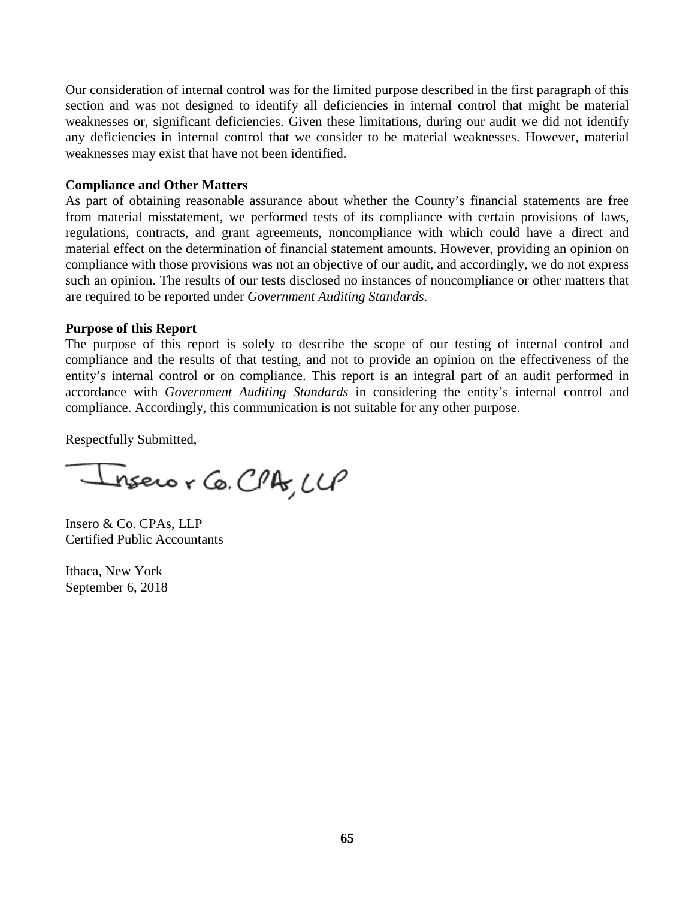Our consideration of internal control was for the limited purpose described in the first paragraph of this section and was not designed to identify all deficiencies in internal control that might be material weaknesses or, significant deficiencies. Given these limitations, during our audit we did not identify any deficiencies in internal control that we consider to be material weaknesses. However, material weaknesses may exist that have not been identified.

**Compliance and Other Matters**

As part of obtaining reasonable assurance about whether the County's financial statements are free from material misstatement, we performed tests of its compliance with certain provisions of laws, regulations, contracts, and grant agreements, noncompliance with which could have a direct and material effect on the determination of financial statement amounts. However, providing an opinion on compliance with those provisions was not an objective of our audit, and accordingly, we do not express such an opinion. The results of our tests disclosed no instances of noncompliance or other matters that are required to be reported under *Government Auditing Standards*.

**Purpose of this Report**

The purpose of this report is solely to describe the scope of our testing of internal control and compliance and the results of that testing, and not to provide an opinion on the effectiveness of the entity's internal control or on compliance. This report is an integral part of an audit performed in accordance with *Government Auditing Standards* in considering the entity's internal control and compliance. Accordingly, this communication is not suitable for any other purpose.

Respectfully Submitted,

Insero & Co. CPAs, LLP

Insero & Co. CPAs, LLP
Certified Public Accountants

Ithaca, New York
September 6, 2018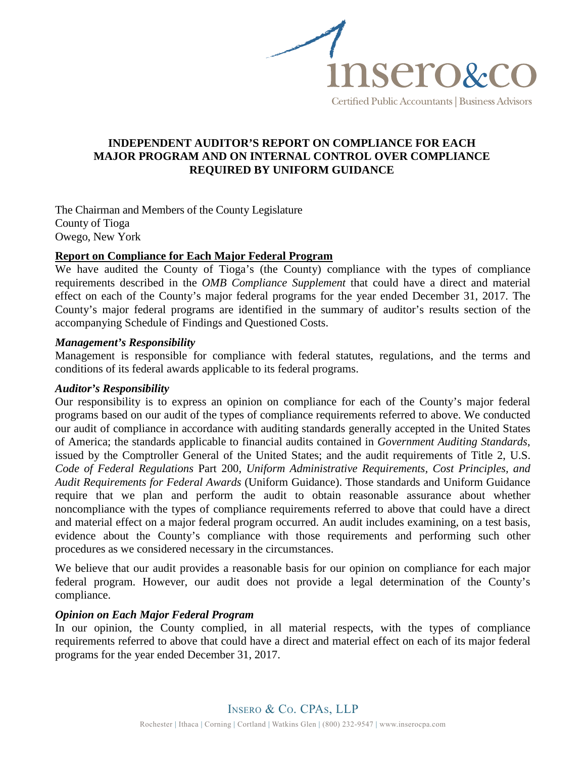# INDEPENDENT AUDITOR'S REPORT ON COMPLIANCE FOR EACH MAJOR PROGRAM AND ON INTERNAL CONTROL OVER COMPLIANCE REQUIRED BY UNIFORM GUIDANCE

The Chairman and Members of the County Legislature
County of Tioga
Owego, New York

## Report on Compliance for Each Major Federal Program

We have audited the County of Tioga's (the County) compliance with the types of compliance requirements described in the *OMB Compliance Supplement* that could have a direct and material effect on each of the County's major federal programs for the year ended December 31, 2017. The County's major federal programs are identified in the summary of auditor's results section of the accompanying Schedule of Findings and Questioned Costs.

### *Management's Responsibility*

Management is responsible for compliance with federal statutes, regulations, and the terms and conditions of its federal awards applicable to its federal programs.

### *Auditor's Responsibility*

Our responsibility is to express an opinion on compliance for each of the County's major federal programs based on our audit of the types of compliance requirements referred to above. We conducted our audit of compliance in accordance with auditing standards generally accepted in the United States of America; the standards applicable to financial audits contained in *Government Auditing Standards*, issued by the Comptroller General of the United States; and the audit requirements of Title 2, U.S. *Code of Federal Regulations* Part 200, *Uniform Administrative Requirements, Cost Principles, and Audit Requirements for Federal Awards* (Uniform Guidance). Those standards and Uniform Guidance require that we plan and perform the audit to obtain reasonable assurance about whether noncompliance with the types of compliance requirements referred to above that could have a direct and material effect on a major federal program occurred. An audit includes examining, on a test basis, evidence about the County's compliance with those requirements and performing such other procedures as we considered necessary in the circumstances.

We believe that our audit provides a reasonable basis for our opinion on compliance for each major federal program. However, our audit does not provide a legal determination of the County's compliance.

### *Opinion on Each Major Federal Program*

In our opinion, the County complied, in all material respects, with the types of compliance requirements referred to above that could have a direct and material effect on each of its major federal programs for the year ended December 31, 2017.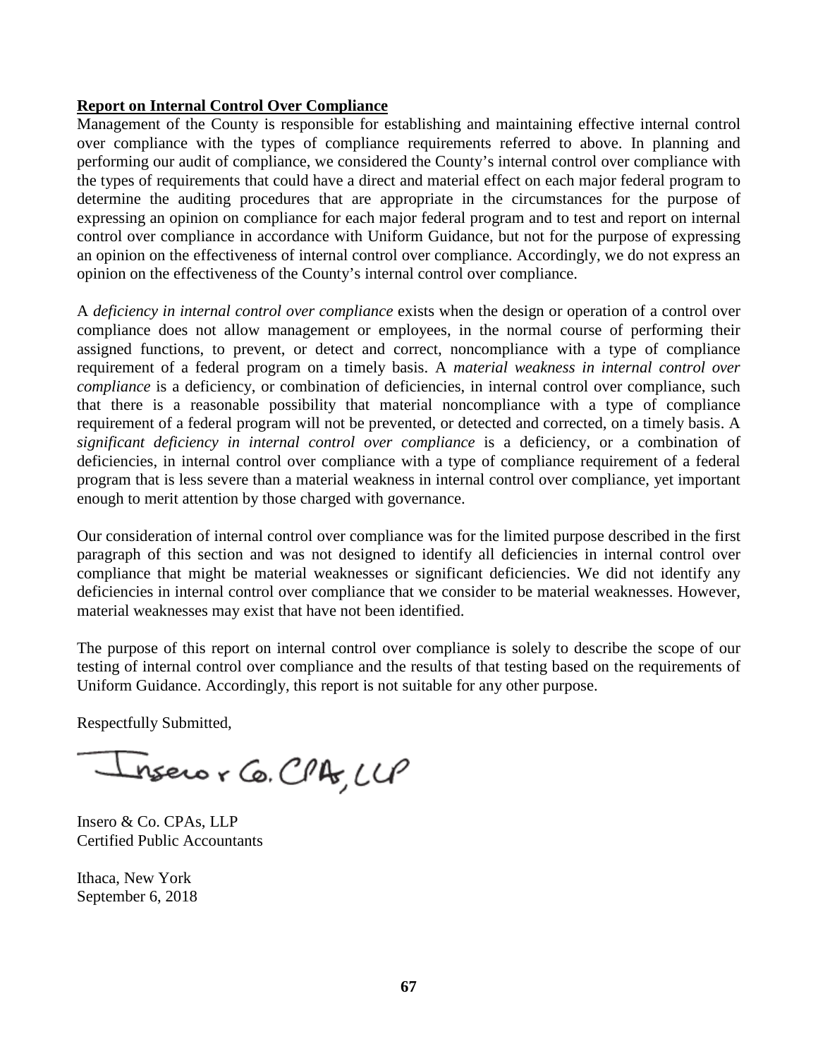**Report on Internal Control Over Compliance**

Management of the County is responsible for establishing and maintaining effective internal control over compliance with the types of compliance requirements referred to above. In planning and performing our audit of compliance, we considered the County's internal control over compliance with the types of requirements that could have a direct and material effect on each major federal program to determine the auditing procedures that are appropriate in the circumstances for the purpose of expressing an opinion on compliance for each major federal program and to test and report on internal control over compliance in accordance with Uniform Guidance, but not for the purpose of expressing an opinion on the effectiveness of internal control over compliance. Accordingly, we do not express an opinion on the effectiveness of the County's internal control over compliance.

A *deficiency in internal control over compliance* exists when the design or operation of a control over compliance does not allow management or employees, in the normal course of performing their assigned functions, to prevent, or detect and correct, noncompliance with a type of compliance requirement of a federal program on a timely basis. A *material weakness in internal control over compliance* is a deficiency, or combination of deficiencies, in internal control over compliance, such that there is a reasonable possibility that material noncompliance with a type of compliance requirement of a federal program will not be prevented, or detected and corrected, on a timely basis. A *significant deficiency in internal control over compliance* is a deficiency, or a combination of deficiencies, in internal control over compliance with a type of compliance requirement of a federal program that is less severe than a material weakness in internal control over compliance, yet important enough to merit attention by those charged with governance.

Our consideration of internal control over compliance was for the limited purpose described in the first paragraph of this section and was not designed to identify all deficiencies in internal control over compliance that might be material weaknesses or significant deficiencies. We did not identify any deficiencies in internal control over compliance that we consider to be material weaknesses. However, material weaknesses may exist that have not been identified.

The purpose of this report on internal control over compliance is solely to describe the scope of our testing of internal control over compliance and the results of that testing based on the requirements of Uniform Guidance. Accordingly, this report is not suitable for any other purpose.

Respectfully Submitted,

Insero & Co. CPAs, LLP

Insero & Co. CPAs, LLP
Certified Public Accountants

Ithaca, New York
September 6, 2018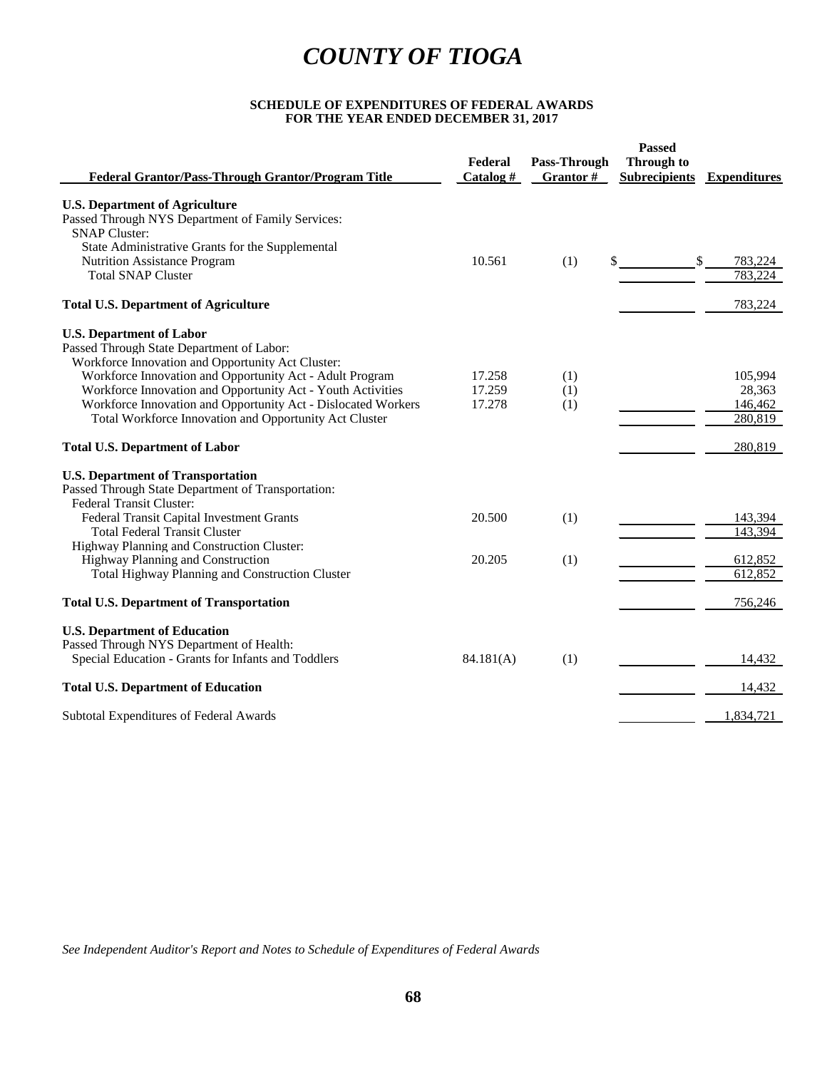# COUNTY OF TIOGA

**SCHEDULE OF EXPENDITURES OF FEDERAL AWARDS**
**FOR THE YEAR ENDED DECEMBER 31, 2017**

| Federal Grantor/Pass-Through Grantor/Program Title | Federal Catalog # | Pass-Through Grantor # | Passed Through to Subrecipients | Expenditures |
|---|---|---|---|---|
| **U.S. Department of Agriculture** | | | | |
| Passed Through NYS Department of Family Services: | | | | |
| SNAP Cluster: | | | | |
| State Administrative Grants for the Supplemental Nutrition Assistance Program | 10.561 | (1) | $ | $ 783,224 |
| Total SNAP Cluster | | | | 783,224 |
| **Total U.S. Department of Agriculture** | | | | 783,224 |
| **U.S. Department of Labor** | | | | |
| Passed Through State Department of Labor: | | | | |
| Workforce Innovation and Opportunity Act Cluster: | | | | |
| Workforce Innovation and Opportunity Act - Adult Program | 17.258 | (1) | | 105,994 |
| Workforce Innovation and Opportunity Act - Youth Activities | 17.259 | (1) | | 28,363 |
| Workforce Innovation and Opportunity Act - Dislocated Workers | 17.278 | (1) | | 146,462 |
| Total Workforce Innovation and Opportunity Act Cluster | | | | 280,819 |
| **Total U.S. Department of Labor** | | | | 280,819 |
| **U.S. Department of Transportation** | | | | |
| Passed Through State Department of Transportation: | | | | |
| Federal Transit Cluster: | | | | |
| Federal Transit Capital Investment Grants | 20.500 | (1) | | 143,394 |
| Total Federal Transit Cluster | | | | 143,394 |
| Highway Planning and Construction Cluster: | | | | |
| Highway Planning and Construction | 20.205 | (1) | | 612,852 |
| Total Highway Planning and Construction Cluster | | | | 612,852 |
| **Total U.S. Department of Transportation** | | | | 756,246 |
| **U.S. Department of Education** | | | | |
| Passed Through NYS Department of Health: | | | | |
| Special Education - Grants for Infants and Toddlers | 84.181(A) | (1) | | 14,432 |
| **Total U.S. Department of Education** | | | | 14,432 |
| Subtotal Expenditures of Federal Awards | | | | 1,834,721 |

*See Independent Auditor's Report and Notes to Schedule of Expenditures of Federal Awards*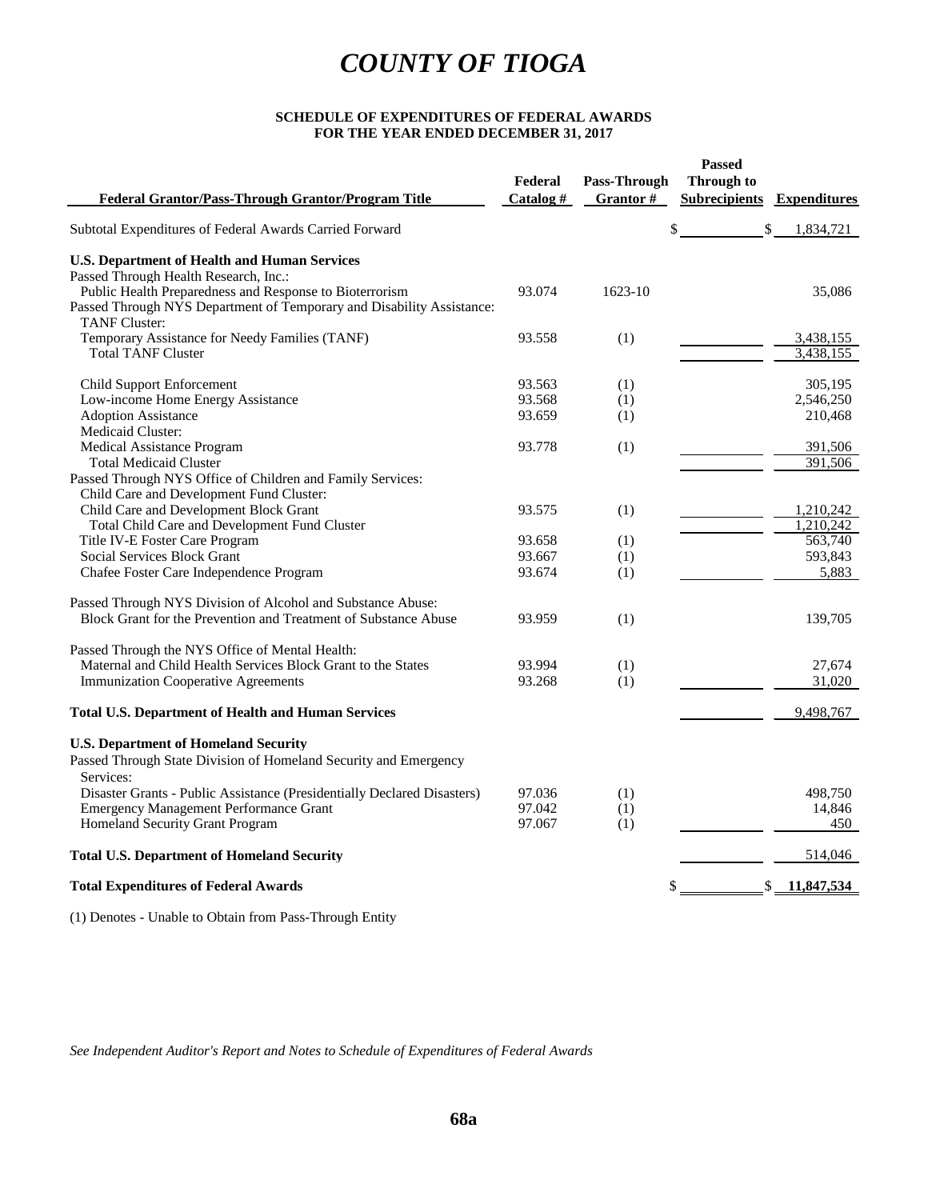# COUNTY OF TIOGA

**SCHEDULE OF EXPENDITURES OF FEDERAL AWARDS**
**FOR THE YEAR ENDED DECEMBER 31, 2017**

| Federal Grantor/Pass-Through Grantor/Program Title | Federal Catalog # | Pass-Through Grantor # | Passed Through to Subrecipients | Expenditures |
|---|---|---|---|---|
| Subtotal Expenditures of Federal Awards Carried Forward | | | $ | $ 1,834,721 |
| **U.S. Department of Health and Human Services** | | | | |
| Passed Through Health Research, Inc.: | | | | |
| Public Health Preparedness and Response to Bioterrorism | 93.074 | 1623-10 | | 35,086 |
| Passed Through NYS Department of Temporary and Disability Assistance: | | | | |
| TANF Cluster: | | | | |
| Temporary Assistance for Needy Families (TANF) | 93.558 | (1) | | 3,438,155 |
| Total TANF Cluster | | | | 3,438,155 |
| Child Support Enforcement | 93.563 | (1) | | 305,195 |
| Low-income Home Energy Assistance | 93.568 | (1) | | 2,546,250 |
| Adoption Assistance | 93.659 | (1) | | 210,468 |
| Medicaid Cluster: | | | | |
| Medical Assistance Program | 93.778 | (1) | | 391,506 |
| Total Medicaid Cluster | | | | 391,506 |
| Passed Through NYS Office of Children and Family Services: | | | | |
| Child Care and Development Fund Cluster: | | | | |
| Child Care and Development Block Grant | 93.575 | (1) | | 1,210,242 |
| Total Child Care and Development Fund Cluster | | | | 1,210,242 |
| Title IV-E Foster Care Program | 93.658 | (1) | | 563,740 |
| Social Services Block Grant | 93.667 | (1) | | 593,843 |
| Chafee Foster Care Independence Program | 93.674 | (1) | | 5,883 |
| Passed Through NYS Division of Alcohol and Substance Abuse: | | | | |
| Block Grant for the Prevention and Treatment of Substance Abuse | 93.959 | (1) | | 139,705 |
| Passed Through the NYS Office of Mental Health: | | | | |
| Maternal and Child Health Services Block Grant to the States | 93.994 | (1) | | 27,674 |
| Immunization Cooperative Agreements | 93.268 | (1) | | 31,020 |
| **Total U.S. Department of Health and Human Services** | | | | 9,498,767 |
| **U.S. Department of Homeland Security** | | | | |
| Passed Through State Division of Homeland Security and Emergency Services: | | | | |
| Disaster Grants - Public Assistance (Presidentially Declared Disasters) | 97.036 | (1) | | 498,750 |
| Emergency Management Performance Grant | 97.042 | (1) | | 14,846 |
| Homeland Security Grant Program | 97.067 | (1) | | 450 |
| **Total U.S. Department of Homeland Security** | | | | 514,046 |
| **Total Expenditures of Federal Awards** | | | $ | $ **11,847,534** |

(1) Denotes - Unable to Obtain from Pass-Through Entity

*See Independent Auditor's Report and Notes to Schedule of Expenditures of Federal Awards*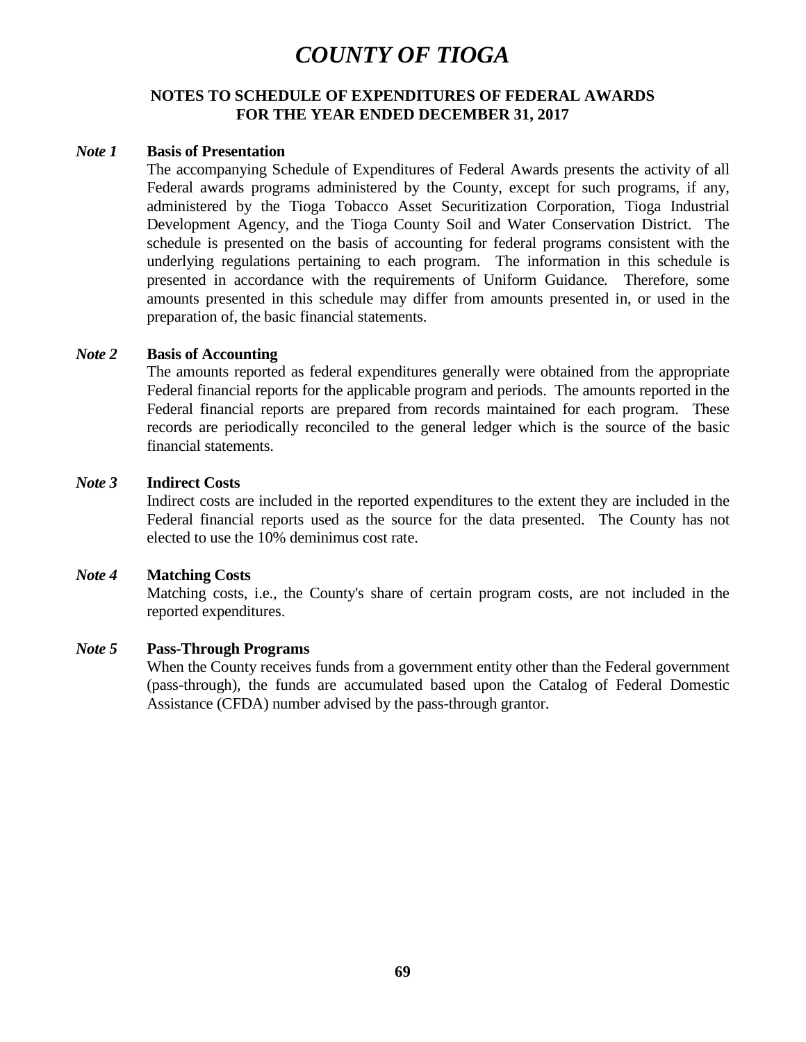# *COUNTY OF TIOGA*

## NOTES TO SCHEDULE OF EXPENDITURES OF FEDERAL AWARDS
## FOR THE YEAR ENDED DECEMBER 31, 2017

***Note 1*** **Basis of Presentation**

The accompanying Schedule of Expenditures of Federal Awards presents the activity of all Federal awards programs administered by the County, except for such programs, if any, administered by the Tioga Tobacco Asset Securitization Corporation, Tioga Industrial Development Agency, and the Tioga County Soil and Water Conservation District. The schedule is presented on the basis of accounting for federal programs consistent with the underlying regulations pertaining to each program. The information in this schedule is presented in accordance with the requirements of Uniform Guidance. Therefore, some amounts presented in this schedule may differ from amounts presented in, or used in the preparation of, the basic financial statements.

***Note 2*** **Basis of Accounting**

The amounts reported as federal expenditures generally were obtained from the appropriate Federal financial reports for the applicable program and periods. The amounts reported in the Federal financial reports are prepared from records maintained for each program. These records are periodically reconciled to the general ledger which is the source of the basic financial statements.

***Note 3*** **Indirect Costs**

Indirect costs are included in the reported expenditures to the extent they are included in the Federal financial reports used as the source for the data presented. The County has not elected to use the 10% deminimus cost rate.

***Note 4*** **Matching Costs**

Matching costs, i.e., the County's share of certain program costs, are not included in the reported expenditures.

***Note 5*** **Pass-Through Programs**

When the County receives funds from a government entity other than the Federal government (pass-through), the funds are accumulated based upon the Catalog of Federal Domestic Assistance (CFDA) number advised by the pass-through grantor.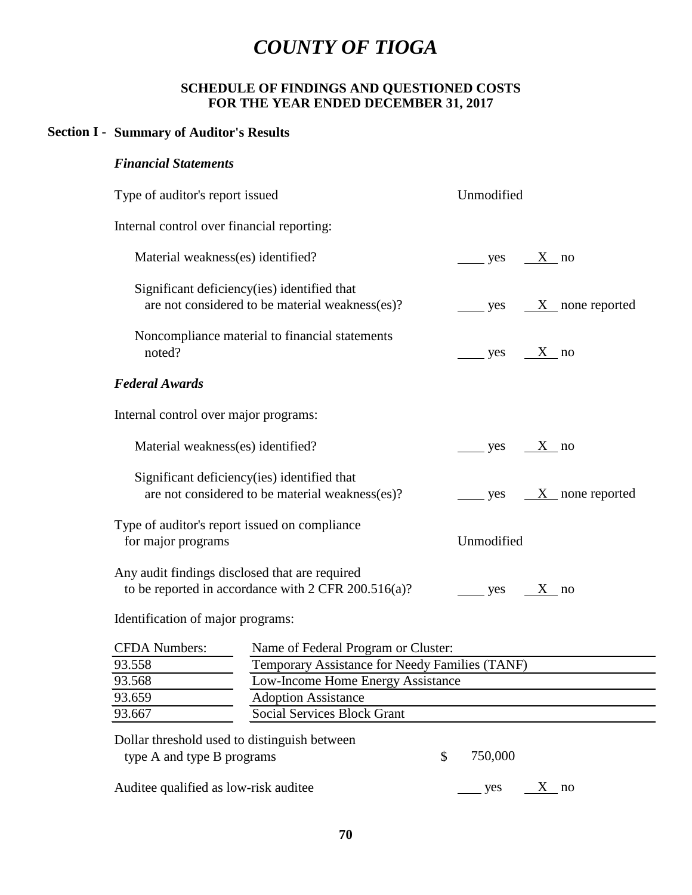# *COUNTY OF TIOGA*

**SCHEDULE OF FINDINGS AND QUESTIONED COSTS**
**FOR THE YEAR ENDED DECEMBER 31, 2017**

## Section I - Summary of Auditor's Results

### *Financial Statements*

Type of auditor's report issued: Unmodified

Internal control over financial reporting:

- Material weakness(es) identified? ___ yes _X_ no
- Significant deficiency(ies) identified that are not considered to be material weakness(es)? ___ yes _X_ none reported
- Noncompliance material to financial statements noted? ___ yes _X_ no

### *Federal Awards*

Internal control over major programs:

- Material weakness(es) identified? ___ yes _X_ no
- Significant deficiency(ies) identified that are not considered to be material weakness(es)? ___ yes _X_ none reported

Type of auditor's report issued on compliance for major programs: Unmodified

Any audit findings disclosed that are required to be reported in accordance with 2 CFR 200.516(a)? ___ yes _X_ no

Identification of major programs:

| CFDA Numbers: | Name of Federal Program or Cluster: |
|---|---|
| 93.558 | Temporary Assistance for Needy Families (TANF) |
| 93.568 | Low-Income Home Energy Assistance |
| 93.659 | Adoption Assistance |
| 93.667 | Social Services Block Grant |

Dollar threshold used to distinguish between type A and type B programs: $ 750,000

Auditee qualified as low-risk auditee ___ yes _X_ no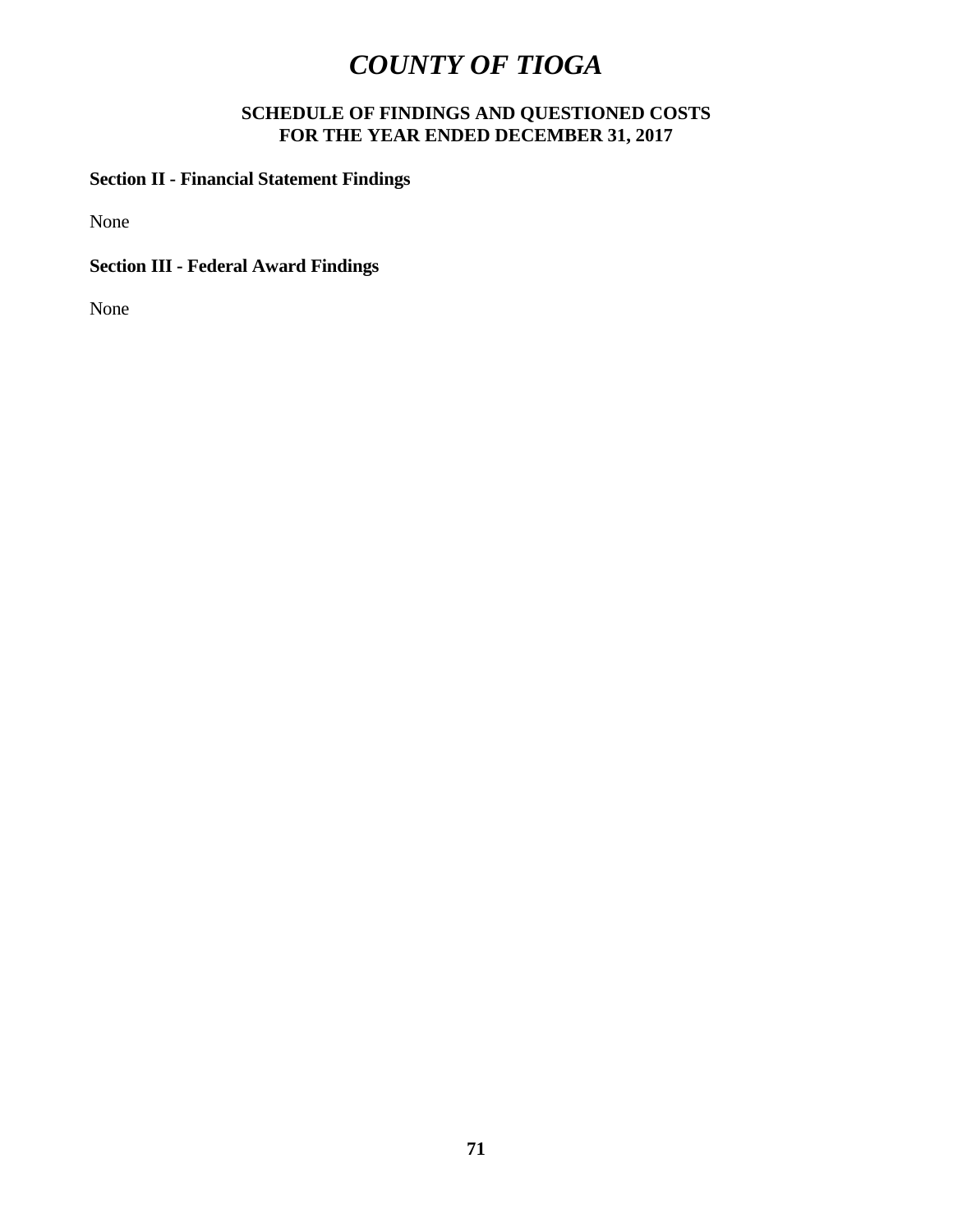# *COUNTY OF TIOGA*

## SCHEDULE OF FINDINGS AND QUESTIONED COSTS
## FOR THE YEAR ENDED DECEMBER 31, 2017

**Section II - Financial Statement Findings**

None

**Section III - Federal Award Findings**

None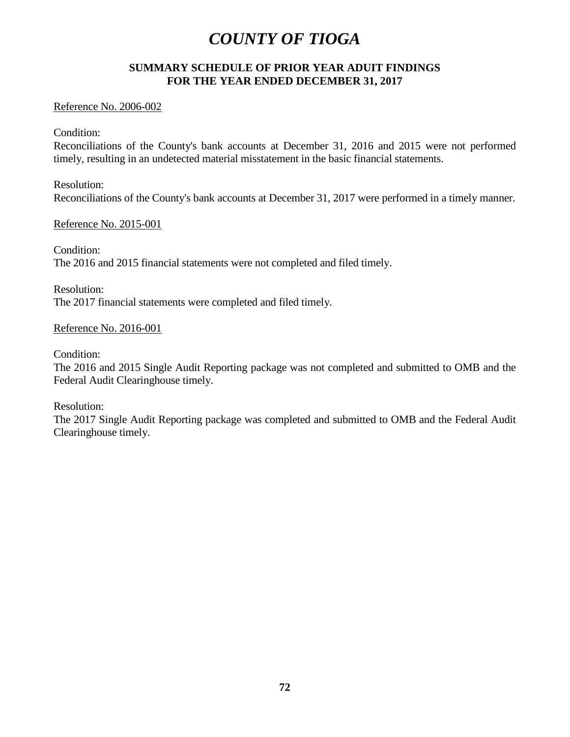# *COUNTY OF TIOGA*

**SUMMARY SCHEDULE OF PRIOR YEAR ADUIT FINDINGS**
**FOR THE YEAR ENDED DECEMBER 31, 2017**

Reference No. 2006-002

Condition:
Reconciliations of the County's bank accounts at December 31, 2016 and 2015 were not performed timely, resulting in an undetected material misstatement in the basic financial statements.

Resolution:
Reconciliations of the County's bank accounts at December 31, 2017 were performed in a timely manner.

Reference No. 2015-001

Condition:
The 2016 and 2015 financial statements were not completed and filed timely.

Resolution:
The 2017 financial statements were completed and filed timely.

Reference No. 2016-001

Condition:
The 2016 and 2015 Single Audit Reporting package was not completed and submitted to OMB and the Federal Audit Clearinghouse timely.

Resolution:
The 2017 Single Audit Reporting package was completed and submitted to OMB and the Federal Audit Clearinghouse timely.